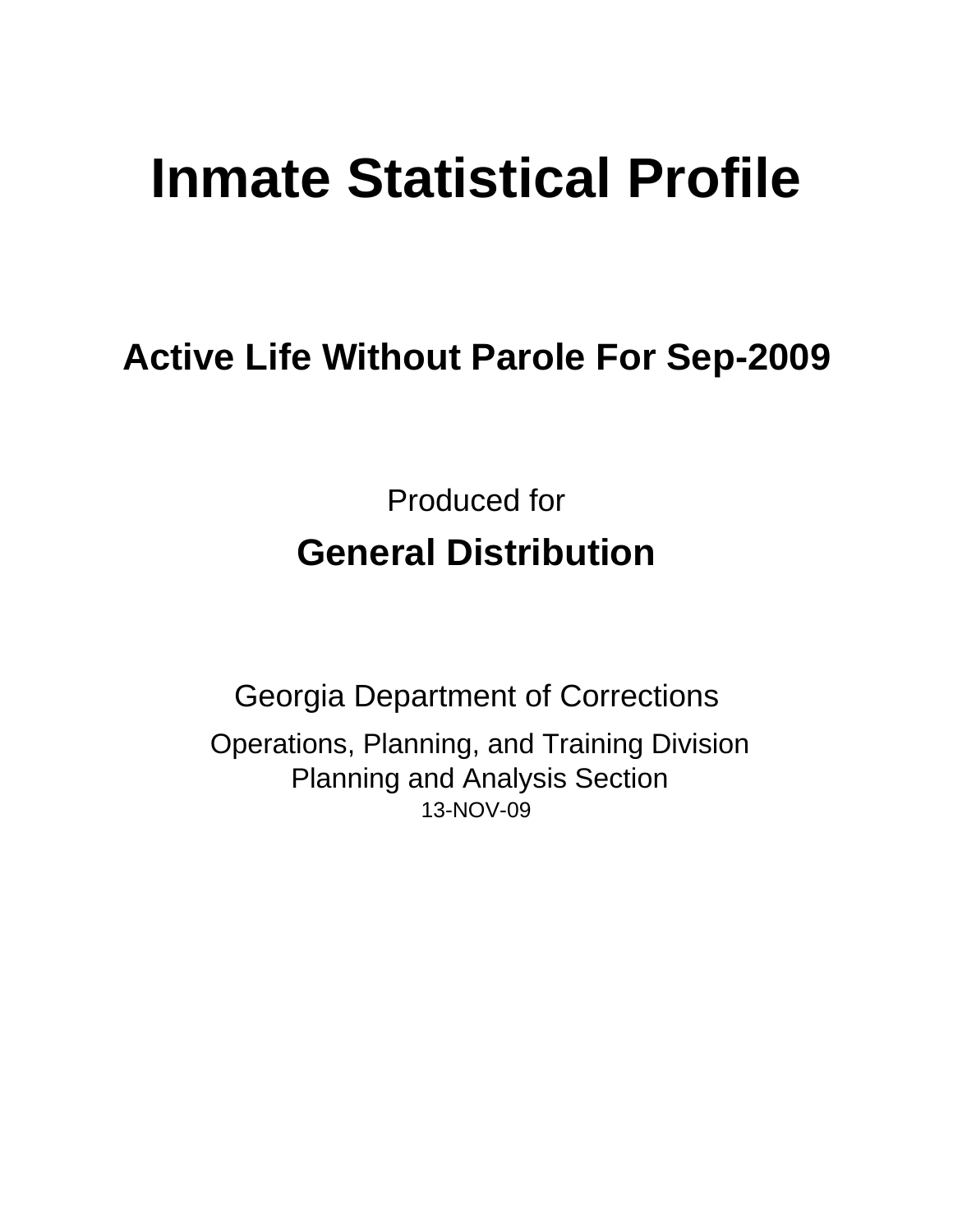# Inmate Statistical Profile

## Active Life Without Parole For Sep-2009

Produced for

**General Distribution**

Georgia Department of Corrections

Operations, Planning, and Training Division
Planning and Analysis Section
13-NOV-09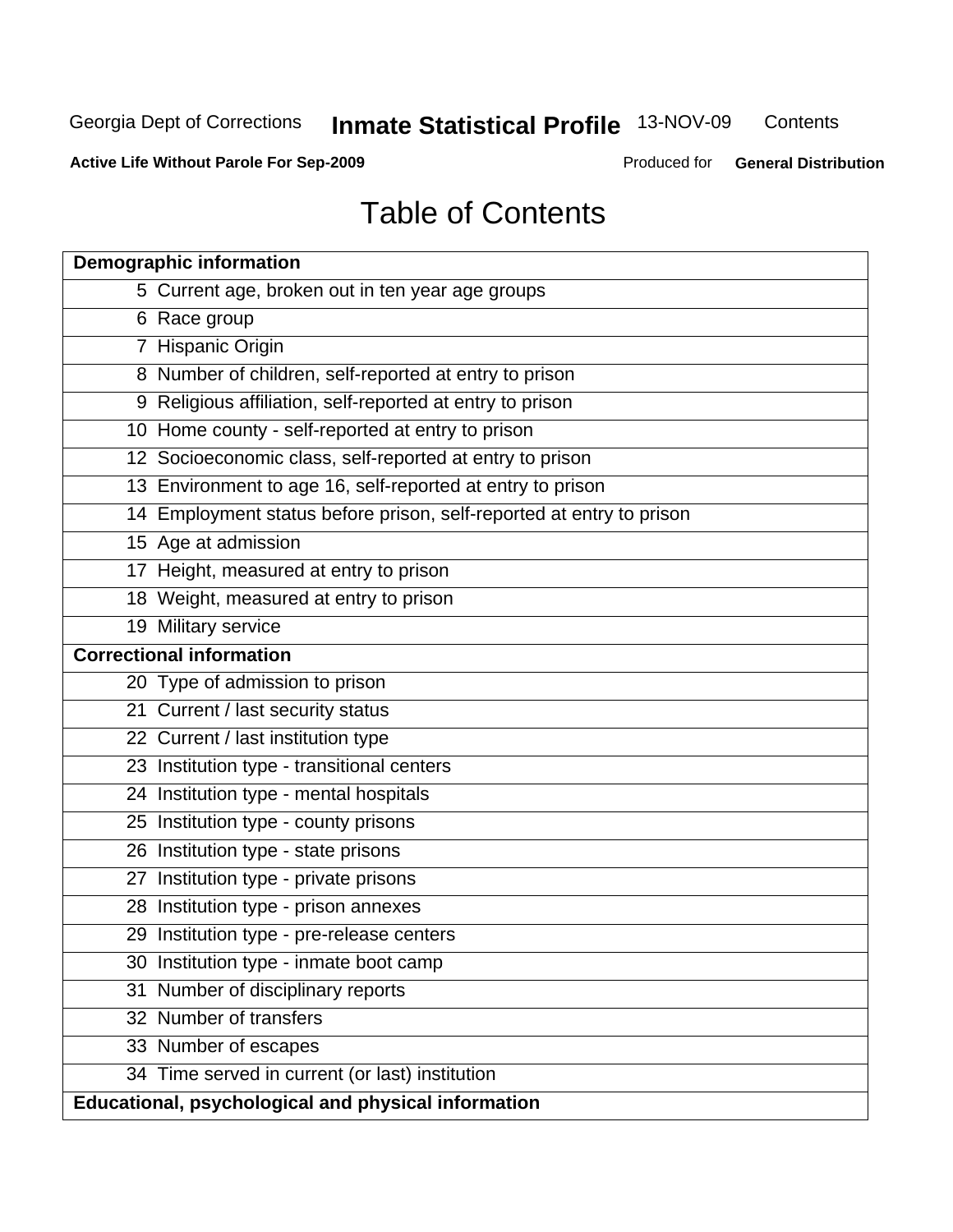Georgia Dept of Corrections **Inmate Statistical Profile** 13-NOV-09 Contents

**Active Life Without Parole For Sep-2009** Produced for **General Distribution**

# Table of Contents

| **Demographic information** | |
|---|---|
| 5 | Current age, broken out in ten year age groups |
| 6 | Race group |
| 7 | Hispanic Origin |
| 8 | Number of children, self-reported at entry to prison |
| 9 | Religious affiliation, self-reported at entry to prison |
| 10 | Home county - self-reported at entry to prison |
| 12 | Socioeconomic class, self-reported at entry to prison |
| 13 | Environment to age 16, self-reported at entry to prison |
| 14 | Employment status before prison, self-reported at entry to prison |
| 15 | Age at admission |
| 17 | Height, measured at entry to prison |
| 18 | Weight, measured at entry to prison |
| 19 | Military service |
| **Correctional information** | |
| 20 | Type of admission to prison |
| 21 | Current / last security status |
| 22 | Current / last institution type |
| 23 | Institution type - transitional centers |
| 24 | Institution type - mental hospitals |
| 25 | Institution type - county prisons |
| 26 | Institution type - state prisons |
| 27 | Institution type - private prisons |
| 28 | Institution type - prison annexes |
| 29 | Institution type - pre-release centers |
| 30 | Institution type - inmate boot camp |
| 31 | Number of disciplinary reports |
| 32 | Number of transfers |
| 33 | Number of escapes |
| 34 | Time served in current (or last) institution |
| **Educational, psychological and physical information** | |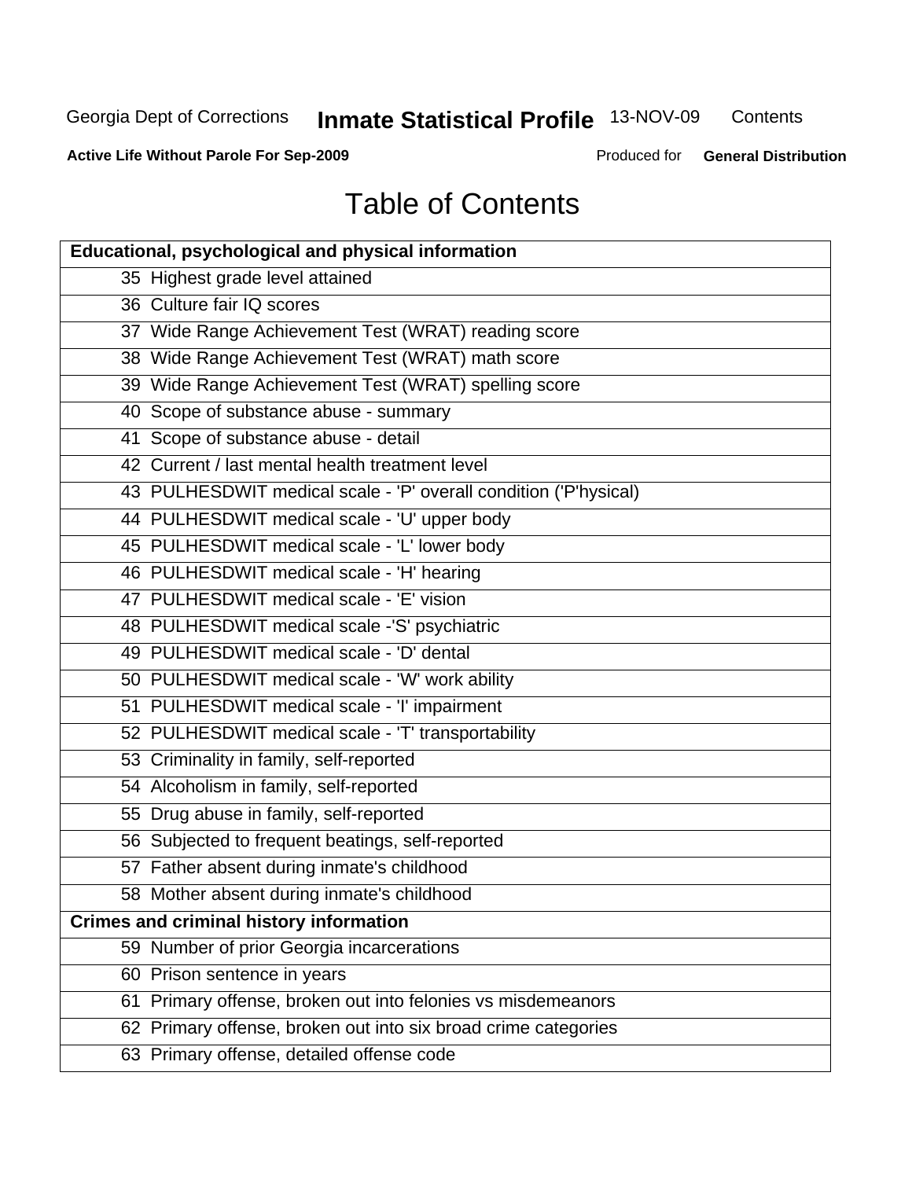# Table of Contents

| Educational, psychological and physical information |
|---|
| 35 Highest grade level attained |
| 36 Culture fair IQ scores |
| 37 Wide Range Achievement Test (WRAT) reading score |
| 38 Wide Range Achievement Test (WRAT) math score |
| 39 Wide Range Achievement Test (WRAT) spelling score |
| 40 Scope of substance abuse - summary |
| 41 Scope of substance abuse - detail |
| 42 Current / last mental health treatment level |
| 43 PULHESDWIT medical scale - 'P' overall condition ('P'hysical) |
| 44 PULHESDWIT medical scale - 'U' upper body |
| 45 PULHESDWIT medical scale - 'L' lower body |
| 46 PULHESDWIT medical scale - 'H' hearing |
| 47 PULHESDWIT medical scale - 'E' vision |
| 48 PULHESDWIT medical scale -'S' psychiatric |
| 49 PULHESDWIT medical scale - 'D' dental |
| 50 PULHESDWIT medical scale - 'W' work ability |
| 51 PULHESDWIT medical scale - 'I' impairment |
| 52 PULHESDWIT medical scale - 'T' transportability |
| 53 Criminality in family, self-reported |
| 54 Alcoholism in family, self-reported |
| 55 Drug abuse in family, self-reported |
| 56 Subjected to frequent beatings, self-reported |
| 57 Father absent during inmate's childhood |
| 58 Mother absent during inmate's childhood |
| **Crimes and criminal history information** |
| 59 Number of prior Georgia incarcerations |
| 60 Prison sentence in years |
| 61 Primary offense, broken out into felonies vs misdemeanors |
| 62 Primary offense, broken out into six broad crime categories |
| 63 Primary offense, detailed offense code |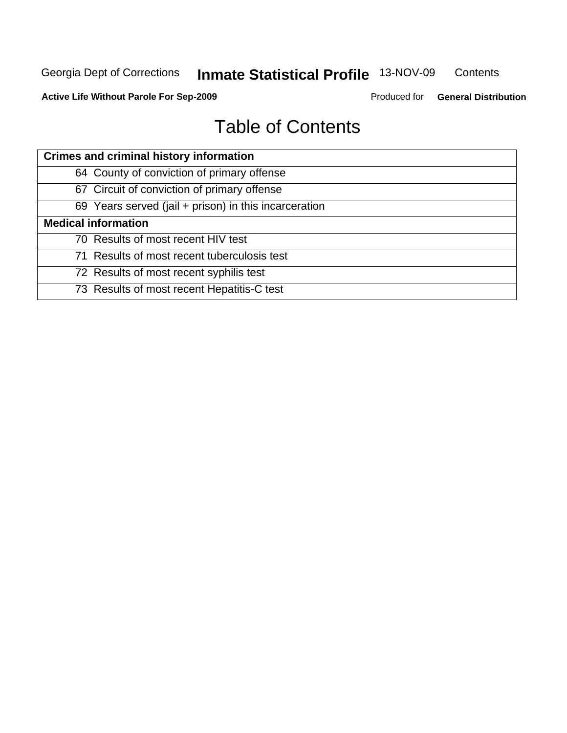# Table of Contents

| Crimes and criminal history information |
|---|
| 64 County of conviction of primary offense |
| 67 Circuit of conviction of primary offense |
| 69 Years served (jail + prison) in this incarceration |
| **Medical information** |
| 70 Results of most recent HIV test |
| 71 Results of most recent tuberculosis test |
| 72 Results of most recent syphilis test |
| 73 Results of most recent Hepatitis-C test |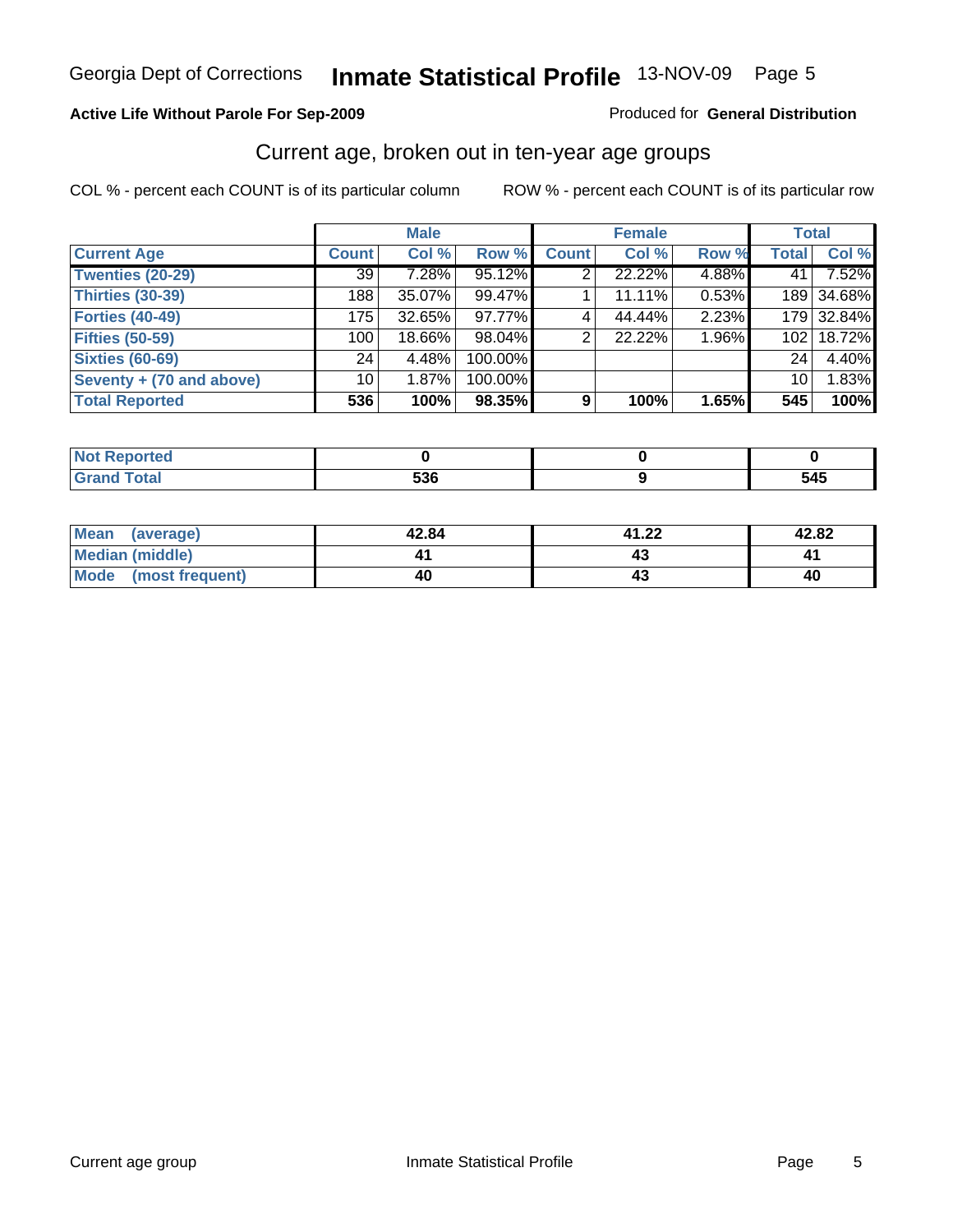Georgia Dept of Corrections **Inmate Statistical Profile** 13-NOV-09

**Active Life Without Parole For Sep-2009**

Produced for **General Distribution**

## Current age, broken out in ten-year age groups

COL % - percent each COUNT is of its particular column

ROW % - percent each COUNT is of its particular row

| | Male | | | Female | | | Total | |
|---|---|---|---|---|---|---|---|---|
| **Current Age** | **Count** | **Col %** | **Row %** | **Count** | **Col %** | **Row %** | **Total** | **Col %** |
| Twenties (20-29) | 39 | 7.28% | 95.12% | 2 | 22.22% | 4.88% | 41 | 7.52% |
| Thirties (30-39) | 188 | 35.07% | 99.47% | 1 | 11.11% | 0.53% | 189 | 34.68% |
| Forties (40-49) | 175 | 32.65% | 97.77% | 4 | 44.44% | 2.23% | 179 | 32.84% |
| Fifties (50-59) | 100 | 18.66% | 98.04% | 2 | 22.22% | 1.96% | 102 | 18.72% |
| Sixties (60-69) | 24 | 4.48% | 100.00% | | | | 24 | 4.40% |
| Seventy + (70 and above) | 10 | 1.87% | 100.00% | | | | 10 | 1.83% |
| **Total Reported** | **536** | **100%** | **98.35%** | **9** | **100%** | **1.65%** | **545** | **100%** |

| | Male | Female | Total |
|---|---|---|---|
| Not Reported | **0** | **0** | **0** |
| Grand Total | **536** | **9** | **545** |

| | Male | Female | Total |
|---|---|---|---|
| Mean (average) | **42.84** | **41.22** | **42.82** |
| Median (middle) | **41** | **43** | **41** |
| Mode (most frequent) | **40** | **43** | **40** |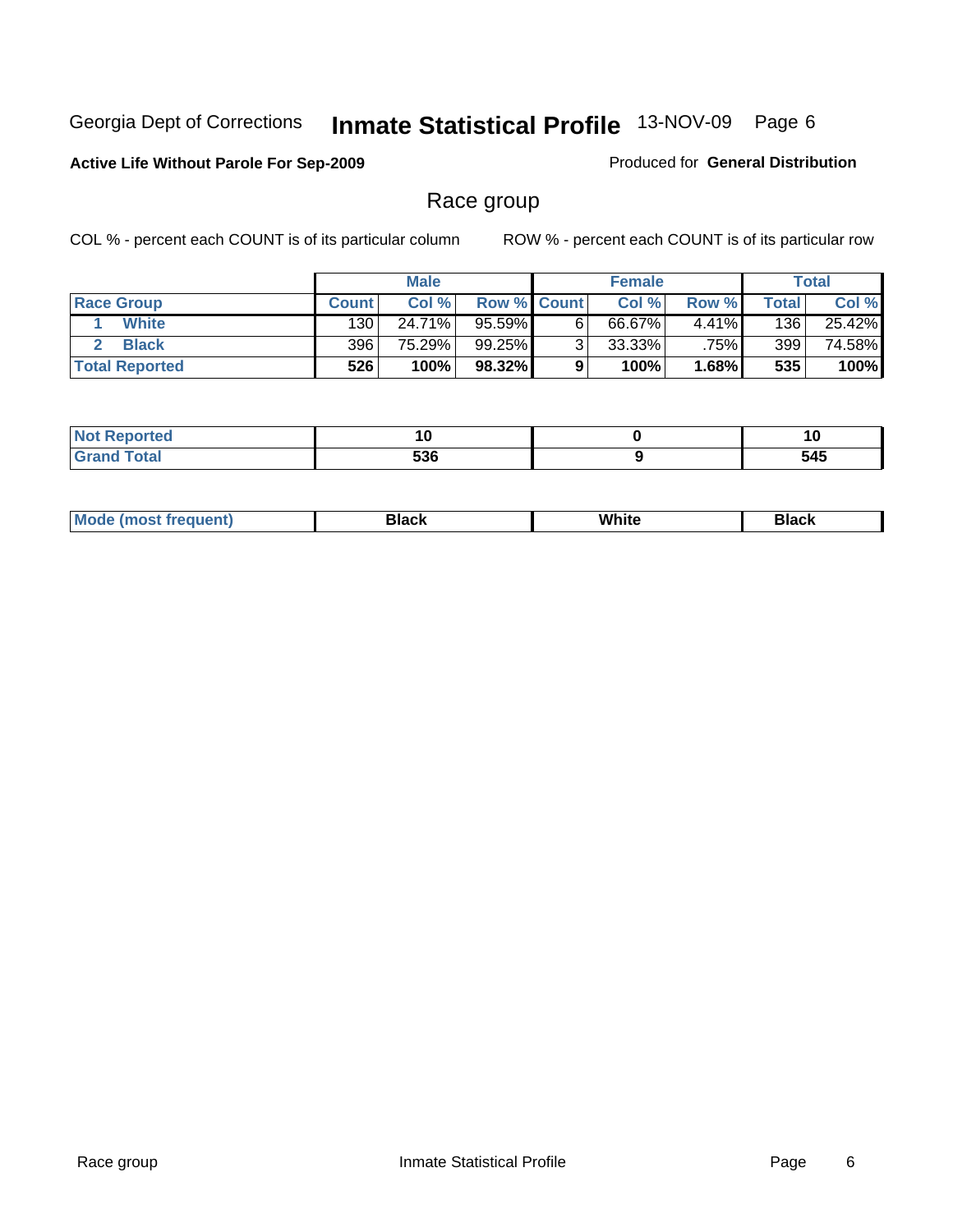Georgia Dept of Corrections **Inmate Statistical Profile** 13-NOV-09

**Active Life Without Parole For Sep-2009**

Produced for **General Distribution**

## Race group

COL % - percent each COUNT is of its particular column ROW % - percent each COUNT is of its particular row

| | Male | | | Female | | | Total | |
|---|---|---|---|---|---|---|---|---|
| **Race Group** | **Count** | **Col %** | **Row %** | **Count** | **Col %** | **Row %** | **Total** | **Col %** |
| 1 **White** | 130 | 24.71% | 95.59% | 6 | 66.67% | 4.41% | 136 | 25.42% |
| 2 **Black** | 396 | 75.29% | 99.25% | 3 | 33.33% | .75% | 399 | 74.58% |
| **Total Reported** | **526** | **100%** | **98.32%** | **9** | **100%** | **1.68%** | **535** | **100%** |

| | Male | Female | Total |
|---|---|---|---|
| **Not Reported** | **10** | **0** | **10** |
| **Grand Total** | **536** | **9** | **545** |

| | Male | Female | Total |
|---|---|---|---|
| **Mode (most frequent)** | **Black** | **White** | **Black** |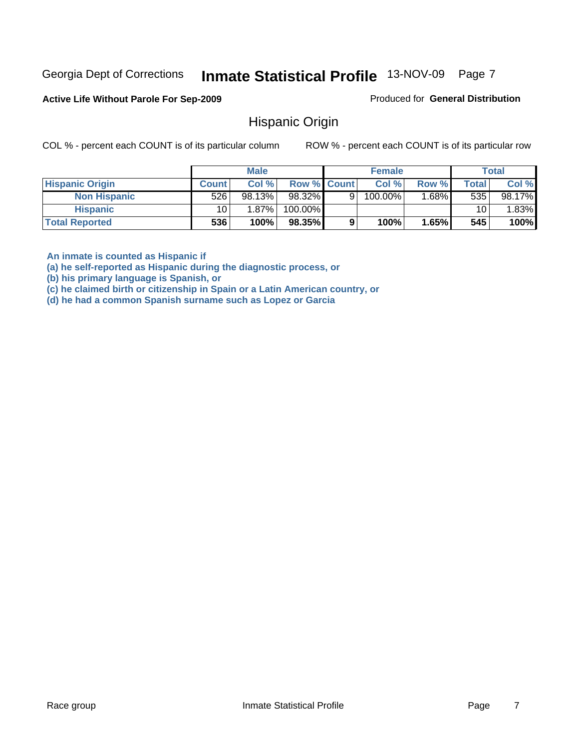Georgia Dept of Corrections **Inmate Statistical Profile** 13-NOV-09 Page 7

**Active Life Without Parole For Sep-2009**

Produced for **General Distribution**

## Hispanic Origin

COL % - percent each COUNT is of its particular column

ROW % - percent each COUNT is of its particular row

| | Male | | | Female | | | Total | |
|---|---|---|---|---|---|---|---|---|
| **Hispanic Origin** | **Count** | **Col %** | **Row %** | **Count** | **Col %** | **Row %** | **Total** | **Col %** |
| **Non Hispanic** | 526 | 98.13% | 98.32% | 9 | 100.00% | 1.68% | 535 | 98.17% |
| **Hispanic** | 10 | 1.87% | 100.00% | | | | 10 | 1.83% |
| **Total Reported** | **536** | **100%** | **98.35%** | **9** | **100%** | **1.65%** | **545** | **100%** |

**An inmate is counted as Hispanic if**
**(a) he self-reported as Hispanic during the diagnostic process, or**
**(b) his primary language is Spanish, or**
**(c) he claimed birth or citizenship in Spain or a Latin American country, or**
**(d) he had a common Spanish surname such as Lopez or Garcia**

Race group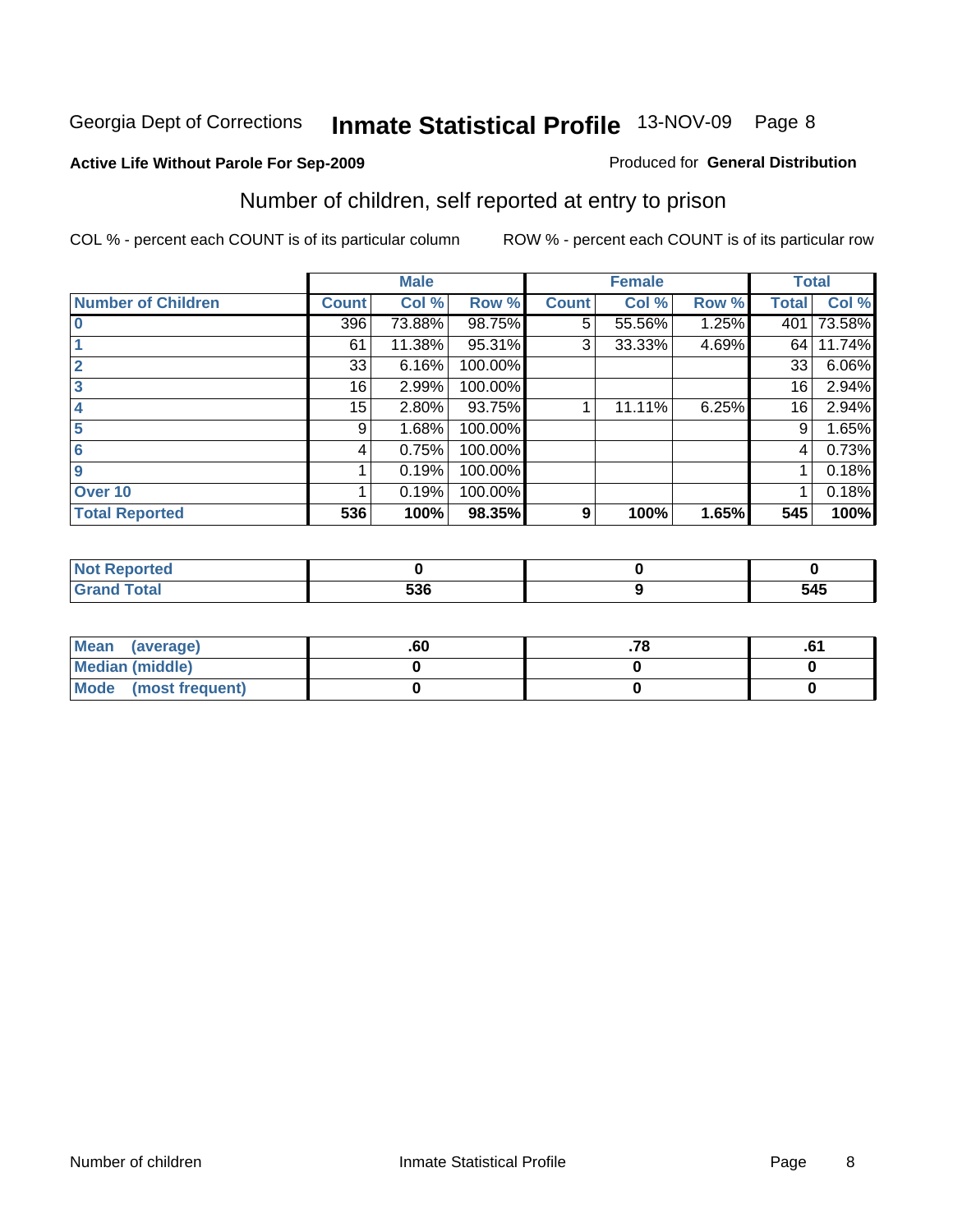Georgia Dept of Corrections **Inmate Statistical Profile** 13-NOV-09

**Active Life Without Parole For Sep-2009**

Produced for **General Distribution**

## Number of children, self reported at entry to prison

COL % - percent each COUNT is of its particular column

ROW % - percent each COUNT is of its particular row

| | Male | | | Female | | | Total | |
|---|---|---|---|---|---|---|---|---|
| **Number of Children** | **Count** | **Col %** | **Row %** | **Count** | **Col %** | **Row %** | **Total** | **Col %** |
| **0** | 396 | 73.88% | 98.75% | 5 | 55.56% | 1.25% | 401 | 73.58% |
| **1** | 61 | 11.38% | 95.31% | 3 | 33.33% | 4.69% | 64 | 11.74% |
| **2** | 33 | 6.16% | 100.00% | | | | 33 | 6.06% |
| **3** | 16 | 2.99% | 100.00% | | | | 16 | 2.94% |
| **4** | 15 | 2.80% | 93.75% | 1 | 11.11% | 6.25% | 16 | 2.94% |
| **5** | 9 | 1.68% | 100.00% | | | | 9 | 1.65% |
| **6** | 4 | 0.75% | 100.00% | | | | 4 | 0.73% |
| **9** | 1 | 0.19% | 100.00% | | | | 1 | 0.18% |
| **Over 10** | 1 | 0.19% | 100.00% | | | | 1 | 0.18% |
| **Total Reported** | **536** | **100%** | **98.35%** | **9** | **100%** | **1.65%** | **545** | **100%** |

| | Male | Female | Total |
|---|---|---|---|
| **Not Reported** | **0** | **0** | **0** |
| **Grand Total** | **536** | **9** | **545** |

| | Male | Female | Total |
|---|---|---|---|
| **Mean (average)** | **.60** | **.78** | **.61** |
| **Median (middle)** | **0** | **0** | **0** |
| **Mode (most frequent)** | **0** | **0** | **0** |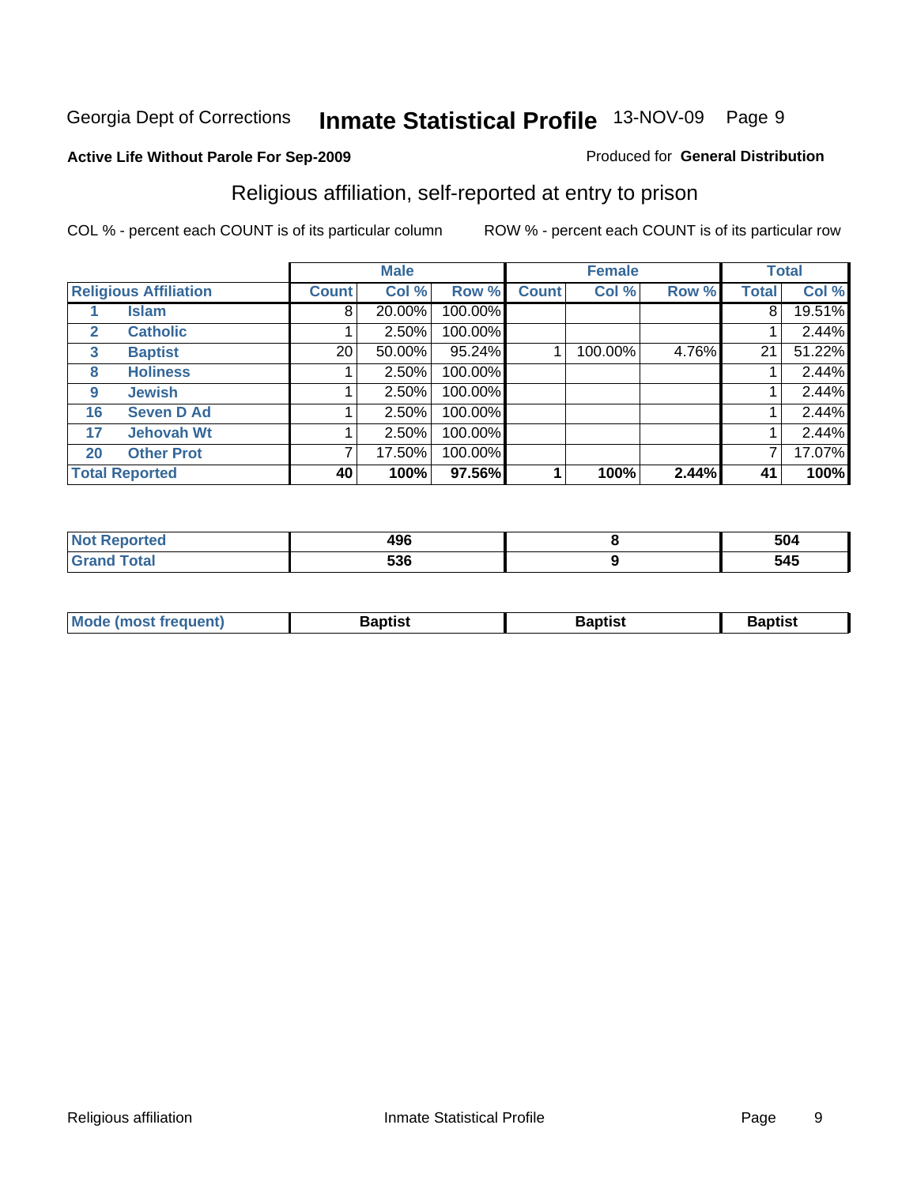Georgia Dept of Corrections **Inmate Statistical Profile** 13-NOV-09

**Active Life Without Parole For Sep-2009**

Produced for **General Distribution**

## Religious affiliation, self-reported at entry to prison

COL % - percent each COUNT is of its particular column

ROW % - percent each COUNT is of its particular row

| | | Male | | | Female | | | Total | |
|---|---|---|---|---|---|---|---|---|---|
| **Religious Affiliation** | | **Count** | **Col %** | **Row %** | **Count** | **Col %** | **Row %** | **Total** | **Col %** |
| 1 | **Islam** | 8 | 20.00% | 100.00% | | | | 8 | 19.51% |
| 2 | **Catholic** | 1 | 2.50% | 100.00% | | | | 1 | 2.44% |
| 3 | **Baptist** | 20 | 50.00% | 95.24% | 1 | 100.00% | 4.76% | 21 | 51.22% |
| 8 | **Holiness** | 1 | 2.50% | 100.00% | | | | 1 | 2.44% |
| 9 | **Jewish** | 1 | 2.50% | 100.00% | | | | 1 | 2.44% |
| 16 | **Seven D Ad** | 1 | 2.50% | 100.00% | | | | 1 | 2.44% |
| 17 | **Jehovah Wt** | 1 | 2.50% | 100.00% | | | | 1 | 2.44% |
| 20 | **Other Prot** | 7 | 17.50% | 100.00% | | | | 7 | 17.07% |
| **Total Reported** | | **40** | **100%** | **97.56%** | **1** | **100%** | **2.44%** | **41** | **100%** |

| | Male | Female | Total |
|---|---|---|---|
| **Not Reported** | **496** | **8** | **504** |
| **Grand Total** | **536** | **9** | **545** |

| | Male | Female | Total |
|---|---|---|---|
| **Mode (most frequent)** | **Baptist** | **Baptist** | **Baptist** |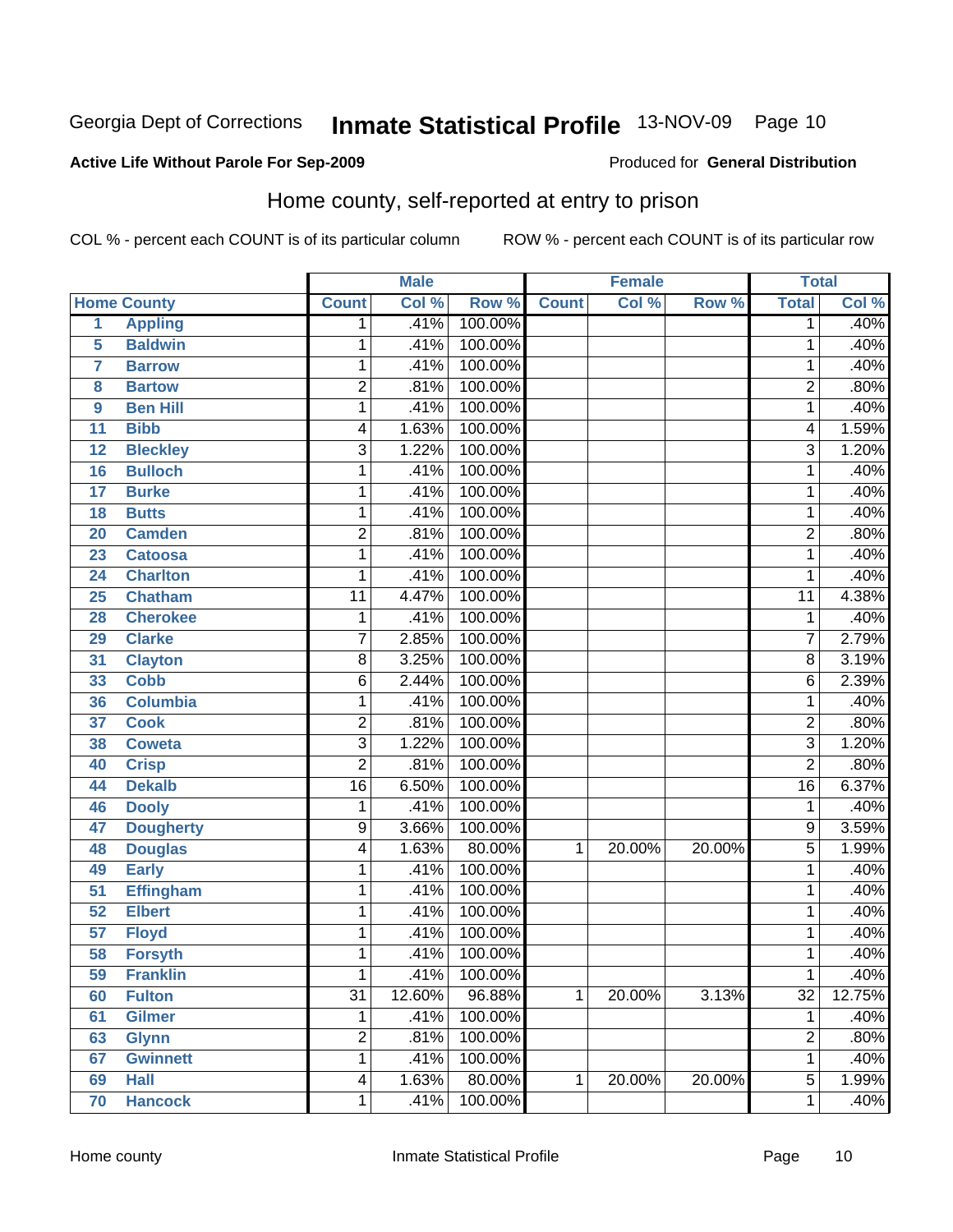Georgia Dept of Corrections **Inmate Statistical Profile** 13-NOV-09 Page 10

**Active Life Without Parole For Sep-2009**

Produced for **General Distribution**

## Home county, self-reported at entry to prison

COL % - percent each COUNT is of its particular column

ROW % - percent each COUNT is of its particular row

| Home County | | Male | | | Female | | | Total | |
|---|---|---|---|---|---|---|---|---|---|
| | | Count | Col % | Row % | Count | Col % | Row % | Total | Col % |
| 1 | Appling | 1 | .41% | 100.00% | | | | 1 | .40% |
| 5 | Baldwin | 1 | .41% | 100.00% | | | | 1 | .40% |
| 7 | Barrow | 1 | .41% | 100.00% | | | | 1 | .40% |
| 8 | Bartow | 2 | .81% | 100.00% | | | | 2 | .80% |
| 9 | Ben Hill | 1 | .41% | 100.00% | | | | 1 | .40% |
| 11 | Bibb | 4 | 1.63% | 100.00% | | | | 4 | 1.59% |
| 12 | Bleckley | 3 | 1.22% | 100.00% | | | | 3 | 1.20% |
| 16 | Bulloch | 1 | .41% | 100.00% | | | | 1 | .40% |
| 17 | Burke | 1 | .41% | 100.00% | | | | 1 | .40% |
| 18 | Butts | 1 | .41% | 100.00% | | | | 1 | .40% |
| 20 | Camden | 2 | .81% | 100.00% | | | | 2 | .80% |
| 23 | Catoosa | 1 | .41% | 100.00% | | | | 1 | .40% |
| 24 | Charlton | 1 | .41% | 100.00% | | | | 1 | .40% |
| 25 | Chatham | 11 | 4.47% | 100.00% | | | | 11 | 4.38% |
| 28 | Cherokee | 1 | .41% | 100.00% | | | | 1 | .40% |
| 29 | Clarke | 7 | 2.85% | 100.00% | | | | 7 | 2.79% |
| 31 | Clayton | 8 | 3.25% | 100.00% | | | | 8 | 3.19% |
| 33 | Cobb | 6 | 2.44% | 100.00% | | | | 6 | 2.39% |
| 36 | Columbia | 1 | .41% | 100.00% | | | | 1 | .40% |
| 37 | Cook | 2 | .81% | 100.00% | | | | 2 | .80% |
| 38 | Coweta | 3 | 1.22% | 100.00% | | | | 3 | 1.20% |
| 40 | Crisp | 2 | .81% | 100.00% | | | | 2 | .80% |
| 44 | Dekalb | 16 | 6.50% | 100.00% | | | | 16 | 6.37% |
| 46 | Dooly | 1 | .41% | 100.00% | | | | 1 | .40% |
| 47 | Dougherty | 9 | 3.66% | 100.00% | | | | 9 | 3.59% |
| 48 | Douglas | 4 | 1.63% | 80.00% | 1 | 20.00% | 20.00% | 5 | 1.99% |
| 49 | Early | 1 | .41% | 100.00% | | | | 1 | .40% |
| 51 | Effingham | 1 | .41% | 100.00% | | | | 1 | .40% |
| 52 | Elbert | 1 | .41% | 100.00% | | | | 1 | .40% |
| 57 | Floyd | 1 | .41% | 100.00% | | | | 1 | .40% |
| 58 | Forsyth | 1 | .41% | 100.00% | | | | 1 | .40% |
| 59 | Franklin | 1 | .41% | 100.00% | | | | 1 | .40% |
| 60 | Fulton | 31 | 12.60% | 96.88% | 1 | 20.00% | 3.13% | 32 | 12.75% |
| 61 | Gilmer | 1 | .41% | 100.00% | | | | 1 | .40% |
| 63 | Glynn | 2 | .81% | 100.00% | | | | 2 | .80% |
| 67 | Gwinnett | 1 | .41% | 100.00% | | | | 1 | .40% |
| 69 | Hall | 4 | 1.63% | 80.00% | 1 | 20.00% | 20.00% | 5 | 1.99% |
| 70 | Hancock | 1 | .41% | 100.00% | | | | 1 | .40% |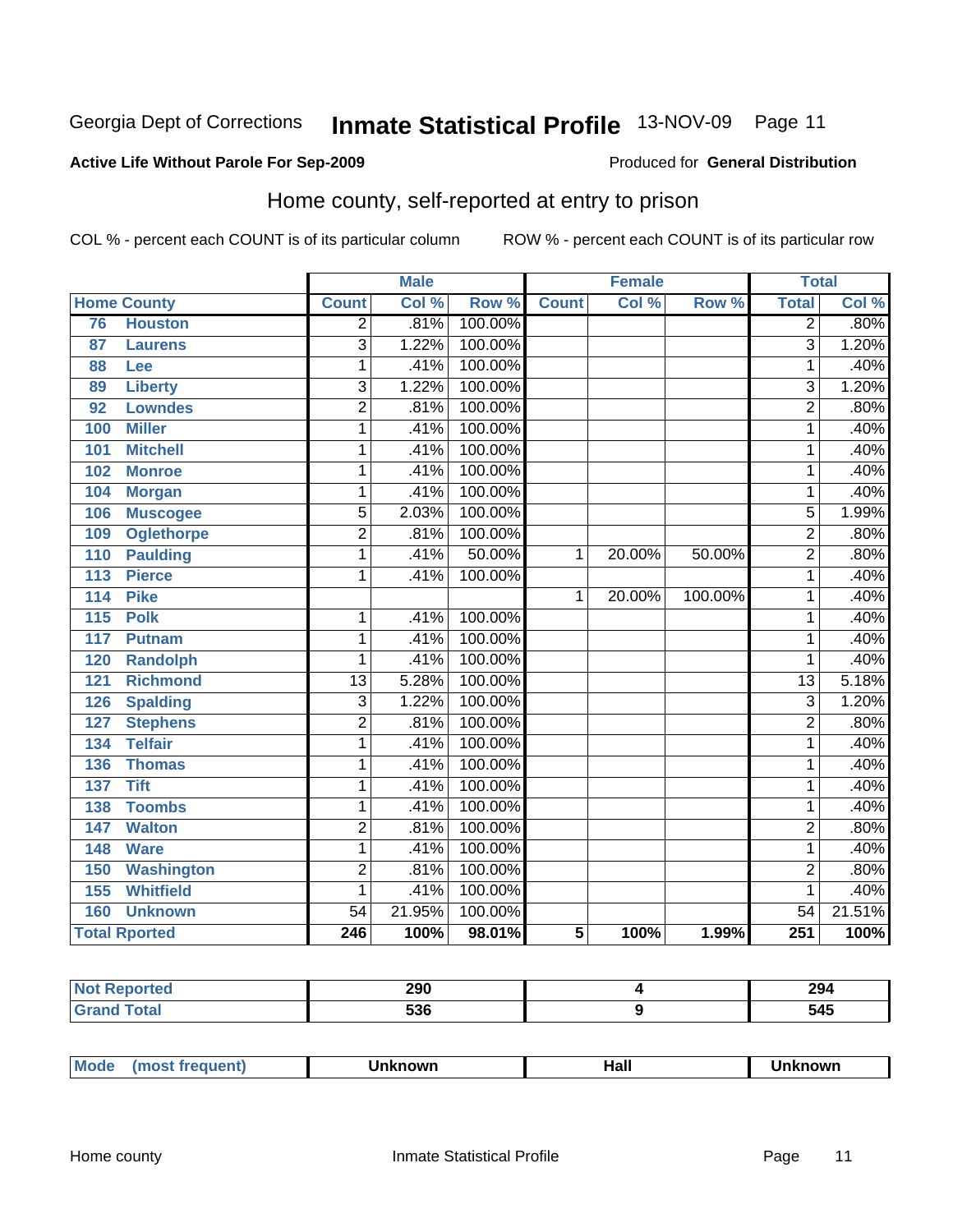# Georgia Dept of Corrections — Inmate Statistical Profile — 13-NOV-09

**Active Life Without Parole For Sep-2009** — Produced for **General Distribution**

## Home county, self-reported at entry to prison

COL % - percent each COUNT is of its particular column    ROW % - percent each COUNT is of its particular row

| Home County | | Male | | | Female | | | Total | |
|---|---|---|---|---|---|---|---|---|---|
| | | Count | Col % | Row % | Count | Col % | Row % | Total | Col % |
| 76 | Houston | 2 | .81% | 100.00% | | | | 2 | .80% |
| 87 | Laurens | 3 | 1.22% | 100.00% | | | | 3 | 1.20% |
| 88 | Lee | 1 | .41% | 100.00% | | | | 1 | .40% |
| 89 | Liberty | 3 | 1.22% | 100.00% | | | | 3 | 1.20% |
| 92 | Lowndes | 2 | .81% | 100.00% | | | | 2 | .80% |
| 100 | Miller | 1 | .41% | 100.00% | | | | 1 | .40% |
| 101 | Mitchell | 1 | .41% | 100.00% | | | | 1 | .40% |
| 102 | Monroe | 1 | .41% | 100.00% | | | | 1 | .40% |
| 104 | Morgan | 1 | .41% | 100.00% | | | | 1 | .40% |
| 106 | Muscogee | 5 | 2.03% | 100.00% | | | | 5 | 1.99% |
| 109 | Oglethorpe | 2 | .81% | 100.00% | | | | 2 | .80% |
| 110 | Paulding | 1 | .41% | 50.00% | 1 | 20.00% | 50.00% | 2 | .80% |
| 113 | Pierce | 1 | .41% | 100.00% | | | | 1 | .40% |
| 114 | Pike | | | | 1 | 20.00% | 100.00% | 1 | .40% |
| 115 | Polk | 1 | .41% | 100.00% | | | | 1 | .40% |
| 117 | Putnam | 1 | .41% | 100.00% | | | | 1 | .40% |
| 120 | Randolph | 1 | .41% | 100.00% | | | | 1 | .40% |
| 121 | Richmond | 13 | 5.28% | 100.00% | | | | 13 | 5.18% |
| 126 | Spalding | 3 | 1.22% | 100.00% | | | | 3 | 1.20% |
| 127 | Stephens | 2 | .81% | 100.00% | | | | 2 | .80% |
| 134 | Telfair | 1 | .41% | 100.00% | | | | 1 | .40% |
| 136 | Thomas | 1 | .41% | 100.00% | | | | 1 | .40% |
| 137 | Tift | 1 | .41% | 100.00% | | | | 1 | .40% |
| 138 | Toombs | 1 | .41% | 100.00% | | | | 1 | .40% |
| 147 | Walton | 2 | .81% | 100.00% | | | | 2 | .80% |
| 148 | Ware | 1 | .41% | 100.00% | | | | 1 | .40% |
| 150 | Washington | 2 | .81% | 100.00% | | | | 2 | .80% |
| 155 | Whitfield | 1 | .41% | 100.00% | | | | 1 | .40% |
| 160 | Unknown | 54 | 21.95% | 100.00% | | | | 54 | 21.51% |
| **Total Rported** | | **246** | **100%** | **98.01%** | **5** | **100%** | **1.99%** | **251** | **100%** |

| | Male | Female | Total |
|---|---|---|---|
| **Not Reported** | **290** | **4** | **294** |
| **Grand Total** | **536** | **9** | **545** |

| | Male | Female | Total |
|---|---|---|---|
| **Mode (most frequent)** | **Unknown** | **Hall** | **Unknown** |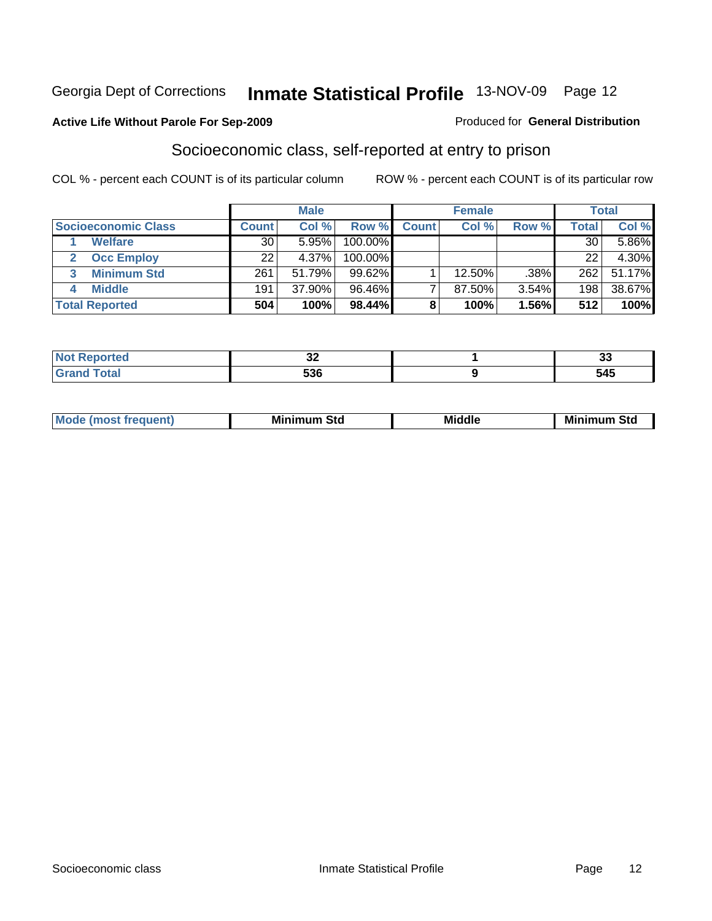Georgia Dept of Corrections **Inmate Statistical Profile** 13-NOV-09

**Active Life Without Parole For Sep-2009**

Produced for **General Distribution**

## Socioeconomic class, self-reported at entry to prison

COL % - percent each COUNT is of its particular column

ROW % - percent each COUNT is of its particular row

| | Male | | | Female | | | Total | |
|---|---|---|---|---|---|---|---|---|
| **Socioeconomic Class** | **Count** | **Col %** | **Row %** | **Count** | **Col %** | **Row %** | **Total** | **Col %** |
| 1 **Welfare** | 30 | 5.95% | 100.00% | | | | 30 | 5.86% |
| 2 **Occ Employ** | 22 | 4.37% | 100.00% | | | | 22 | 4.30% |
| 3 **Minimum Std** | 261 | 51.79% | 99.62% | 1 | 12.50% | .38% | 262 | 51.17% |
| 4 **Middle** | 191 | 37.90% | 96.46% | 7 | 87.50% | 3.54% | 198 | 38.67% |
| **Total Reported** | **504** | **100%** | **98.44%** | **8** | **100%** | **1.56%** | **512** | **100%** |

| | Male | Female | Total |
|---|---|---|---|
| **Not Reported** | 32 | 1 | 33 |
| **Grand Total** | 536 | 9 | 545 |

| | Male | Female | Total |
|---|---|---|---|
| **Mode (most frequent)** | Minimum Std | Middle | Minimum Std |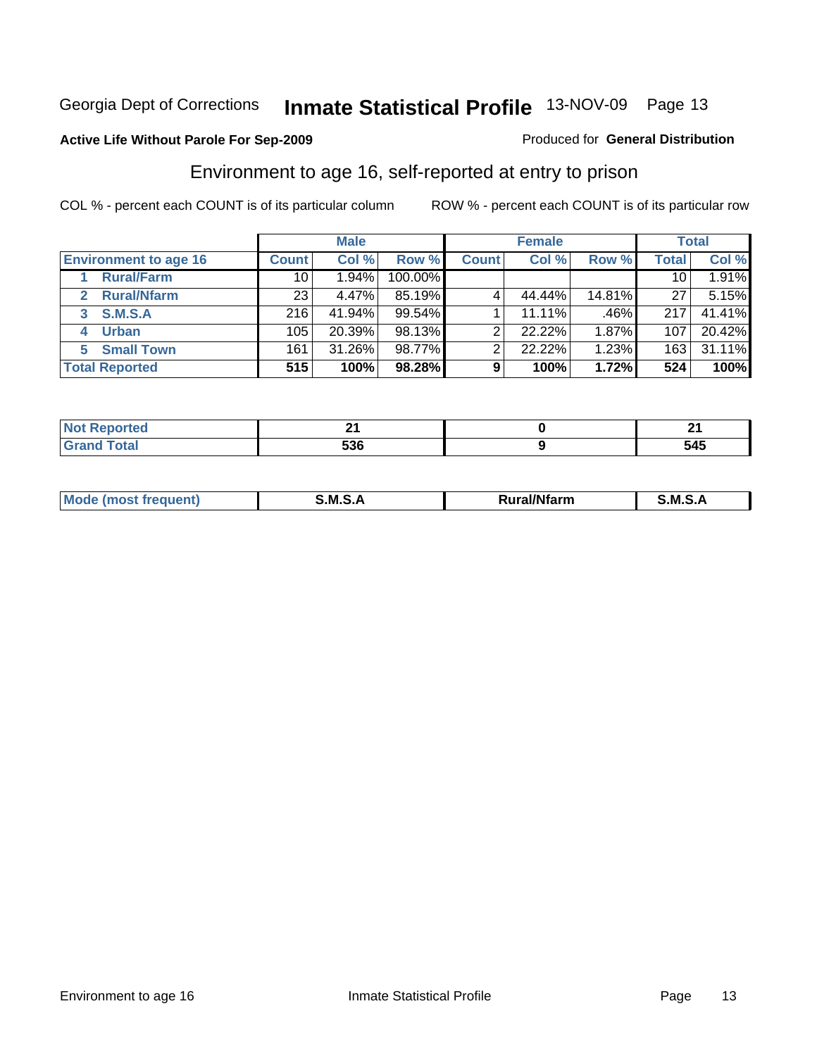Georgia Dept of Corrections **Inmate Statistical Profile** 13-NOV-09

**Active Life Without Parole For Sep-2009**

Produced for **General Distribution**

## Environment to age 16, self-reported at entry to prison

COL % - percent each COUNT is of its particular column

ROW % - percent each COUNT is of its particular row

| | Male | | | Female | | | Total | |
|---|---|---|---|---|---|---|---|---|
| **Environment to age 16** | **Count** | **Col %** | **Row %** | **Count** | **Col %** | **Row %** | **Total** | **Col %** |
| 1 **Rural/Farm** | 10 | 1.94% | 100.00% | | | | 10 | 1.91% |
| 2 **Rural/Nfarm** | 23 | 4.47% | 85.19% | 4 | 44.44% | 14.81% | 27 | 5.15% |
| 3 **S.M.S.A** | 216 | 41.94% | 99.54% | 1 | 11.11% | .46% | 217 | 41.41% |
| 4 **Urban** | 105 | 20.39% | 98.13% | 2 | 22.22% | 1.87% | 107 | 20.42% |
| 5 **Small Town** | 161 | 31.26% | 98.77% | 2 | 22.22% | 1.23% | 163 | 31.11% |
| **Total Reported** | **515** | **100%** | **98.28%** | **9** | **100%** | **1.72%** | **524** | **100%** |

| | Male | Female | Total |
|---|---|---|---|
| **Not Reported** | **21** | **0** | **21** |
| **Grand Total** | **536** | **9** | **545** |

| | Male | Female | Total |
|---|---|---|---|
| **Mode (most frequent)** | **S.M.S.A** | **Rural/Nfarm** | **S.M.S.A** |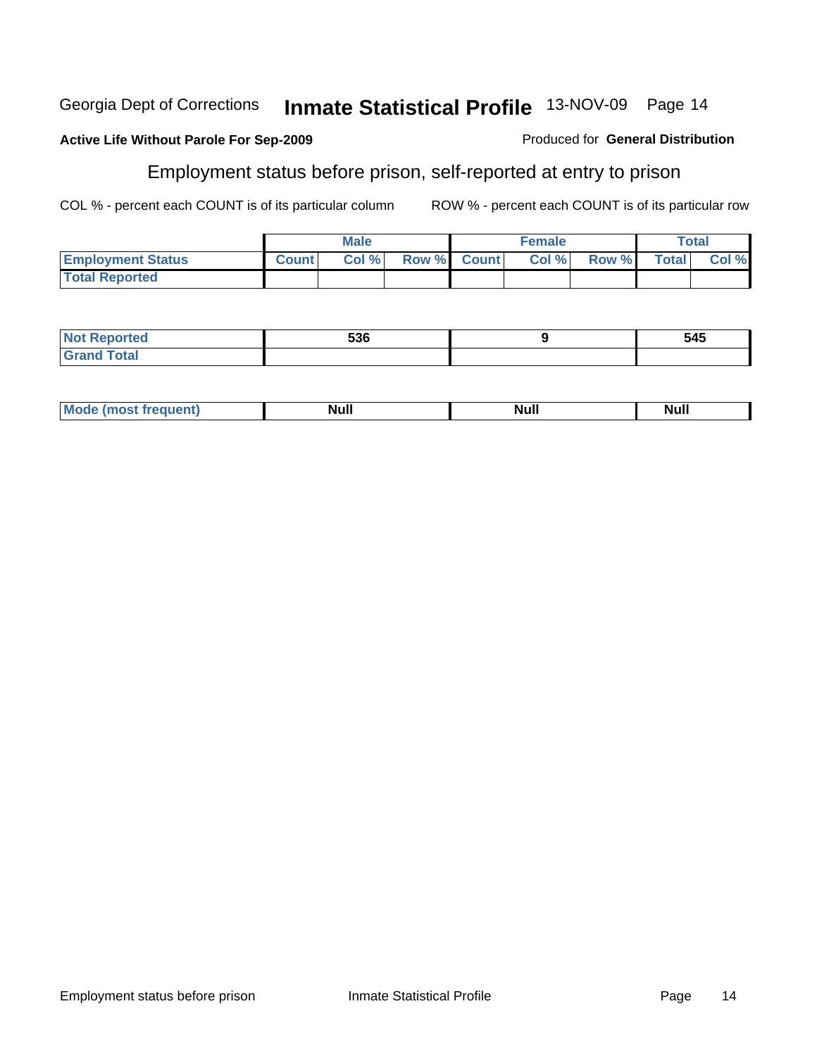Georgia Dept of Corrections **Inmate Statistical Profile** 13-NOV-09

**Active Life Without Parole For Sep-2009**

Produced for **General Distribution**

## Employment status before prison, self-reported at entry to prison

COL % - percent each COUNT is of its particular column

ROW % - percent each COUNT is of its particular row

| | Male | | | Female | | | Total | |
|---|---|---|---|---|---|---|---|---|
| **Employment Status** | **Count** | **Col %** | **Row %** | **Count** | **Col %** | **Row %** | **Total** | **Col %** |
| **Total Reported** | | | | | | | | |
| **Not Reported** | 536 | | | 9 | | | 545 | |
| **Grand Total** | | | | | | | | |
| **Mode (most frequent)** | Null | | | Null | | | Null | |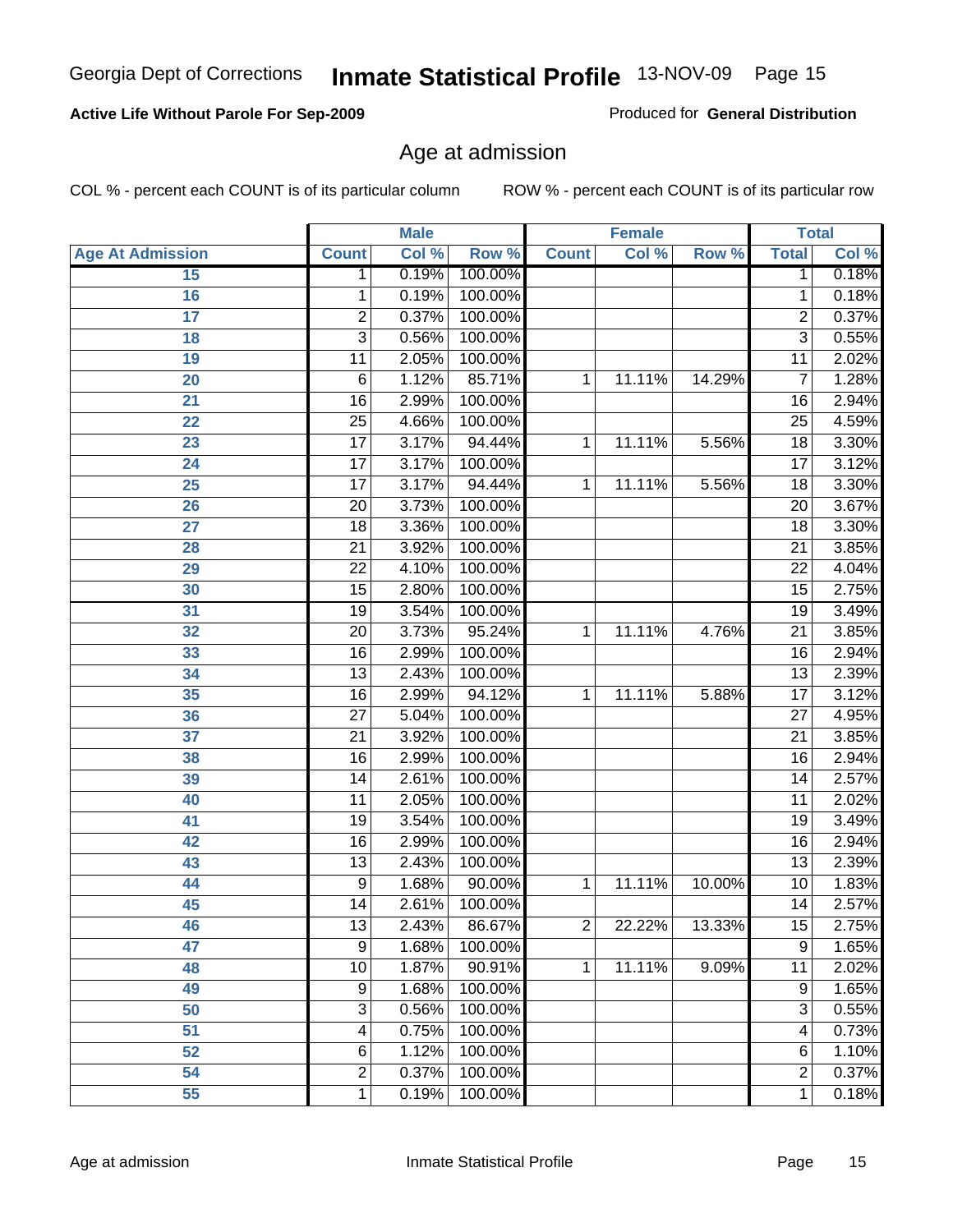Georgia Dept of Corrections **Inmate Statistical Profile** 13-NOV-09

**Active Life Without Parole For Sep-2009**

Produced for **General Distribution**

## Age at admission

COL % - percent each COUNT is of its particular column ROW % - percent each COUNT is of its particular row

| | Male | | | Female | | | Total | |
|---|---|---|---|---|---|---|---|---|
| **Age At Admission** | **Count** | **Col %** | **Row %** | **Count** | **Col %** | **Row %** | **Total** | **Col %** |
| **15** | 1 | 0.19% | 100.00% | | | | 1 | 0.18% |
| **16** | 1 | 0.19% | 100.00% | | | | 1 | 0.18% |
| **17** | 2 | 0.37% | 100.00% | | | | 2 | 0.37% |
| **18** | 3 | 0.56% | 100.00% | | | | 3 | 0.55% |
| **19** | 11 | 2.05% | 100.00% | | | | 11 | 2.02% |
| **20** | 6 | 1.12% | 85.71% | 1 | 11.11% | 14.29% | 7 | 1.28% |
| **21** | 16 | 2.99% | 100.00% | | | | 16 | 2.94% |
| **22** | 25 | 4.66% | 100.00% | | | | 25 | 4.59% |
| **23** | 17 | 3.17% | 94.44% | 1 | 11.11% | 5.56% | 18 | 3.30% |
| **24** | 17 | 3.17% | 100.00% | | | | 17 | 3.12% |
| **25** | 17 | 3.17% | 94.44% | 1 | 11.11% | 5.56% | 18 | 3.30% |
| **26** | 20 | 3.73% | 100.00% | | | | 20 | 3.67% |
| **27** | 18 | 3.36% | 100.00% | | | | 18 | 3.30% |
| **28** | 21 | 3.92% | 100.00% | | | | 21 | 3.85% |
| **29** | 22 | 4.10% | 100.00% | | | | 22 | 4.04% |
| **30** | 15 | 2.80% | 100.00% | | | | 15 | 2.75% |
| **31** | 19 | 3.54% | 100.00% | | | | 19 | 3.49% |
| **32** | 20 | 3.73% | 95.24% | 1 | 11.11% | 4.76% | 21 | 3.85% |
| **33** | 16 | 2.99% | 100.00% | | | | 16 | 2.94% |
| **34** | 13 | 2.43% | 100.00% | | | | 13 | 2.39% |
| **35** | 16 | 2.99% | 94.12% | 1 | 11.11% | 5.88% | 17 | 3.12% |
| **36** | 27 | 5.04% | 100.00% | | | | 27 | 4.95% |
| **37** | 21 | 3.92% | 100.00% | | | | 21 | 3.85% |
| **38** | 16 | 2.99% | 100.00% | | | | 16 | 2.94% |
| **39** | 14 | 2.61% | 100.00% | | | | 14 | 2.57% |
| **40** | 11 | 2.05% | 100.00% | | | | 11 | 2.02% |
| **41** | 19 | 3.54% | 100.00% | | | | 19 | 3.49% |
| **42** | 16 | 2.99% | 100.00% | | | | 16 | 2.94% |
| **43** | 13 | 2.43% | 100.00% | | | | 13 | 2.39% |
| **44** | 9 | 1.68% | 90.00% | 1 | 11.11% | 10.00% | 10 | 1.83% |
| **45** | 14 | 2.61% | 100.00% | | | | 14 | 2.57% |
| **46** | 13 | 2.43% | 86.67% | 2 | 22.22% | 13.33% | 15 | 2.75% |
| **47** | 9 | 1.68% | 100.00% | | | | 9 | 1.65% |
| **48** | 10 | 1.87% | 90.91% | 1 | 11.11% | 9.09% | 11 | 2.02% |
| **49** | 9 | 1.68% | 100.00% | | | | 9 | 1.65% |
| **50** | 3 | 0.56% | 100.00% | | | | 3 | 0.55% |
| **51** | 4 | 0.75% | 100.00% | | | | 4 | 0.73% |
| **52** | 6 | 1.12% | 100.00% | | | | 6 | 1.10% |
| **54** | 2 | 0.37% | 100.00% | | | | 2 | 0.37% |
| **55** | 1 | 0.19% | 100.00% | | | | 1 | 0.18% |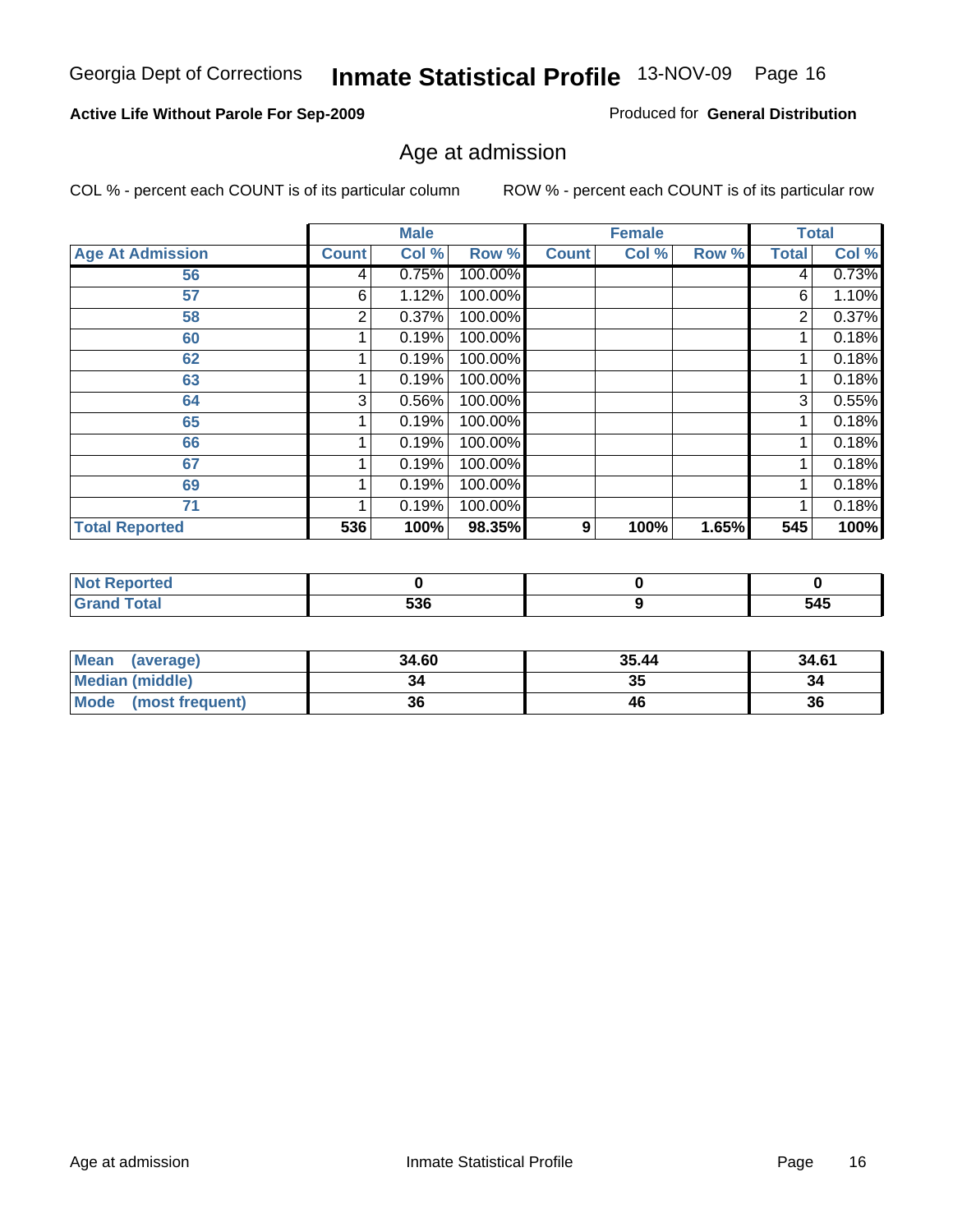Georgia Dept of Corrections **Inmate Statistical Profile** 13-NOV-09

**Active Life Without Parole For Sep-2009**

Produced for **General Distribution**

## Age at admission

COL % - percent each COUNT is of its particular column

ROW % - percent each COUNT is of its particular row

| | Male | | | Female | | | Total | |
|---|---|---|---|---|---|---|---|---|
| **Age At Admission** | **Count** | **Col %** | **Row %** | **Count** | **Col %** | **Row %** | **Total** | **Col %** |
| 56 | 4 | 0.75% | 100.00% | | | | 4 | 0.73% |
| 57 | 6 | 1.12% | 100.00% | | | | 6 | 1.10% |
| 58 | 2 | 0.37% | 100.00% | | | | 2 | 0.37% |
| 60 | 1 | 0.19% | 100.00% | | | | 1 | 0.18% |
| 62 | 1 | 0.19% | 100.00% | | | | 1 | 0.18% |
| 63 | 1 | 0.19% | 100.00% | | | | 1 | 0.18% |
| 64 | 3 | 0.56% | 100.00% | | | | 3 | 0.55% |
| 65 | 1 | 0.19% | 100.00% | | | | 1 | 0.18% |
| 66 | 1 | 0.19% | 100.00% | | | | 1 | 0.18% |
| 67 | 1 | 0.19% | 100.00% | | | | 1 | 0.18% |
| 69 | 1 | 0.19% | 100.00% | | | | 1 | 0.18% |
| 71 | 1 | 0.19% | 100.00% | | | | 1 | 0.18% |
| **Total Reported** | **536** | **100%** | **98.35%** | **9** | **100%** | **1.65%** | **545** | **100%** |

| | Male | Female | Total |
|---|---|---|---|
| **Not Reported** | **0** | **0** | **0** |
| **Grand Total** | **536** | **9** | **545** |

| | Male | Female | Total |
|---|---|---|---|
| **Mean (average)** | **34.60** | **35.44** | **34.61** |
| **Median (middle)** | **34** | **35** | **34** |
| **Mode (most frequent)** | **36** | **46** | **36** |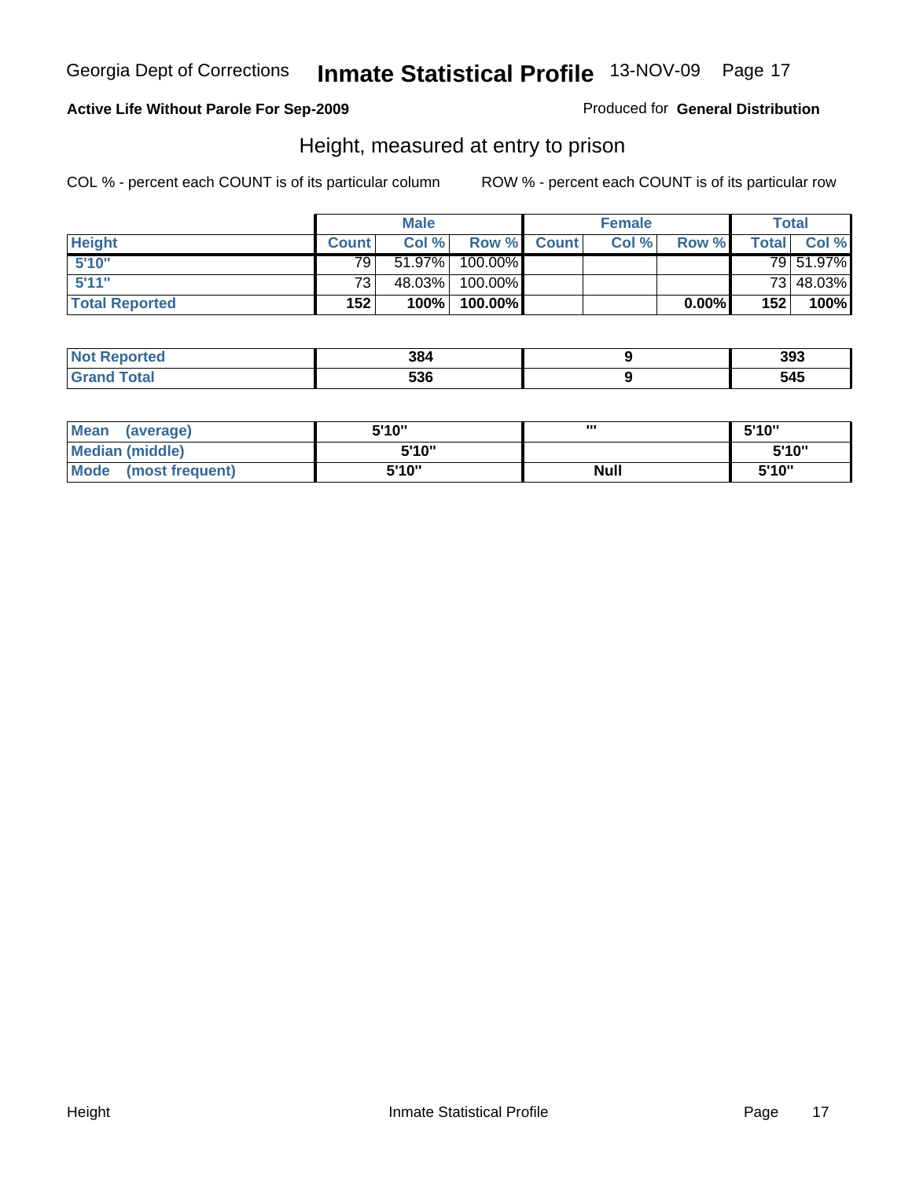Georgia Dept of Corrections **Inmate Statistical Profile** 13-NOV-09

**Active Life Without Parole For Sep-2009**

Produced for **General Distribution**

## Height, measured at entry to prison

COL % - percent each COUNT is of its particular column

ROW % - percent each COUNT is of its particular row

| | Male | | | Female | | | Total | |
|---|---|---|---|---|---|---|---|---|
| **Height** | **Count** | **Col %** | **Row %** | **Count** | **Col %** | **Row %** | **Total** | **Col %** |
| **5'10"** | 79 | 51.97% | 100.00% | | | | 79 | 51.97% |
| **5'11"** | 73 | 48.03% | 100.00% | | | | 73 | 48.03% |
| **Total Reported** | **152** | **100%** | **100.00%** | | | **0.00%** | **152** | **100%** |

| | Male | Female | Total |
|---|---|---|---|
| **Not Reported** | **384** | **9** | **393** |
| **Grand Total** | **536** | **9** | **545** |

| | Male | Female | Total |
|---|---|---|---|
| **Mean (average)** | **5'10"** | **'''** | **5'10"** |
| **Median (middle)** | **5'10"** | | **5'10"** |
| **Mode (most frequent)** | **5'10"** | **Null** | **5'10"** |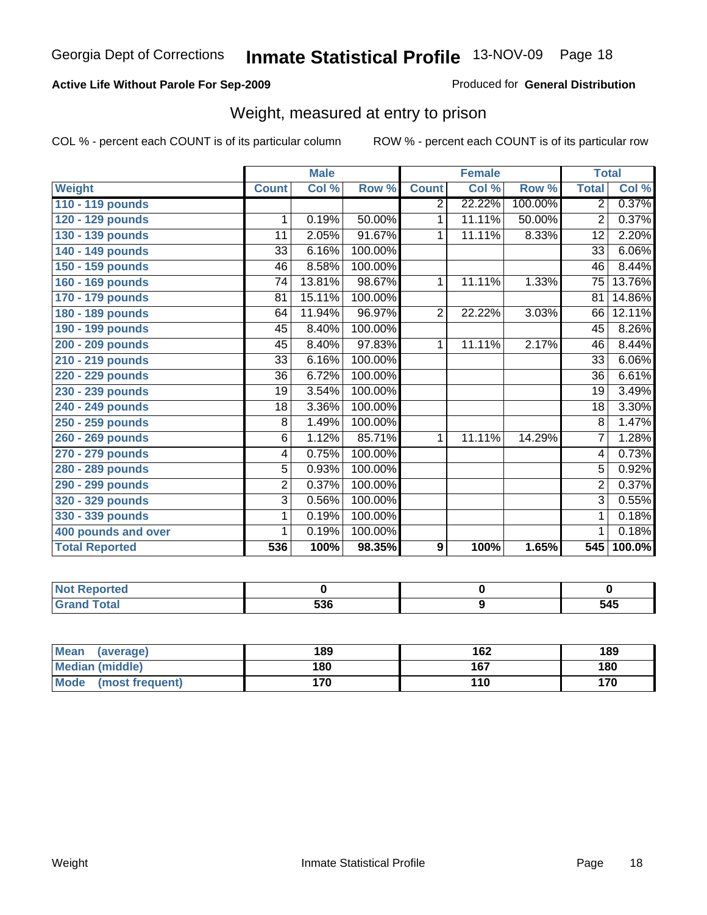Georgia Dept of Corrections **Inmate Statistical Profile** 13-NOV-09

**Active Life Without Parole For Sep-2009**

Produced for **General Distribution**

## Weight, measured at entry to prison

COL % - percent each COUNT is of its particular column

ROW % - percent each COUNT is of its particular row

| | Male | | | Female | | | Total | |
|---|---|---|---|---|---|---|---|---|
| **Weight** | **Count** | **Col %** | **Row %** | **Count** | **Col %** | **Row %** | **Total** | **Col %** |
| **110 - 119 pounds** | | | | 2 | 22.22% | 100.00% | 2 | 0.37% |
| **120 - 129 pounds** | 1 | 0.19% | 50.00% | 1 | 11.11% | 50.00% | 2 | 0.37% |
| **130 - 139 pounds** | 11 | 2.05% | 91.67% | 1 | 11.11% | 8.33% | 12 | 2.20% |
| **140 - 149 pounds** | 33 | 6.16% | 100.00% | | | | 33 | 6.06% |
| **150 - 159 pounds** | 46 | 8.58% | 100.00% | | | | 46 | 8.44% |
| **160 - 169 pounds** | 74 | 13.81% | 98.67% | 1 | 11.11% | 1.33% | 75 | 13.76% |
| **170 - 179 pounds** | 81 | 15.11% | 100.00% | | | | 81 | 14.86% |
| **180 - 189 pounds** | 64 | 11.94% | 96.97% | 2 | 22.22% | 3.03% | 66 | 12.11% |
| **190 - 199 pounds** | 45 | 8.40% | 100.00% | | | | 45 | 8.26% |
| **200 - 209 pounds** | 45 | 8.40% | 97.83% | 1 | 11.11% | 2.17% | 46 | 8.44% |
| **210 - 219 pounds** | 33 | 6.16% | 100.00% | | | | 33 | 6.06% |
| **220 - 229 pounds** | 36 | 6.72% | 100.00% | | | | 36 | 6.61% |
| **230 - 239 pounds** | 19 | 3.54% | 100.00% | | | | 19 | 3.49% |
| **240 - 249 pounds** | 18 | 3.36% | 100.00% | | | | 18 | 3.30% |
| **250 - 259 pounds** | 8 | 1.49% | 100.00% | | | | 8 | 1.47% |
| **260 - 269 pounds** | 6 | 1.12% | 85.71% | 1 | 11.11% | 14.29% | 7 | 1.28% |
| **270 - 279 pounds** | 4 | 0.75% | 100.00% | | | | 4 | 0.73% |
| **280 - 289 pounds** | 5 | 0.93% | 100.00% | | | | 5 | 0.92% |
| **290 - 299 pounds** | 2 | 0.37% | 100.00% | | | | 2 | 0.37% |
| **320 - 329 pounds** | 3 | 0.56% | 100.00% | | | | 3 | 0.55% |
| **330 - 339 pounds** | 1 | 0.19% | 100.00% | | | | 1 | 0.18% |
| **400 pounds and over** | 1 | 0.19% | 100.00% | | | | 1 | 0.18% |
| **Total Reported** | **536** | **100%** | **98.35%** | **9** | **100%** | **1.65%** | **545** | **100.0%** |

| | Male | Female | Total |
|---|---|---|---|
| **Not Reported** | **0** | **0** | **0** |
| **Grand Total** | **536** | **9** | **545** |

| | Male | Female | Total |
|---|---|---|---|
| **Mean (average)** | **189** | **162** | **189** |
| **Median (middle)** | **180** | **167** | **180** |
| **Mode (most frequent)** | **170** | **110** | **170** |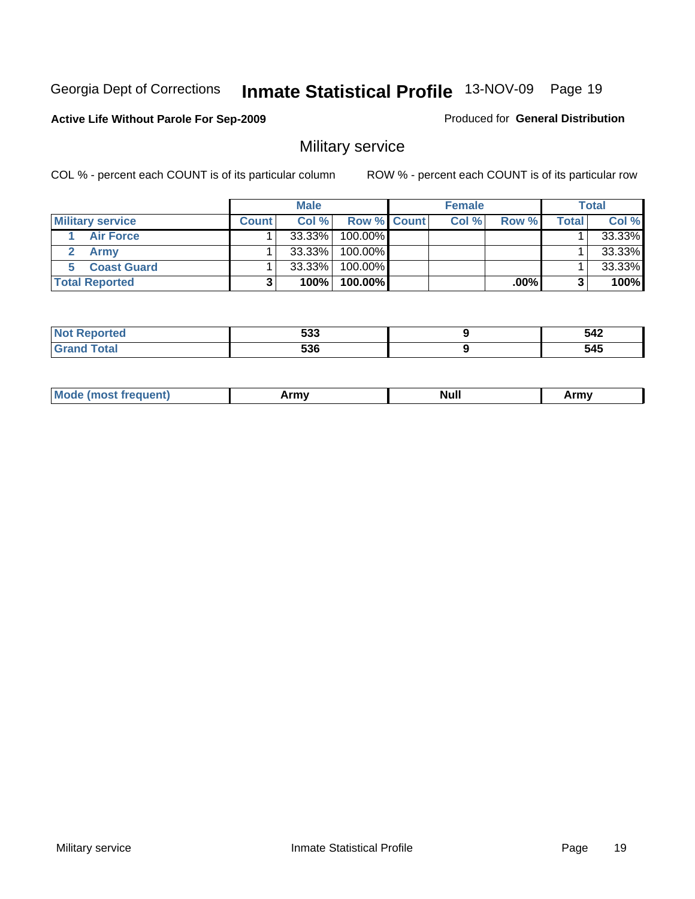Georgia Dept of Corrections **Inmate Statistical Profile** 13-NOV-09

**Active Life Without Parole For Sep-2009**

Produced for **General Distribution**

## Military service

COL % - percent each COUNT is of its particular column    ROW % - percent each COUNT is of its particular row

| | Male | | | Female | | | Total | |
|---|---|---|---|---|---|---|---|---|
| **Military service** | **Count** | **Col %** | **Row %** | **Count** | **Col %** | **Row %** | **Total** | **Col %** |
| 1 Air Force | 1 | 33.33% | 100.00% | | | | 1 | 33.33% |
| 2 Army | 1 | 33.33% | 100.00% | | | | 1 | 33.33% |
| 5 Coast Guard | 1 | 33.33% | 100.00% | | | | 1 | 33.33% |
| **Total Reported** | **3** | **100%** | **100.00%** | | | **.00%** | **3** | **100%** |

| | Male | Female | Total |
|---|---|---|---|
| **Not Reported** | **533** | **9** | **542** |
| **Grand Total** | **536** | **9** | **545** |

| | Male | Female | Total |
|---|---|---|---|
| **Mode (most frequent)** | **Army** | **Null** | **Army** |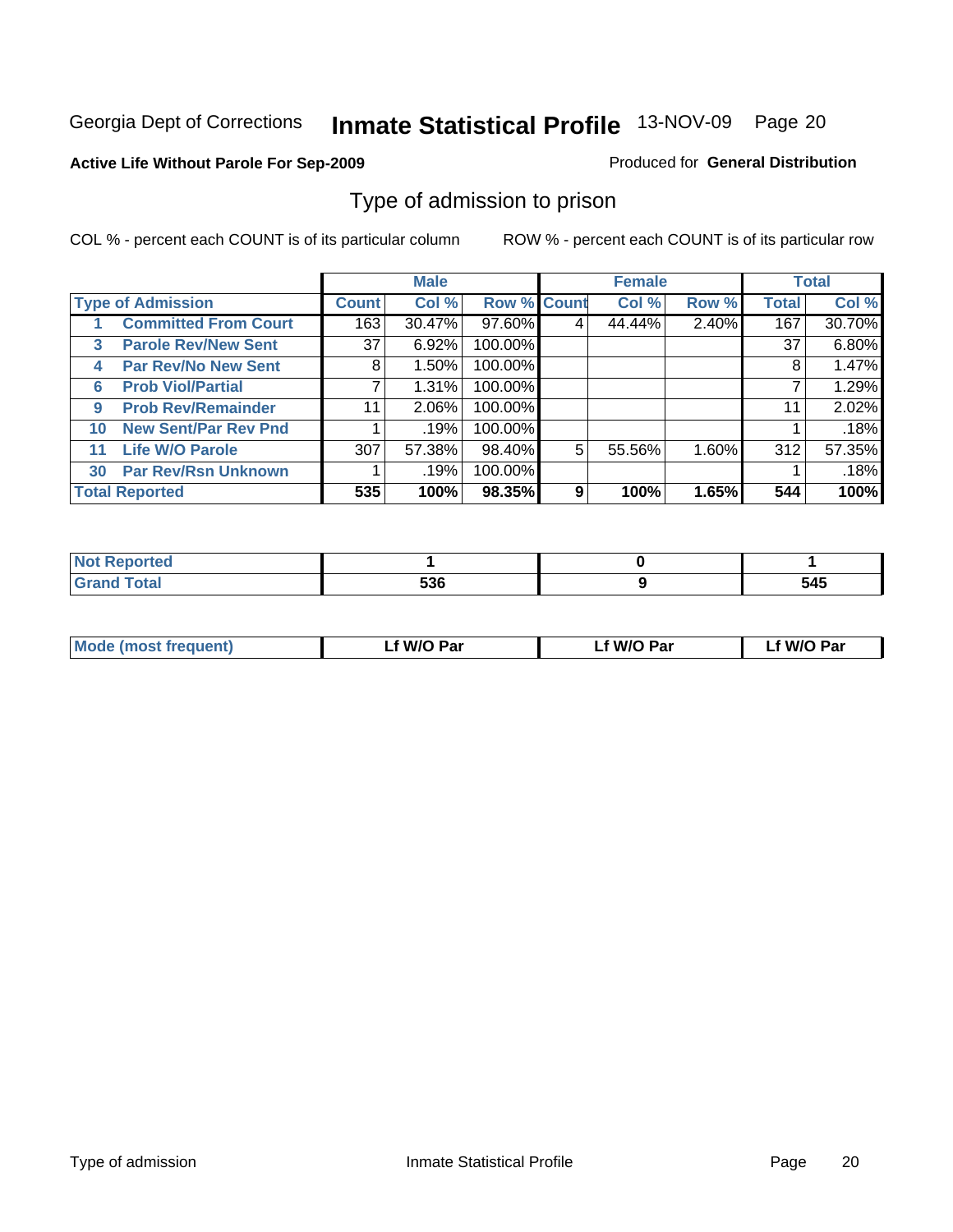Georgia Dept of Corrections **Inmate Statistical Profile** 13-NOV-09

**Active Life Without Parole For Sep-2009**

Produced for **General Distribution**

## Type of admission to prison

COL % - percent each COUNT is of its particular column

ROW % - percent each COUNT is of its particular row

| | | Male | | | Female | | | Total | |
|---|---|---|---|---|---|---|---|---|---|
| Type of Admission | | Count | Col % | Row % | Count | Col % | Row % | Total | Col % |
| 1 | Committed From Court | 163 | 30.47% | 97.60% | 4 | 44.44% | 2.40% | 167 | 30.70% |
| 3 | Parole Rev/New Sent | 37 | 6.92% | 100.00% | | | | 37 | 6.80% |
| 4 | Par Rev/No New Sent | 8 | 1.50% | 100.00% | | | | 8 | 1.47% |
| 6 | Prob Viol/Partial | 7 | 1.31% | 100.00% | | | | 7 | 1.29% |
| 9 | Prob Rev/Remainder | 11 | 2.06% | 100.00% | | | | 11 | 2.02% |
| 10 | New Sent/Par Rev Pnd | 1 | .19% | 100.00% | | | | 1 | .18% |
| 11 | Life W/O Parole | 307 | 57.38% | 98.40% | 5 | 55.56% | 1.60% | 312 | 57.35% |
| 30 | Par Rev/Rsn Unknown | 1 | .19% | 100.00% | | | | 1 | .18% |
| **Total Reported** | | **535** | **100%** | **98.35%** | **9** | **100%** | **1.65%** | **544** | **100%** |

| | Male | Female | Total |
|---|---|---|---|
| Not Reported | 1 | 0 | 1 |
| Grand Total | 536 | 9 | 545 |

| | Male | Female | Total |
|---|---|---|---|
| Mode (most frequent) | Lf W/O Par | Lf W/O Par | Lf W/O Par |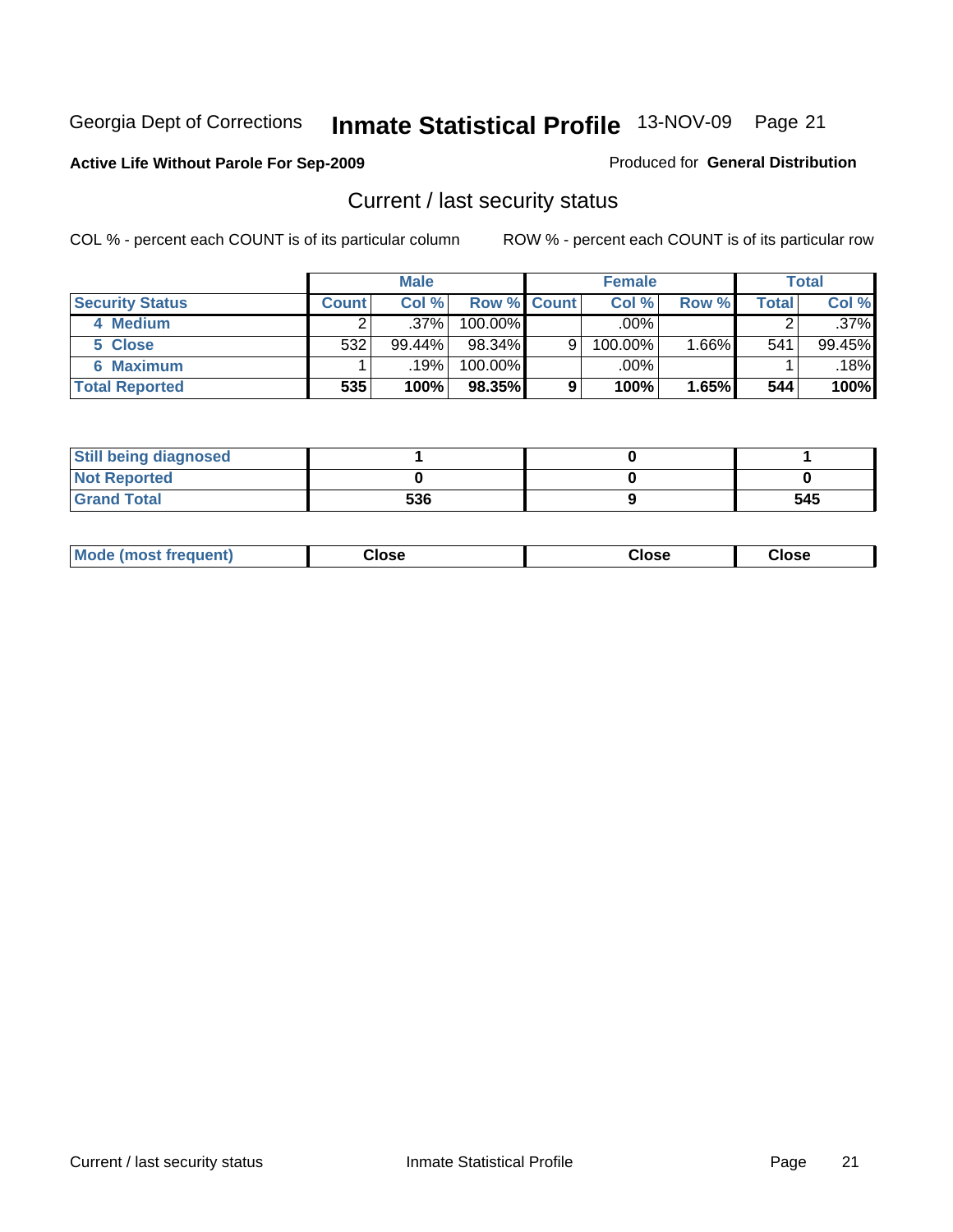Georgia Dept of Corrections **Inmate Statistical Profile** 13-NOV-09 Page 21

**Active Life Without Parole For Sep-2009**

Produced for **General Distribution**

## Current / last security status

COL % - percent each COUNT is of its particular column    ROW % - percent each COUNT is of its particular row

| | Male | | | Female | | | Total | |
|---|---|---|---|---|---|---|---|---|
| **Security Status** | **Count** | **Col %** | **Row %** | **Count** | **Col %** | **Row %** | **Total** | **Col %** |
| 4 Medium | 2 | .37% | 100.00% | | .00% | | 2 | .37% |
| 5 Close | 532 | 99.44% | 98.34% | 9 | 100.00% | 1.66% | 541 | 99.45% |
| 6 Maximum | 1 | .19% | 100.00% | | .00% | | 1 | .18% |
| **Total Reported** | **535** | **100%** | **98.35%** | **9** | **100%** | **1.65%** | **544** | **100%** |

| | Male | Female | Total |
|---|---|---|---|
| Still being diagnosed | 1 | 0 | 1 |
| Not Reported | 0 | 0 | 0 |
| Grand Total | 536 | 9 | 545 |

| | Male | Female | Total |
|---|---|---|---|
| Mode (most frequent) | Close | Close | Close |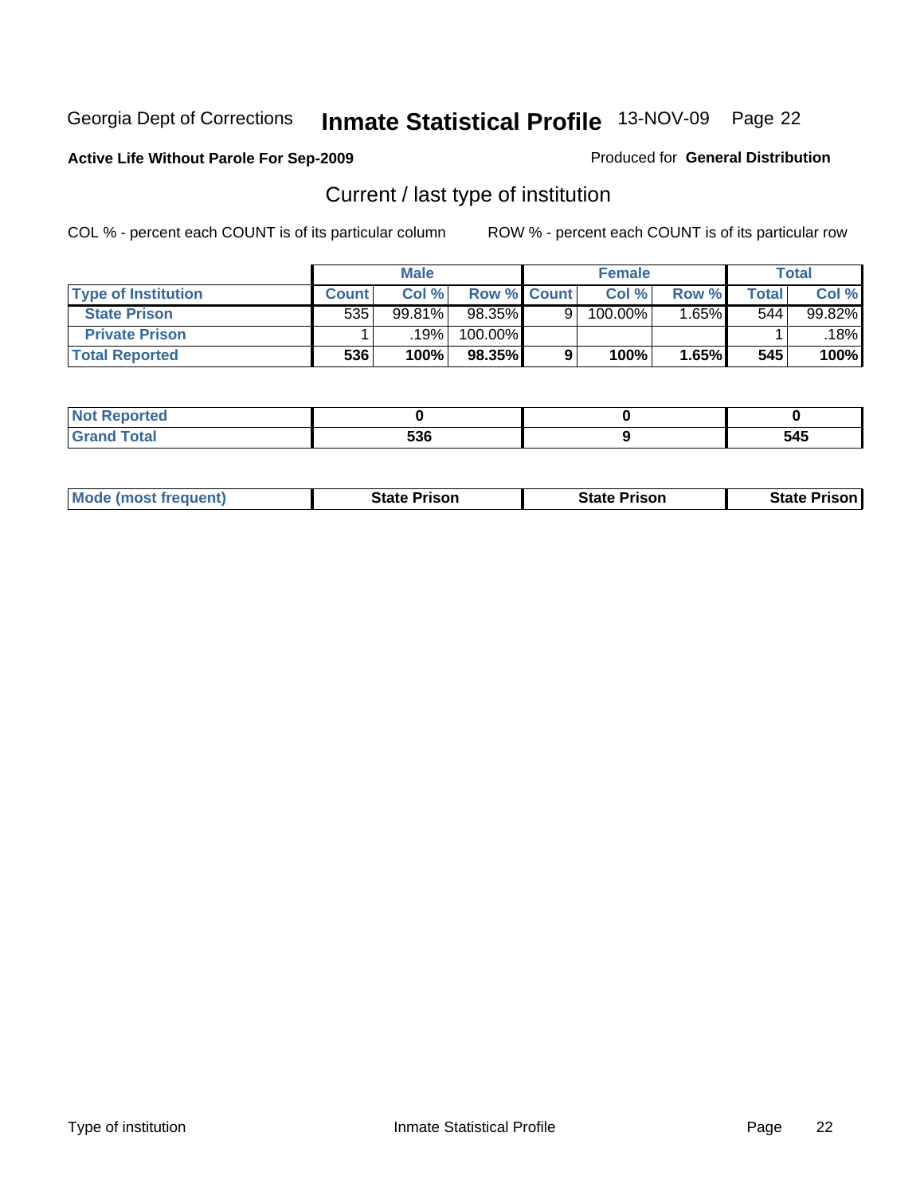Georgia Dept of Corrections **Inmate Statistical Profile** 13-NOV-09

**Active Life Without Parole For Sep-2009**

Produced for **General Distribution**

## Current / last type of institution

COL % - percent each COUNT is of its particular column    ROW % - percent each COUNT is of its particular row

| | Male | | | Female | | | Total | |
|---|---|---|---|---|---|---|---|---|
| **Type of Institution** | **Count** | **Col %** | **Row %** | **Count** | **Col %** | **Row %** | **Total** | **Col %** |
| **State Prison** | 535 | 99.81% | 98.35% | 9 | 100.00% | 1.65% | 544 | 99.82% |
| **Private Prison** | 1 | .19% | 100.00% | | | | 1 | .18% |
| **Total Reported** | **536** | **100%** | **98.35%** | **9** | **100%** | **1.65%** | **545** | **100%** |

| | Male | Female | Total |
|---|---|---|---|
| **Not Reported** | **0** | **0** | **0** |
| **Grand Total** | **536** | **9** | **545** |

| | Male | Female | Total |
|---|---|---|---|
| **Mode (most frequent)** | **State Prison** | **State Prison** | **State Prison** |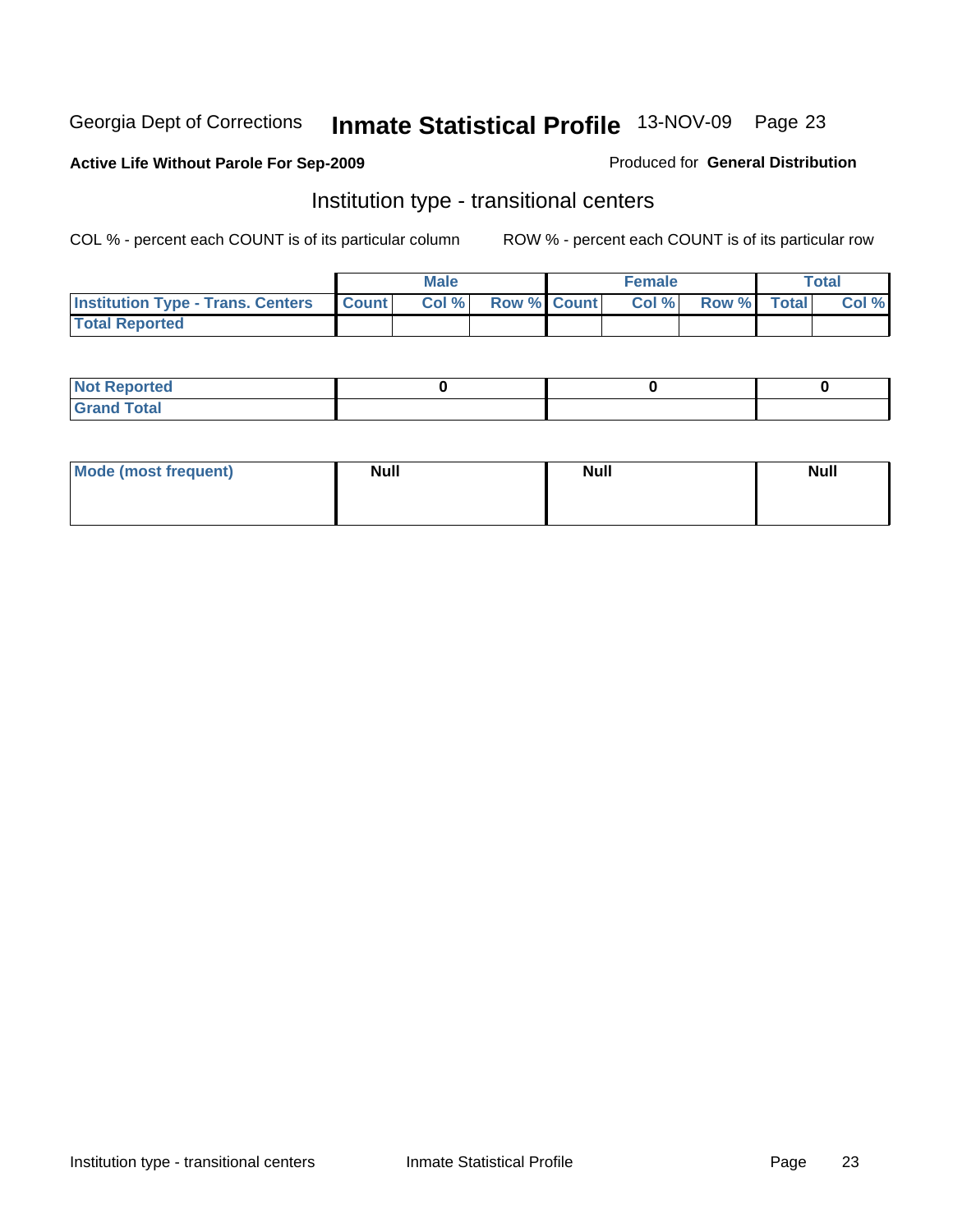Georgia Dept of Corrections **Inmate Statistical Profile** 13-NOV-09

**Active Life Without Parole For Sep-2009**

Produced for **General Distribution**

## Institution type - transitional centers

COL % - percent each COUNT is of its particular column

ROW % - percent each COUNT is of its particular row

| | Male | | | Female | | | Total | |
|---|---|---|---|---|---|---|---|---|
| **Institution Type - Trans. Centers** | **Count** | **Col %** | **Row %** | **Count** | **Col %** | **Row %** | **Total** | **Col %** |
| **Total Reported** | | | | | | | | |
| **Not Reported** | 0 | | | 0 | | | 0 | |
| **Grand Total** | | | | | | | | |

| | Male | Female | Total |
|---|---|---|---|
| **Mode (most frequent)** | Null | Null | Null |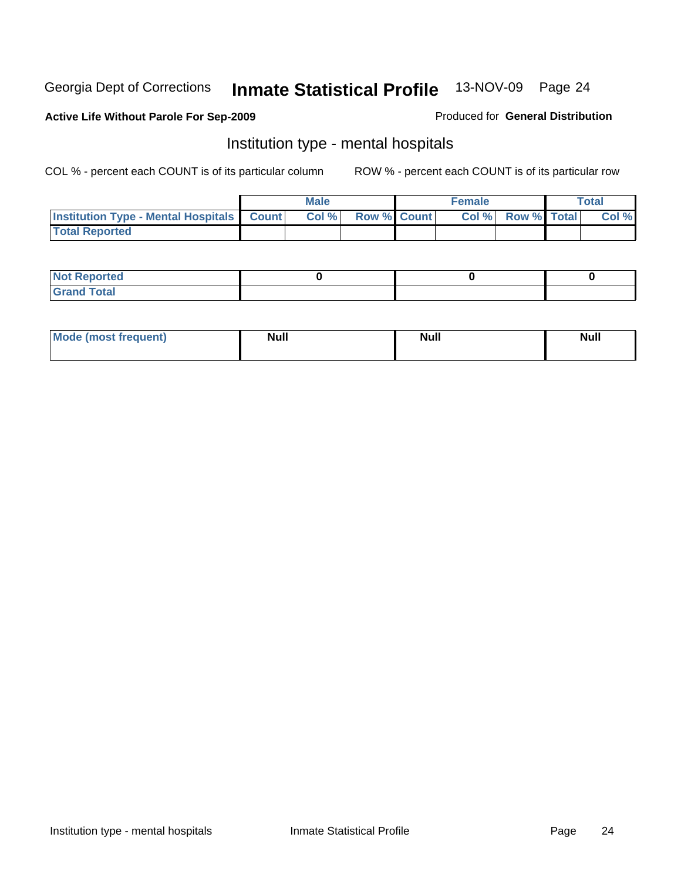Georgia Dept of Corrections **Inmate Statistical Profile** 13-NOV-09

**Active Life Without Parole For Sep-2009**

Produced for **General Distribution**

## Institution type - mental hospitals

COL % - percent each COUNT is of its particular column

ROW % - percent each COUNT is of its particular row

| | Male | | | Female | | | Total | |
|---|---|---|---|---|---|---|---|---|
| **Institution Type - Mental Hospitals** | **Count** | **Col %** | **Row %** | **Count** | **Col %** | **Row %** | **Total** | **Col %** |
| **Total Reported** | | | | | | | | |

| | Male | Female | Total |
|---|---|---|---|
| **Not Reported** | 0 | 0 | 0 |
| **Grand Total** | | | |

| | Male | Female | Total |
|---|---|---|---|
| **Mode (most frequent)** | Null | Null | Null |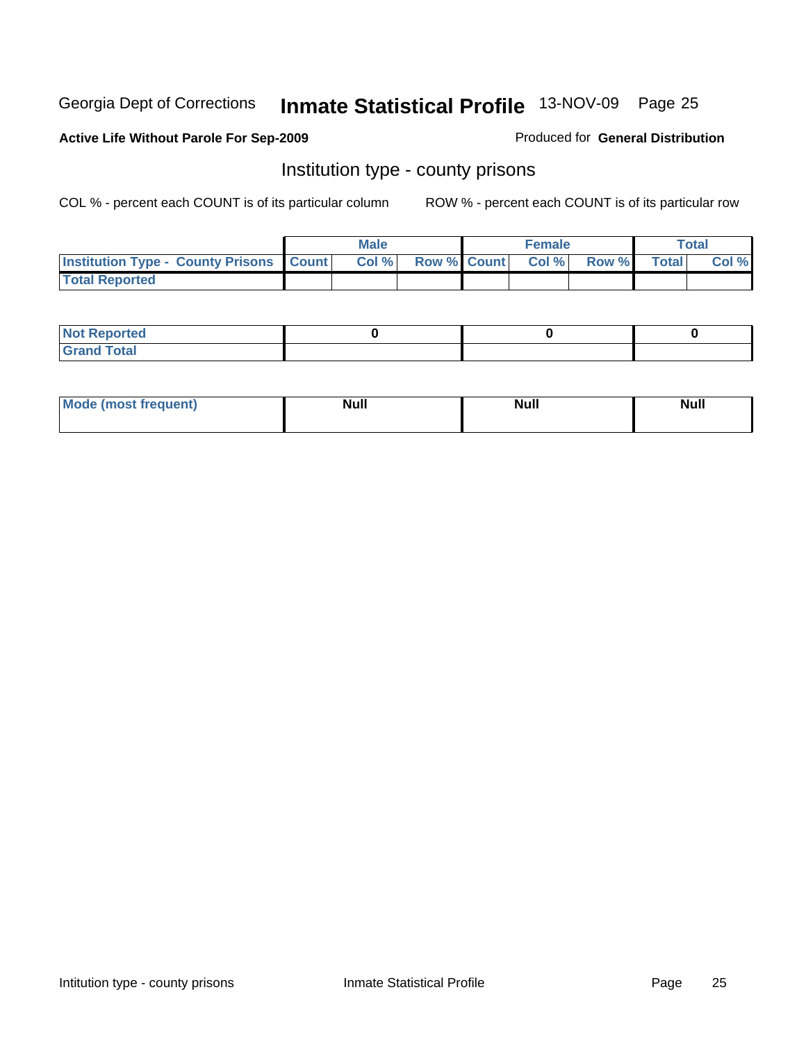Georgia Dept of Corrections **Inmate Statistical Profile** 13-NOV-09

**Active Life Without Parole For Sep-2009**

Produced for **General Distribution**

## Institution type - county prisons

COL % - percent each COUNT is of its particular column

ROW % - percent each COUNT is of its particular row

| | Male | | | Female | | | Total | |
|---|---|---|---|---|---|---|---|---|
| **Institution Type - County Prisons** | **Count** | **Col %** | **Row %** | **Count** | **Col %** | **Row %** | **Total** | **Col %** |
| **Total Reported** | | | | | | | | |

| | Male | Female | Total |
|---|---|---|---|
| **Not Reported** | **0** | **0** | **0** |
| **Grand Total** | | | |

| | Male | Female | Total |
|---|---|---|---|
| **Mode (most frequent)** | **Null** | **Null** | **Null** |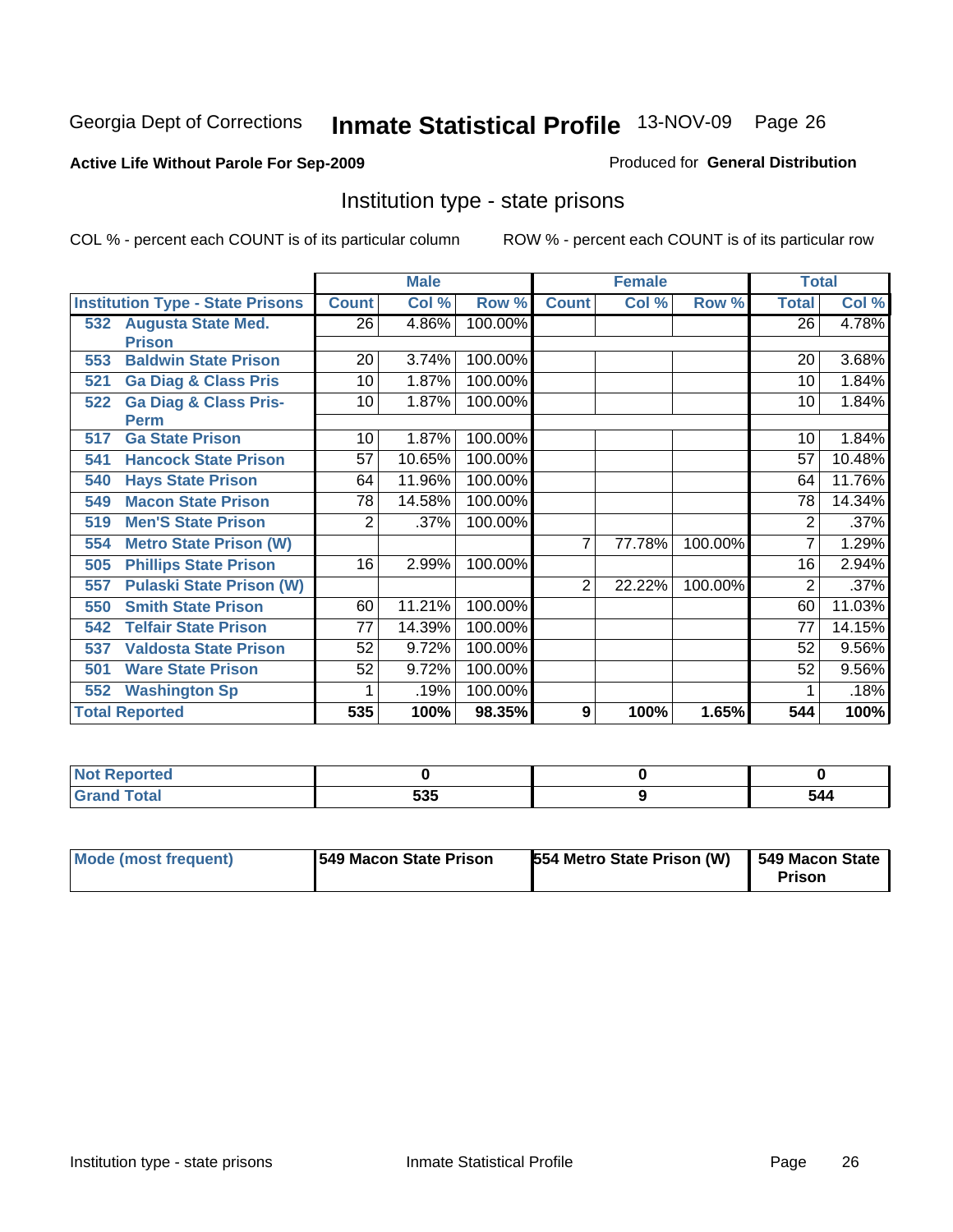Georgia Dept of Corrections **Inmate Statistical Profile** 13-NOV-09

**Active Life Without Parole For Sep-2009**

Produced for **General Distribution**

## Institution type - state prisons

COL % - percent each COUNT is of its particular column

ROW % - percent each COUNT is of its particular row

| | Male | | | Female | | | Total | |
|---|---|---|---|---|---|---|---|---|
| **Institution Type - State Prisons** | **Count** | **Col %** | **Row %** | **Count** | **Col %** | **Row %** | **Total** | **Col %** |
| 532 Augusta State Med. Prison | 26 | 4.86% | 100.00% | | | | 26 | 4.78% |
| 553 Baldwin State Prison | 20 | 3.74% | 100.00% | | | | 20 | 3.68% |
| 521 Ga Diag & Class Pris | 10 | 1.87% | 100.00% | | | | 10 | 1.84% |
| 522 Ga Diag & Class Pris-Perm | 10 | 1.87% | 100.00% | | | | 10 | 1.84% |
| 517 Ga State Prison | 10 | 1.87% | 100.00% | | | | 10 | 1.84% |
| 541 Hancock State Prison | 57 | 10.65% | 100.00% | | | | 57 | 10.48% |
| 540 Hays State Prison | 64 | 11.96% | 100.00% | | | | 64 | 11.76% |
| 549 Macon State Prison | 78 | 14.58% | 100.00% | | | | 78 | 14.34% |
| 519 Men'S State Prison | 2 | .37% | 100.00% | | | | 2 | .37% |
| 554 Metro State Prison (W) | | | | 7 | 77.78% | 100.00% | 7 | 1.29% |
| 505 Phillips State Prison | 16 | 2.99% | 100.00% | | | | 16 | 2.94% |
| 557 Pulaski State Prison (W) | | | | 2 | 22.22% | 100.00% | 2 | .37% |
| 550 Smith State Prison | 60 | 11.21% | 100.00% | | | | 60 | 11.03% |
| 542 Telfair State Prison | 77 | 14.39% | 100.00% | | | | 77 | 14.15% |
| 537 Valdosta State Prison | 52 | 9.72% | 100.00% | | | | 52 | 9.56% |
| 501 Ware State Prison | 52 | 9.72% | 100.00% | | | | 52 | 9.56% |
| 552 Washington Sp | 1 | .19% | 100.00% | | | | 1 | .18% |
| **Total Reported** | **535** | **100%** | **98.35%** | **9** | **100%** | **1.65%** | **544** | **100%** |

| | Male | Female | Total |
|---|---|---|---|
| **Not Reported** | **0** | **0** | **0** |
| **Grand Total** | **535** | **9** | **544** |

| | Male | Female | Total |
|---|---|---|---|
| **Mode (most frequent)** | **549 Macon State Prison** | **554 Metro State Prison (W)** | **549 Macon State Prison** |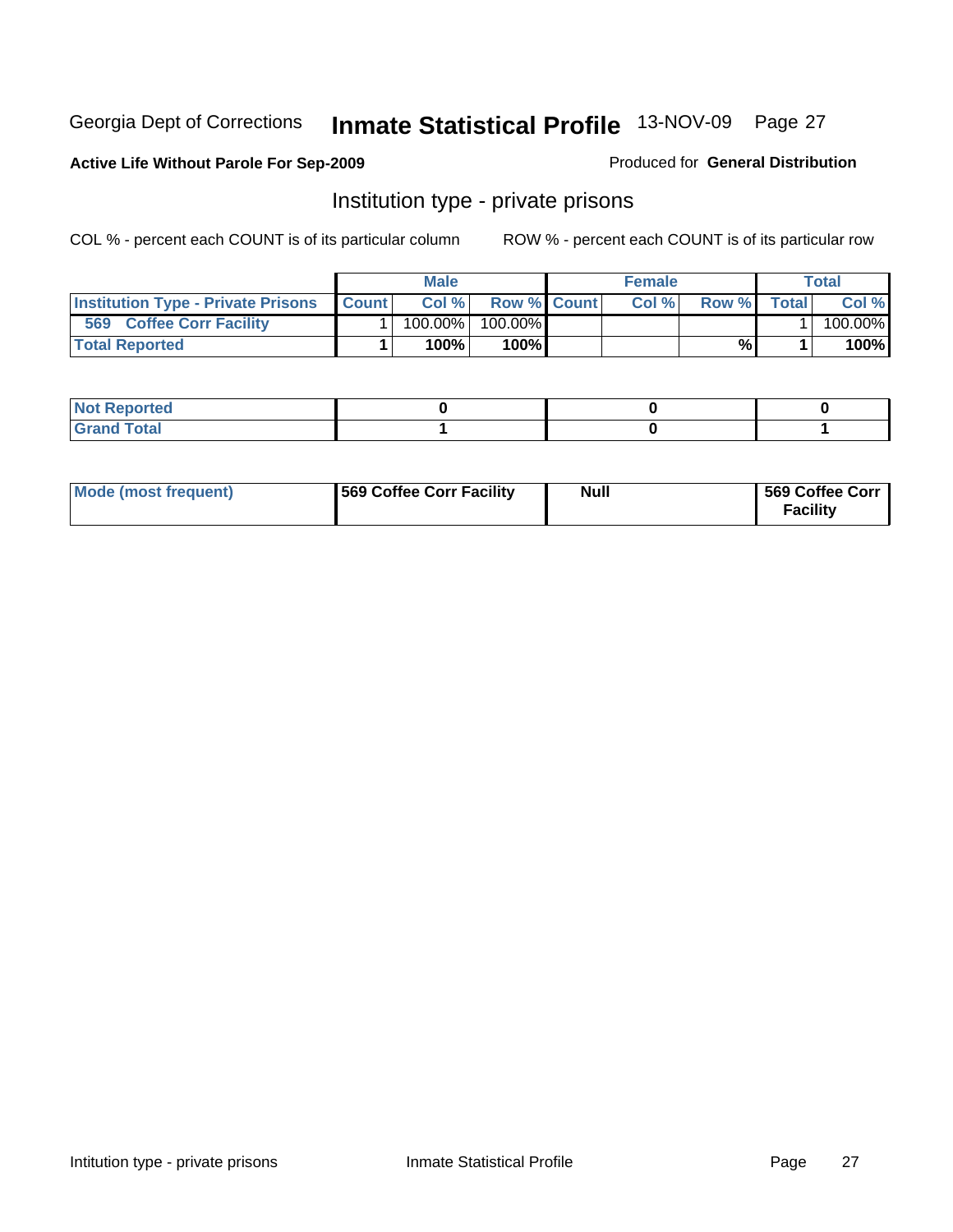Georgia Dept of Corrections **Inmate Statistical Profile** 13-NOV-09

**Active Life Without Parole For Sep-2009**

Produced for **General Distribution**

## Institution type - private prisons

COL % - percent each COUNT is of its particular column ROW % - percent each COUNT is of its particular row

| | Male | | | Female | | | Total | |
|---|---|---|---|---|---|---|---|---|
| **Institution Type - Private Prisons** | **Count** | **Col %** | **Row %** | **Count** | **Col %** | **Row %** | **Total** | **Col %** |
| **569 Coffee Corr Facility** | 1 | 100.00% | 100.00% | | | | 1 | 100.00% |
| **Total Reported** | **1** | **100%** | **100%** | | | **%** | **1** | **100%** |

| | Male | Female | Total |
|---|---|---|---|
| **Not Reported** | **0** | **0** | **0** |
| **Grand Total** | **1** | **0** | **1** |

| | Male | Female | Total |
|---|---|---|---|
| **Mode (most frequent)** | **569 Coffee Corr Facility** | **Null** | **569 Coffee Corr Facility** |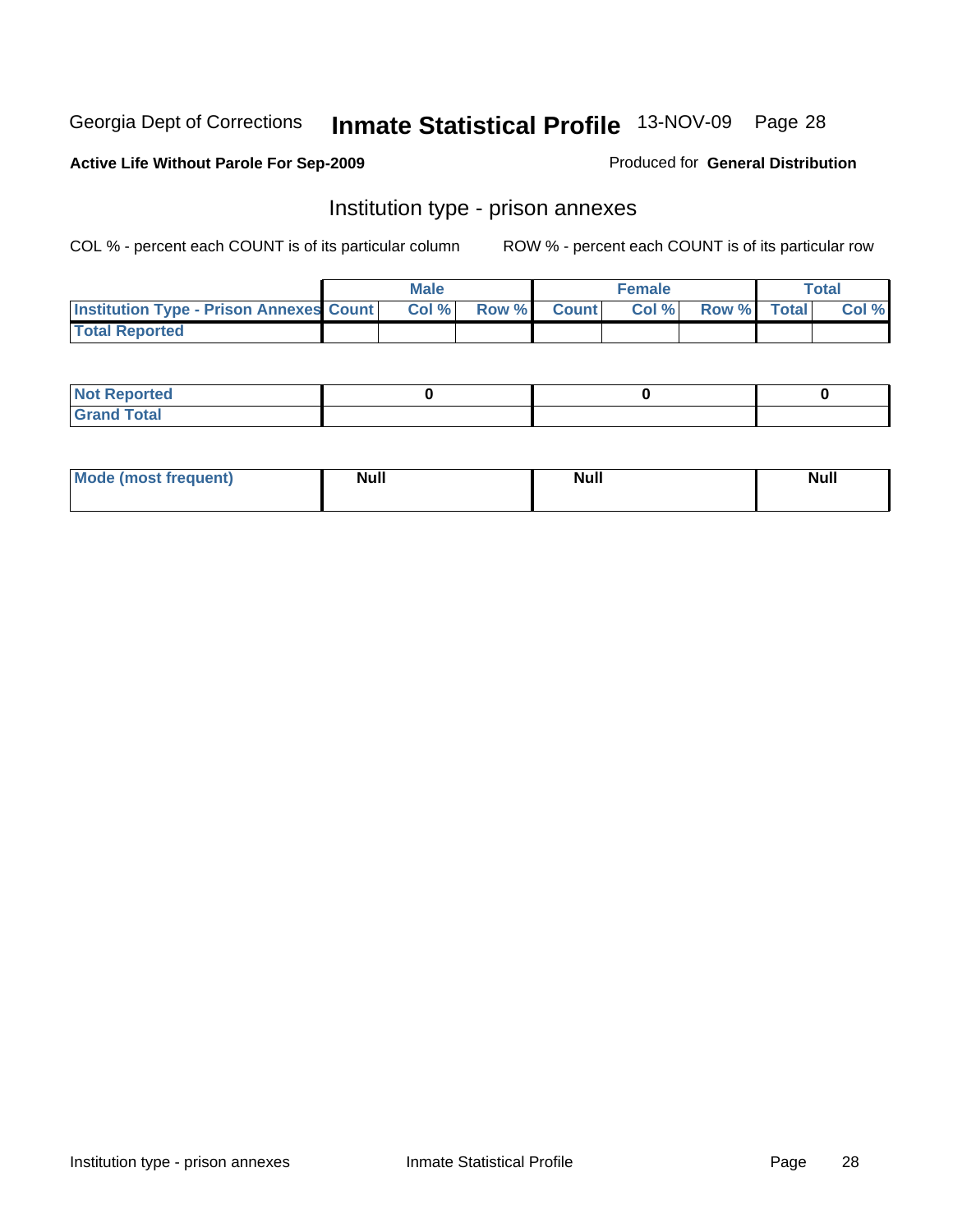Georgia Dept of Corrections **Inmate Statistical Profile** 13-NOV-09

**Active Life Without Parole For Sep-2009**

Produced for **General Distribution**

## Institution type - prison annexes

COL % - percent each COUNT is of its particular column ROW % - percent each COUNT is of its particular row

| | Male | | | Female | | | Total | |
|---|---|---|---|---|---|---|---|---|
| Institution Type - Prison Annexes | Count | Col % | Row % | Count | Col % | Row % | Total | Col % |
| Total Reported | | | | | | | | |
| Not Reported | 0 | | | 0 | | | 0 | |
| Grand Total | | | | | | | | |

| | Male | Female | Total |
|---|---|---|---|
| Mode (most frequent) | Null | Null | Null |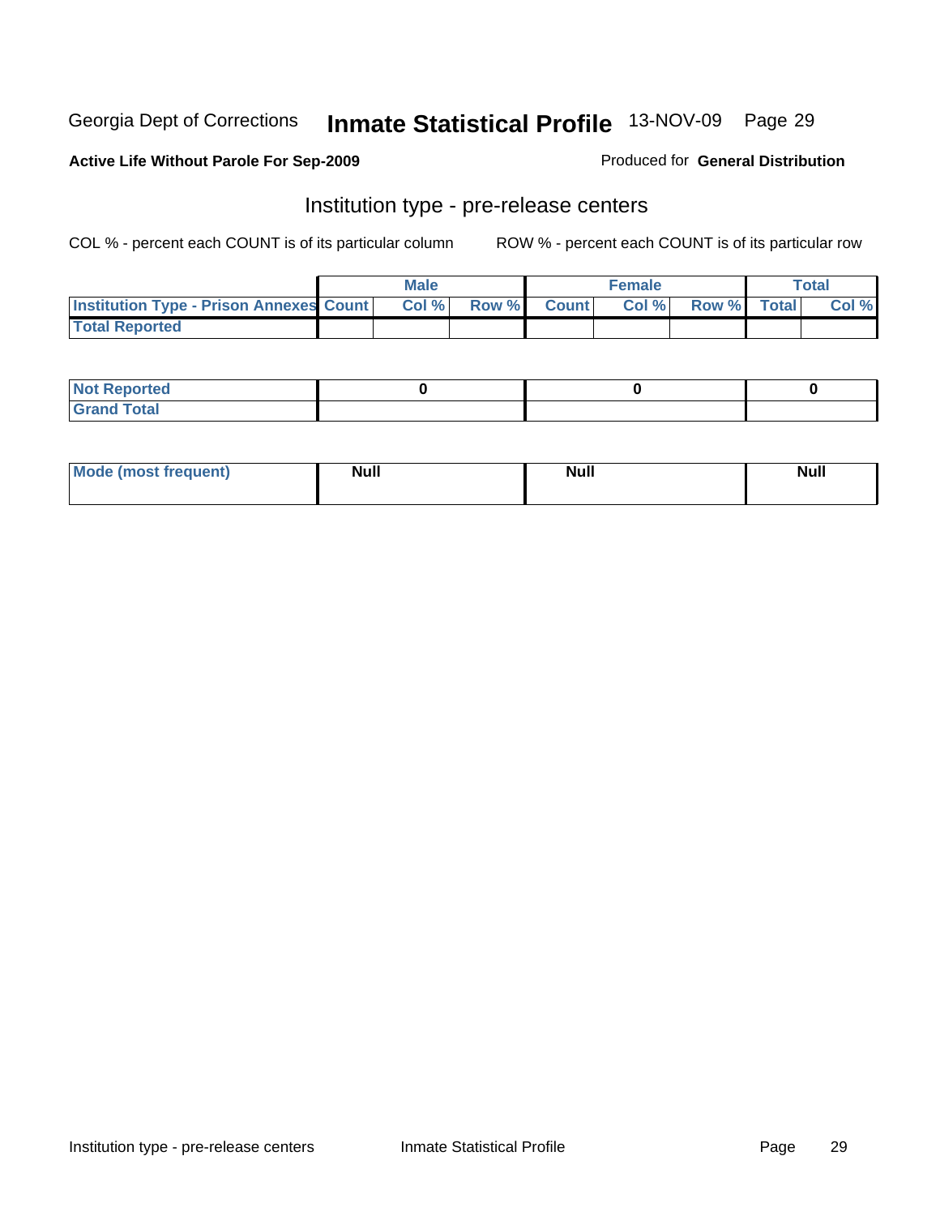Georgia Dept of Corrections **Inmate Statistical Profile** 13-NOV-09

**Active Life Without Parole For Sep-2009**

Produced for **General Distribution**

## Institution type - pre-release centers

COL % - percent each COUNT is of its particular column    ROW % - percent each COUNT is of its particular row

| | Male | | | Female | | | Total | |
|---|---|---|---|---|---|---|---|---|
| **Institution Type - Prison Annexes** | **Count** | **Col %** | **Row %** | **Count** | **Col %** | **Row %** | **Total** | **Col %** |
| **Total Reported** | | | | | | | | |

| | Male | Female | Total |
|---|---|---|---|
| **Not Reported** | 0 | 0 | 0 |
| **Grand Total** | | | |

| | Male | Female | Total |
|---|---|---|---|
| **Mode (most frequent)** | Null | Null | Null |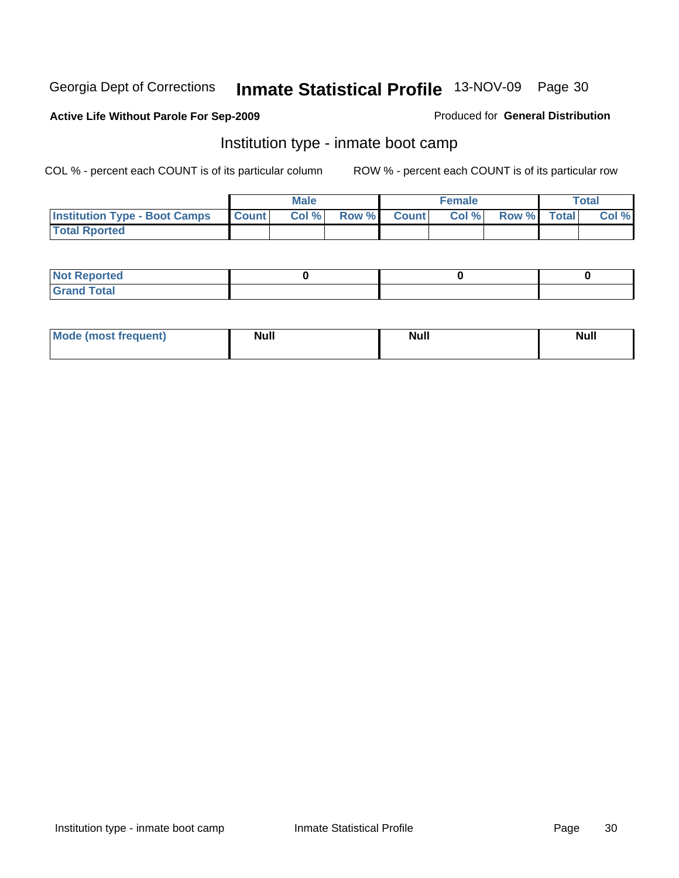Georgia Dept of Corrections **Inmate Statistical Profile** 13-NOV-09

**Active Life Without Parole For Sep-2009**

Produced for **General Distribution**

## Institution type - inmate boot camp

COL % - percent each COUNT is of its particular column

ROW % - percent each COUNT is of its particular row

| | Male | | | Female | | | Total | |
|---|---|---|---|---|---|---|---|---|
| **Institution Type - Boot Camps** | **Count** | **Col %** | **Row %** | **Count** | **Col %** | **Row %** | **Total** | **Col %** |
| **Total Rported** | | | | | | | | |

| | Male | Female | Total |
|---|---|---|---|
| **Not Reported** | 0 | 0 | 0 |
| **Grand Total** | | | |

| | Male | Female | Total |
|---|---|---|---|
| **Mode (most frequent)** | Null | Null | Null |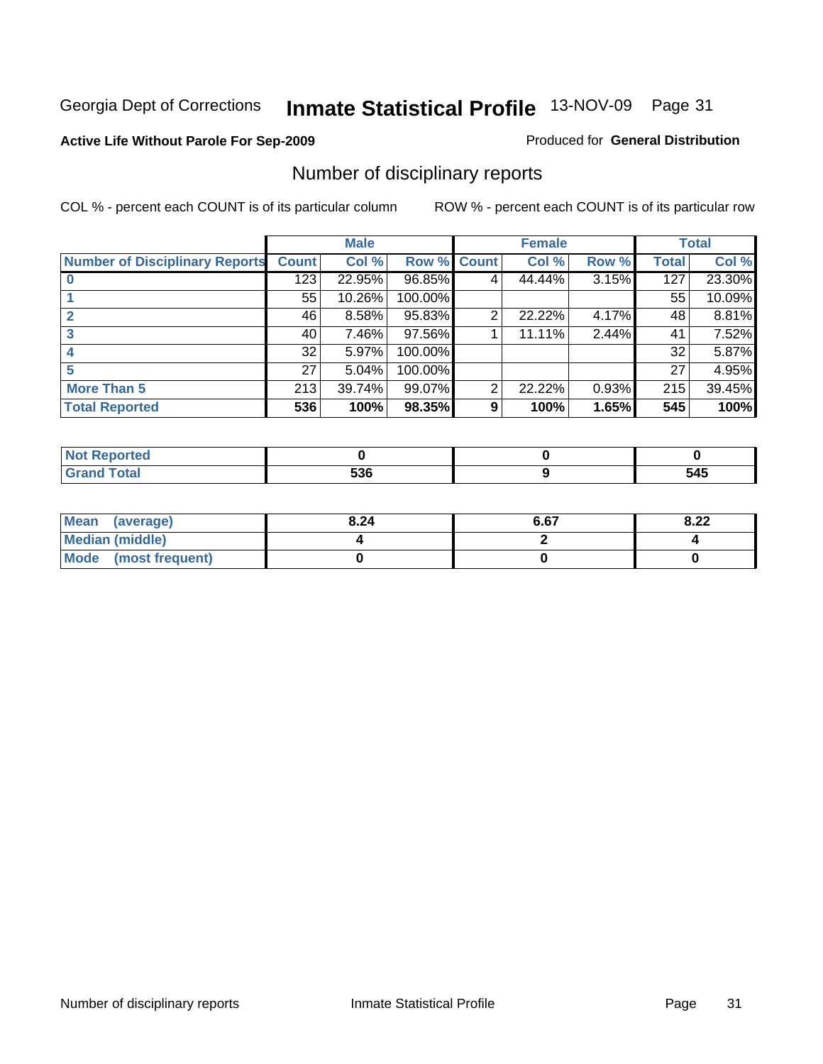Georgia Dept of Corrections **Inmate Statistical Profile** 13-NOV-09

**Active Life Without Parole For Sep-2009**

Produced for **General Distribution**

## Number of disciplinary reports

COL % - percent each COUNT is of its particular column

ROW % - percent each COUNT is of its particular row

| | Male | | | Female | | | Total | |
|---|---|---|---|---|---|---|---|---|
| Number of Disciplinary Reports | Count | Col % | Row % | Count | Col % | Row % | Total | Col % |
| 0 | 123 | 22.95% | 96.85% | 4 | 44.44% | 3.15% | 127 | 23.30% |
| 1 | 55 | 10.26% | 100.00% | | | | 55 | 10.09% |
| 2 | 46 | 8.58% | 95.83% | 2 | 22.22% | 4.17% | 48 | 8.81% |
| 3 | 40 | 7.46% | 97.56% | 1 | 11.11% | 2.44% | 41 | 7.52% |
| 4 | 32 | 5.97% | 100.00% | | | | 32 | 5.87% |
| 5 | 27 | 5.04% | 100.00% | | | | 27 | 4.95% |
| More Than 5 | 213 | 39.74% | 99.07% | 2 | 22.22% | 0.93% | 215 | 39.45% |
| **Total Reported** | **536** | **100%** | **98.35%** | **9** | **100%** | **1.65%** | **545** | **100%** |

| | Male | Female | Total |
|---|---|---|---|
| Not Reported | 0 | 0 | 0 |
| Grand Total | 536 | 9 | 545 |

| | Male | Female | Total |
|---|---|---|---|
| Mean (average) | 8.24 | 6.67 | 8.22 |
| Median (middle) | 4 | 2 | 4 |
| Mode (most frequent) | 0 | 0 | 0 |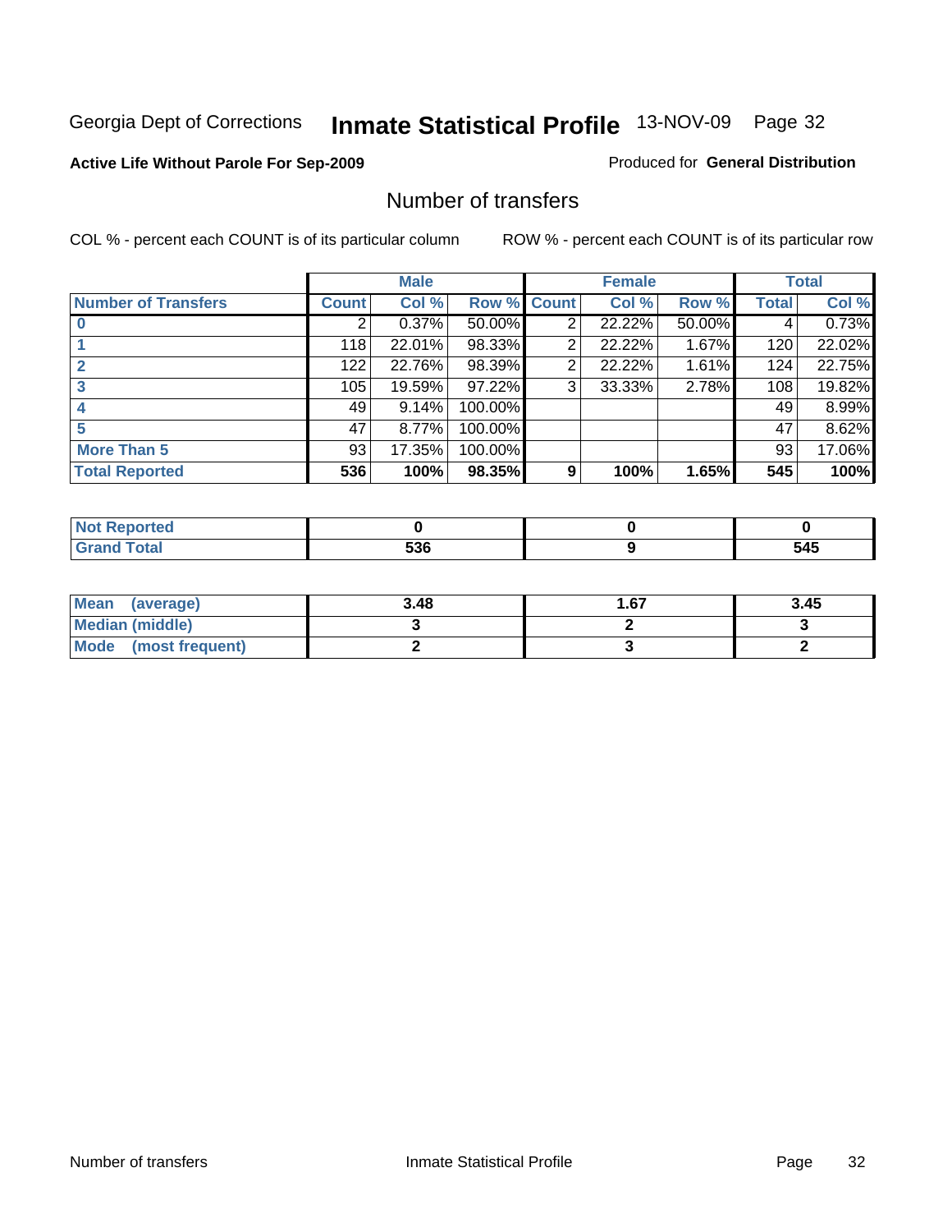Georgia Dept of Corrections **Inmate Statistical Profile** 13-NOV-09 Page 32

**Active Life Without Parole For Sep-2009**

Produced for **General Distribution**

## Number of transfers

COL % - percent each COUNT is of its particular column

ROW % - percent each COUNT is of its particular row

| | Male | | | Female | | | Total | |
|---|---|---|---|---|---|---|---|---|
| **Number of Transfers** | **Count** | **Col %** | **Row %** | **Count** | **Col %** | **Row %** | **Total** | **Col %** |
| **0** | 2 | 0.37% | 50.00% | 2 | 22.22% | 50.00% | 4 | 0.73% |
| **1** | 118 | 22.01% | 98.33% | 2 | 22.22% | 1.67% | 120 | 22.02% |
| **2** | 122 | 22.76% | 98.39% | 2 | 22.22% | 1.61% | 124 | 22.75% |
| **3** | 105 | 19.59% | 97.22% | 3 | 33.33% | 2.78% | 108 | 19.82% |
| **4** | 49 | 9.14% | 100.00% | | | | 49 | 8.99% |
| **5** | 47 | 8.77% | 100.00% | | | | 47 | 8.62% |
| **More Than 5** | 93 | 17.35% | 100.00% | | | | 93 | 17.06% |
| **Total Reported** | **536** | **100%** | **98.35%** | **9** | **100%** | **1.65%** | **545** | **100%** |

| | Male | Female | Total |
|---|---|---|---|
| **Not Reported** | **0** | **0** | **0** |
| **Grand Total** | **536** | **9** | **545** |

| | Male | Female | Total |
|---|---|---|---|
| **Mean (average)** | **3.48** | **1.67** | **3.45** |
| **Median (middle)** | **3** | **2** | **3** |
| **Mode (most frequent)** | **2** | **3** | **2** |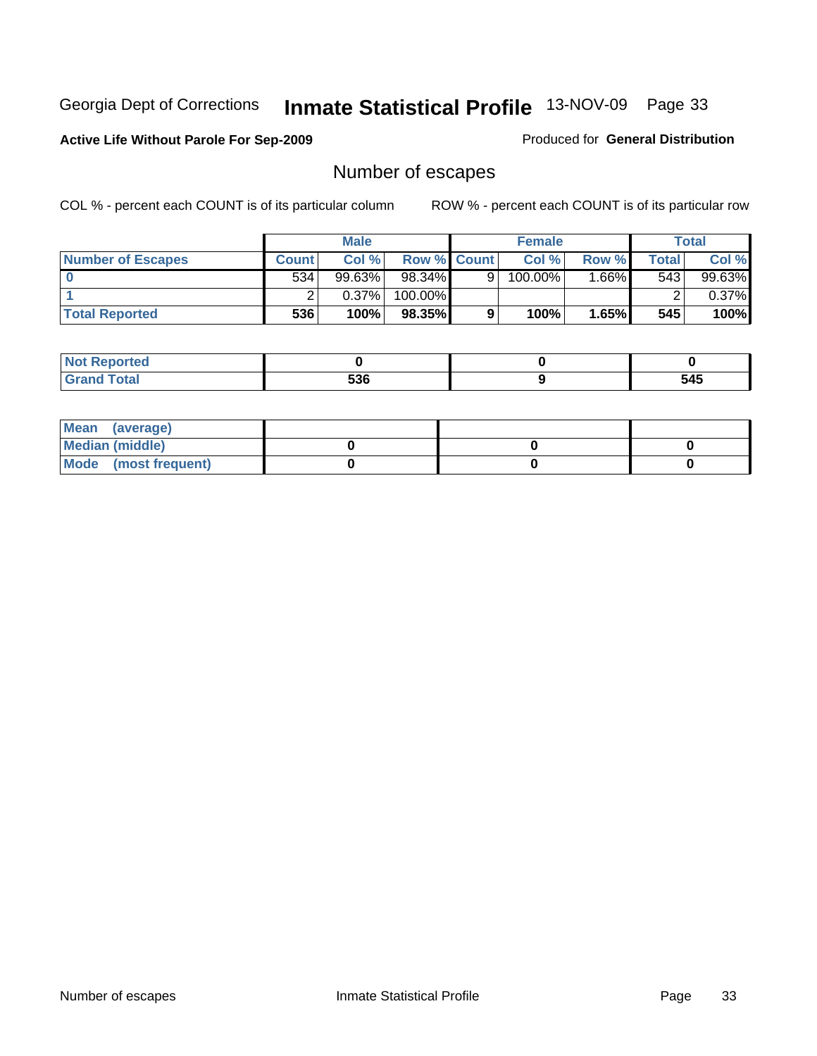Georgia Dept of Corrections **Inmate Statistical Profile** 13-NOV-09

**Active Life Without Parole For Sep-2009**

Produced for **General Distribution**

## Number of escapes

COL % - percent each COUNT is of its particular column

ROW % - percent each COUNT is of its particular row

| | Male | | | Female | | | Total | |
|---|---|---|---|---|---|---|---|---|
| **Number of Escapes** | **Count** | **Col %** | **Row %** | **Count** | **Col %** | **Row %** | **Total** | **Col %** |
| **0** | 534 | 99.63% | 98.34% | 9 | 100.00% | 1.66% | 543 | 99.63% |
| **1** | 2 | 0.37% | 100.00% | | | | 2 | 0.37% |
| **Total Reported** | **536** | **100%** | **98.35%** | **9** | **100%** | **1.65%** | **545** | **100%** |

| | Male | Female | Total |
|---|---|---|---|
| **Not Reported** | **0** | **0** | **0** |
| **Grand Total** | **536** | **9** | **545** |

| | Male | Female | Total |
|---|---|---|---|
| **Mean (average)** | | | |
| **Median (middle)** | **0** | **0** | **0** |
| **Mode (most frequent)** | **0** | **0** | **0** |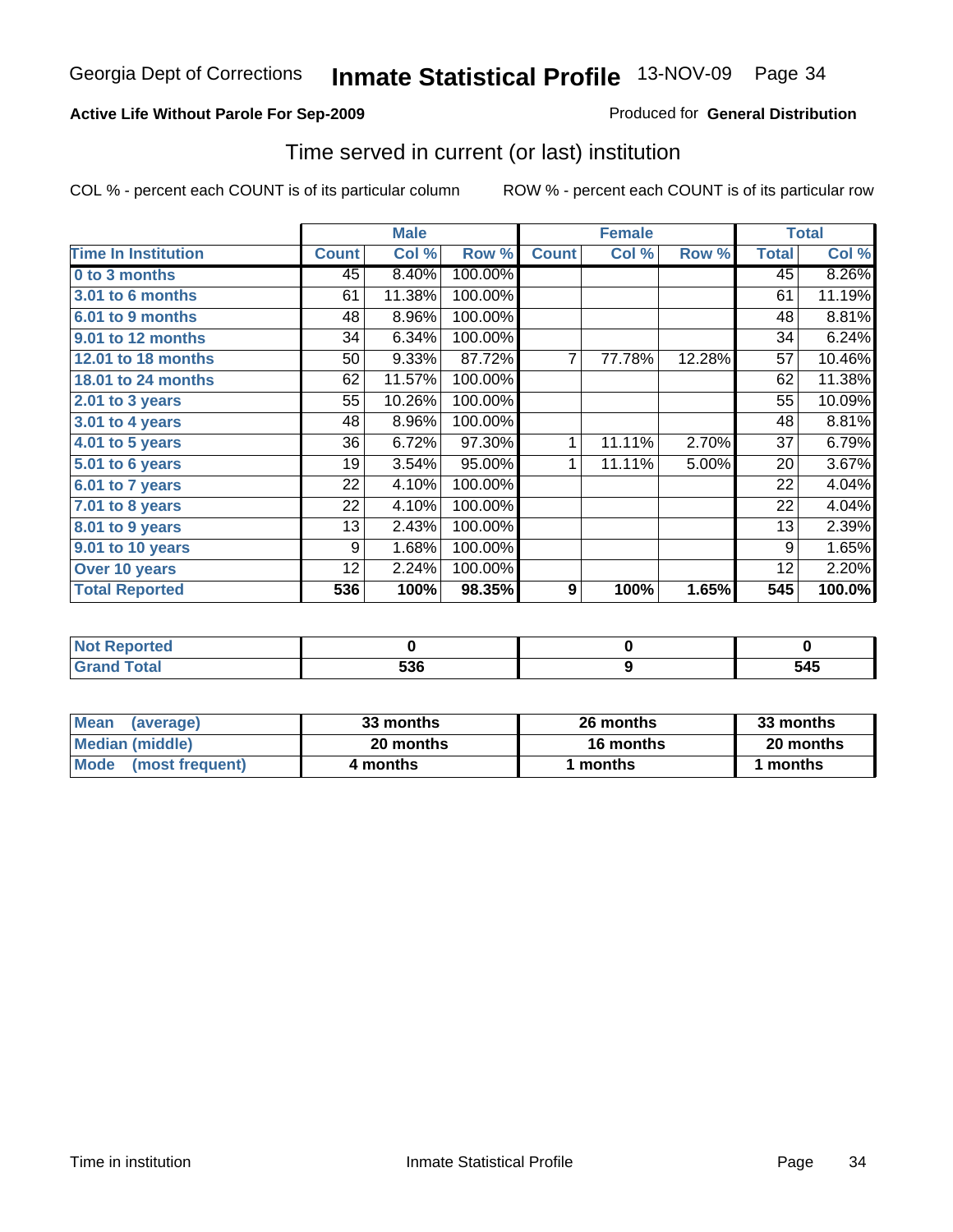Georgia Dept of Corrections **Inmate Statistical Profile** 13-NOV-09

**Active Life Without Parole For Sep-2009**

Produced for **General Distribution**

## Time served in current (or last) institution

COL % - percent each COUNT is of its particular column ROW % - percent each COUNT is of its particular row

| | Male | | | Female | | | Total | |
|---|---|---|---|---|---|---|---|---|
| **Time In Institution** | **Count** | **Col %** | **Row %** | **Count** | **Col %** | **Row %** | **Total** | **Col %** |
| **0 to 3 months** | 45 | 8.40% | 100.00% | | | | 45 | 8.26% |
| **3.01 to 6 months** | 61 | 11.38% | 100.00% | | | | 61 | 11.19% |
| **6.01 to 9 months** | 48 | 8.96% | 100.00% | | | | 48 | 8.81% |
| **9.01 to 12 months** | 34 | 6.34% | 100.00% | | | | 34 | 6.24% |
| **12.01 to 18 months** | 50 | 9.33% | 87.72% | 7 | 77.78% | 12.28% | 57 | 10.46% |
| **18.01 to 24 months** | 62 | 11.57% | 100.00% | | | | 62 | 11.38% |
| **2.01 to 3 years** | 55 | 10.26% | 100.00% | | | | 55 | 10.09% |
| **3.01 to 4 years** | 48 | 8.96% | 100.00% | | | | 48 | 8.81% |
| **4.01 to 5 years** | 36 | 6.72% | 97.30% | 1 | 11.11% | 2.70% | 37 | 6.79% |
| **5.01 to 6 years** | 19 | 3.54% | 95.00% | 1 | 11.11% | 5.00% | 20 | 3.67% |
| **6.01 to 7 years** | 22 | 4.10% | 100.00% | | | | 22 | 4.04% |
| **7.01 to 8 years** | 22 | 4.10% | 100.00% | | | | 22 | 4.04% |
| **8.01 to 9 years** | 13 | 2.43% | 100.00% | | | | 13 | 2.39% |
| **9.01 to 10 years** | 9 | 1.68% | 100.00% | | | | 9 | 1.65% |
| **Over 10 years** | 12 | 2.24% | 100.00% | | | | 12 | 2.20% |
| **Total Reported** | **536** | **100%** | **98.35%** | **9** | **100%** | **1.65%** | **545** | **100.0%** |

| | Male | Female | Total |
|---|---|---|---|
| **Not Reported** | **0** | **0** | **0** |
| **Grand Total** | **536** | **9** | **545** |

| | Male | Female | Total |
|---|---|---|---|
| **Mean (average)** | **33 months** | **26 months** | **33 months** |
| **Median (middle)** | **20 months** | **16 months** | **20 months** |
| **Mode (most frequent)** | **4 months** | **1 months** | **1 months** |

Time in institution Inmate Statistical Profile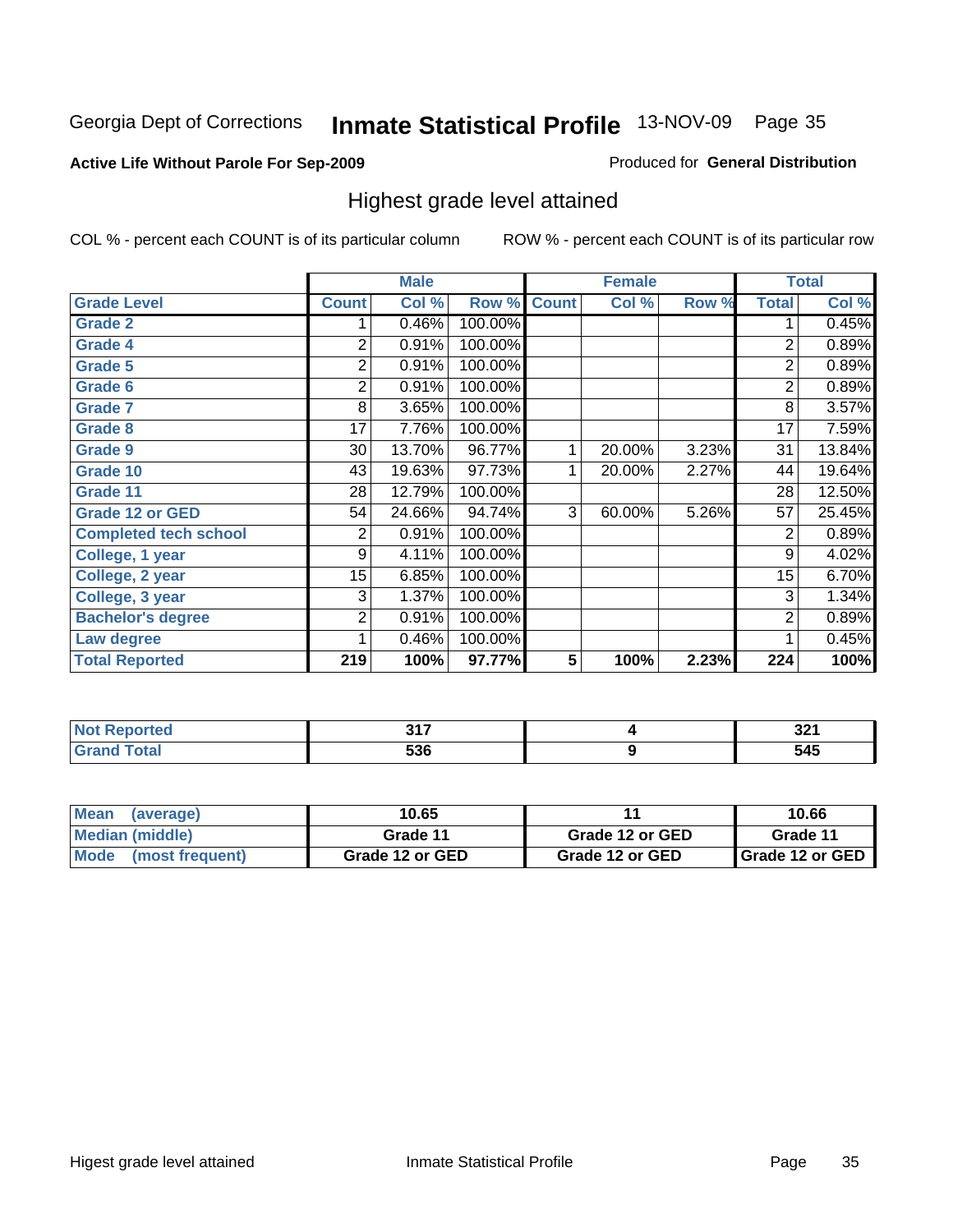Georgia Dept of Corrections **Inmate Statistical Profile** 13-NOV-09

**Active Life Without Parole For Sep-2009**

Produced for **General Distribution**

## Highest grade level attained

COL % - percent each COUNT is of its particular column

ROW % - percent each COUNT is of its particular row

| | Male | | | Female | | | Total | |
|---|---|---|---|---|---|---|---|---|
| **Grade Level** | **Count** | **Col %** | **Row %** | **Count** | **Col %** | **Row %** | **Total** | **Col %** |
| Grade 2 | 1 | 0.46% | 100.00% | | | | 1 | 0.45% |
| Grade 4 | 2 | 0.91% | 100.00% | | | | 2 | 0.89% |
| Grade 5 | 2 | 0.91% | 100.00% | | | | 2 | 0.89% |
| Grade 6 | 2 | 0.91% | 100.00% | | | | 2 | 0.89% |
| Grade 7 | 8 | 3.65% | 100.00% | | | | 8 | 3.57% |
| Grade 8 | 17 | 7.76% | 100.00% | | | | 17 | 7.59% |
| Grade 9 | 30 | 13.70% | 96.77% | 1 | 20.00% | 3.23% | 31 | 13.84% |
| Grade 10 | 43 | 19.63% | 97.73% | 1 | 20.00% | 2.27% | 44 | 19.64% |
| Grade 11 | 28 | 12.79% | 100.00% | | | | 28 | 12.50% |
| Grade 12 or GED | 54 | 24.66% | 94.74% | 3 | 60.00% | 5.26% | 57 | 25.45% |
| Completed tech school | 2 | 0.91% | 100.00% | | | | 2 | 0.89% |
| College, 1 year | 9 | 4.11% | 100.00% | | | | 9 | 4.02% |
| College, 2 year | 15 | 6.85% | 100.00% | | | | 15 | 6.70% |
| College, 3 year | 3 | 1.37% | 100.00% | | | | 3 | 1.34% |
| Bachelor's degree | 2 | 0.91% | 100.00% | | | | 2 | 0.89% |
| Law degree | 1 | 0.46% | 100.00% | | | | 1 | 0.45% |
| **Total Reported** | **219** | **100%** | **97.77%** | **5** | **100%** | **2.23%** | **224** | **100%** |

| | Male | Female | Total |
|---|---|---|---|
| Not Reported | 317 | 4 | 321 |
| Grand Total | 536 | 9 | 545 |

| | Male | Female | Total |
|---|---|---|---|
| Mean (average) | 10.65 | 11 | 10.66 |
| Median (middle) | Grade 11 | Grade 12 or GED | Grade 11 |
| Mode (most frequent) | Grade 12 or GED | Grade 12 or GED | Grade 12 or GED |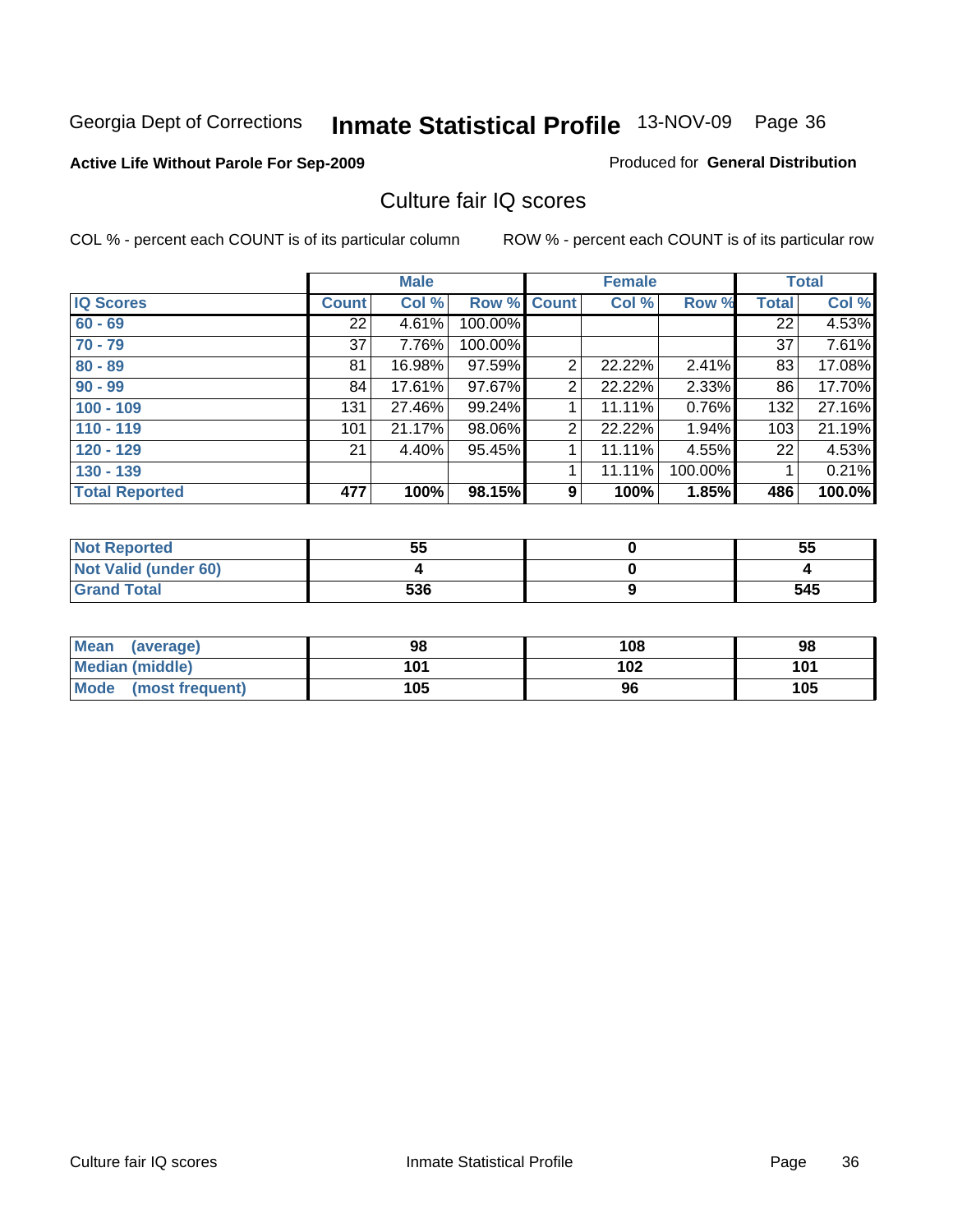Georgia Dept of Corrections **Inmate Statistical Profile** 13-NOV-09

**Active Life Without Parole For Sep-2009**

Produced for **General Distribution**

## Culture fair IQ scores

COL % - percent each COUNT is of its particular column

ROW % - percent each COUNT is of its particular row

| | Male | | | Female | | | Total | |
|---|---|---|---|---|---|---|---|---|
| **IQ Scores** | **Count** | **Col %** | **Row %** | **Count** | **Col %** | **Row %** | **Total** | **Col %** |
| 60 - 69 | 22 | 4.61% | 100.00% | | | | 22 | 4.53% |
| 70 - 79 | 37 | 7.76% | 100.00% | | | | 37 | 7.61% |
| 80 - 89 | 81 | 16.98% | 97.59% | 2 | 22.22% | 2.41% | 83 | 17.08% |
| 90 - 99 | 84 | 17.61% | 97.67% | 2 | 22.22% | 2.33% | 86 | 17.70% |
| 100 - 109 | 131 | 27.46% | 99.24% | 1 | 11.11% | 0.76% | 132 | 27.16% |
| 110 - 119 | 101 | 21.17% | 98.06% | 2 | 22.22% | 1.94% | 103 | 21.19% |
| 120 - 129 | 21 | 4.40% | 95.45% | 1 | 11.11% | 4.55% | 22 | 4.53% |
| 130 - 139 | | | | 1 | 11.11% | 100.00% | 1 | 0.21% |
| **Total Reported** | **477** | **100%** | **98.15%** | **9** | **100%** | **1.85%** | **486** | **100.0%** |

| | Male | Female | Total |
|---|---|---|---|
| Not Reported | 55 | 0 | 55 |
| Not Valid (under 60) | 4 | 0 | 4 |
| Grand Total | 536 | 9 | 545 |

| | Male | Female | Total |
|---|---|---|---|
| Mean (average) | 98 | 108 | 98 |
| Median (middle) | 101 | 102 | 101 |
| Mode (most frequent) | 105 | 96 | 105 |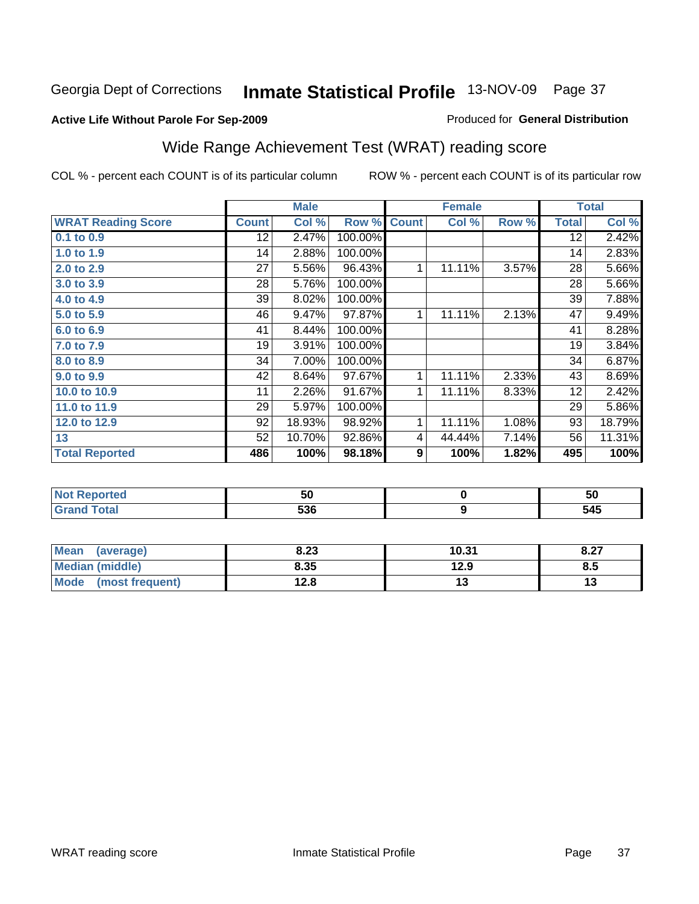Georgia Dept of Corrections **Inmate Statistical Profile** 13-NOV-09

**Active Life Without Parole For Sep-2009**

Produced for **General Distribution**

## Wide Range Achievement Test (WRAT) reading score

COL % - percent each COUNT is of its particular column ROW % - percent each COUNT is of its particular row

| | Male | | | Female | | | Total | |
|---|---|---|---|---|---|---|---|---|
| **WRAT Reading Score** | **Count** | **Col %** | **Row %** | **Count** | **Col %** | **Row %** | **Total** | **Col %** |
| **0.1 to 0.9** | 12 | 2.47% | 100.00% | | | | 12 | 2.42% |
| **1.0 to 1.9** | 14 | 2.88% | 100.00% | | | | 14 | 2.83% |
| **2.0 to 2.9** | 27 | 5.56% | 96.43% | 1 | 11.11% | 3.57% | 28 | 5.66% |
| **3.0 to 3.9** | 28 | 5.76% | 100.00% | | | | 28 | 5.66% |
| **4.0 to 4.9** | 39 | 8.02% | 100.00% | | | | 39 | 7.88% |
| **5.0 to 5.9** | 46 | 9.47% | 97.87% | 1 | 11.11% | 2.13% | 47 | 9.49% |
| **6.0 to 6.9** | 41 | 8.44% | 100.00% | | | | 41 | 8.28% |
| **7.0 to 7.9** | 19 | 3.91% | 100.00% | | | | 19 | 3.84% |
| **8.0 to 8.9** | 34 | 7.00% | 100.00% | | | | 34 | 6.87% |
| **9.0 to 9.9** | 42 | 8.64% | 97.67% | 1 | 11.11% | 2.33% | 43 | 8.69% |
| **10.0 to 10.9** | 11 | 2.26% | 91.67% | 1 | 11.11% | 8.33% | 12 | 2.42% |
| **11.0 to 11.9** | 29 | 5.97% | 100.00% | | | | 29 | 5.86% |
| **12.0 to 12.9** | 92 | 18.93% | 98.92% | 1 | 11.11% | 1.08% | 93 | 18.79% |
| **13** | 52 | 10.70% | 92.86% | 4 | 44.44% | 7.14% | 56 | 11.31% |
| **Total Reported** | **486** | **100%** | **98.18%** | **9** | **100%** | **1.82%** | **495** | **100%** |

| | Male | Female | Total |
|---|---|---|---|
| **Not Reported** | **50** | **0** | **50** |
| **Grand Total** | **536** | **9** | **545** |

| | Male | Female | Total |
|---|---|---|---|
| **Mean (average)** | **8.23** | **10.31** | **8.27** |
| **Median (middle)** | **8.35** | **12.9** | **8.5** |
| **Mode (most frequent)** | **12.8** | **13** | **13** |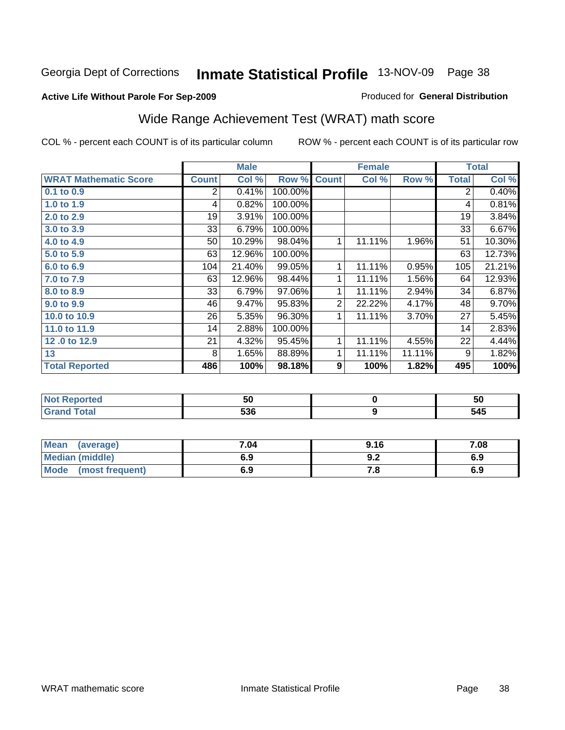Georgia Dept of Corrections **Inmate Statistical Profile** 13-NOV-09 Page 38

**Active Life Without Parole For Sep-2009**

Produced for **General Distribution**

## Wide Range Achievement Test (WRAT) math score

COL % - percent each COUNT is of its particular column ROW % - percent each COUNT is of its particular row

| | Male | | | Female | | | Total | |
|---|---|---|---|---|---|---|---|---|
| **WRAT Mathematic Score** | **Count** | **Col %** | **Row %** | **Count** | **Col %** | **Row %** | **Total** | **Col %** |
| 0.1 to 0.9 | 2 | 0.41% | 100.00% | | | | 2 | 0.40% |
| 1.0 to 1.9 | 4 | 0.82% | 100.00% | | | | 4 | 0.81% |
| 2.0 to 2.9 | 19 | 3.91% | 100.00% | | | | 19 | 3.84% |
| 3.0 to 3.9 | 33 | 6.79% | 100.00% | | | | 33 | 6.67% |
| 4.0 to 4.9 | 50 | 10.29% | 98.04% | 1 | 11.11% | 1.96% | 51 | 10.30% |
| 5.0 to 5.9 | 63 | 12.96% | 100.00% | | | | 63 | 12.73% |
| 6.0 to 6.9 | 104 | 21.40% | 99.05% | 1 | 11.11% | 0.95% | 105 | 21.21% |
| 7.0 to 7.9 | 63 | 12.96% | 98.44% | 1 | 11.11% | 1.56% | 64 | 12.93% |
| 8.0 to 8.9 | 33 | 6.79% | 97.06% | 1 | 11.11% | 2.94% | 34 | 6.87% |
| 9.0 to 9.9 | 46 | 9.47% | 95.83% | 2 | 22.22% | 4.17% | 48 | 9.70% |
| 10.0 to 10.9 | 26 | 5.35% | 96.30% | 1 | 11.11% | 3.70% | 27 | 5.45% |
| 11.0 to 11.9 | 14 | 2.88% | 100.00% | | | | 14 | 2.83% |
| 12 .0 to 12.9 | 21 | 4.32% | 95.45% | 1 | 11.11% | 4.55% | 22 | 4.44% |
| 13 | 8 | 1.65% | 88.89% | 1 | 11.11% | 11.11% | 9 | 1.82% |
| **Total Reported** | **486** | **100%** | **98.18%** | **9** | **100%** | **1.82%** | **495** | **100%** |

| | Male | Female | Total |
|---|---|---|---|
| **Not Reported** | **50** | **0** | **50** |
| **Grand Total** | **536** | **9** | **545** |

| | Male | Female | Total |
|---|---|---|---|
| **Mean (average)** | **7.04** | **9.16** | **7.08** |
| **Median (middle)** | **6.9** | **9.2** | **6.9** |
| **Mode (most frequent)** | **6.9** | **7.8** | **6.9** |

WRAT mathematic score Inmate Statistical Profile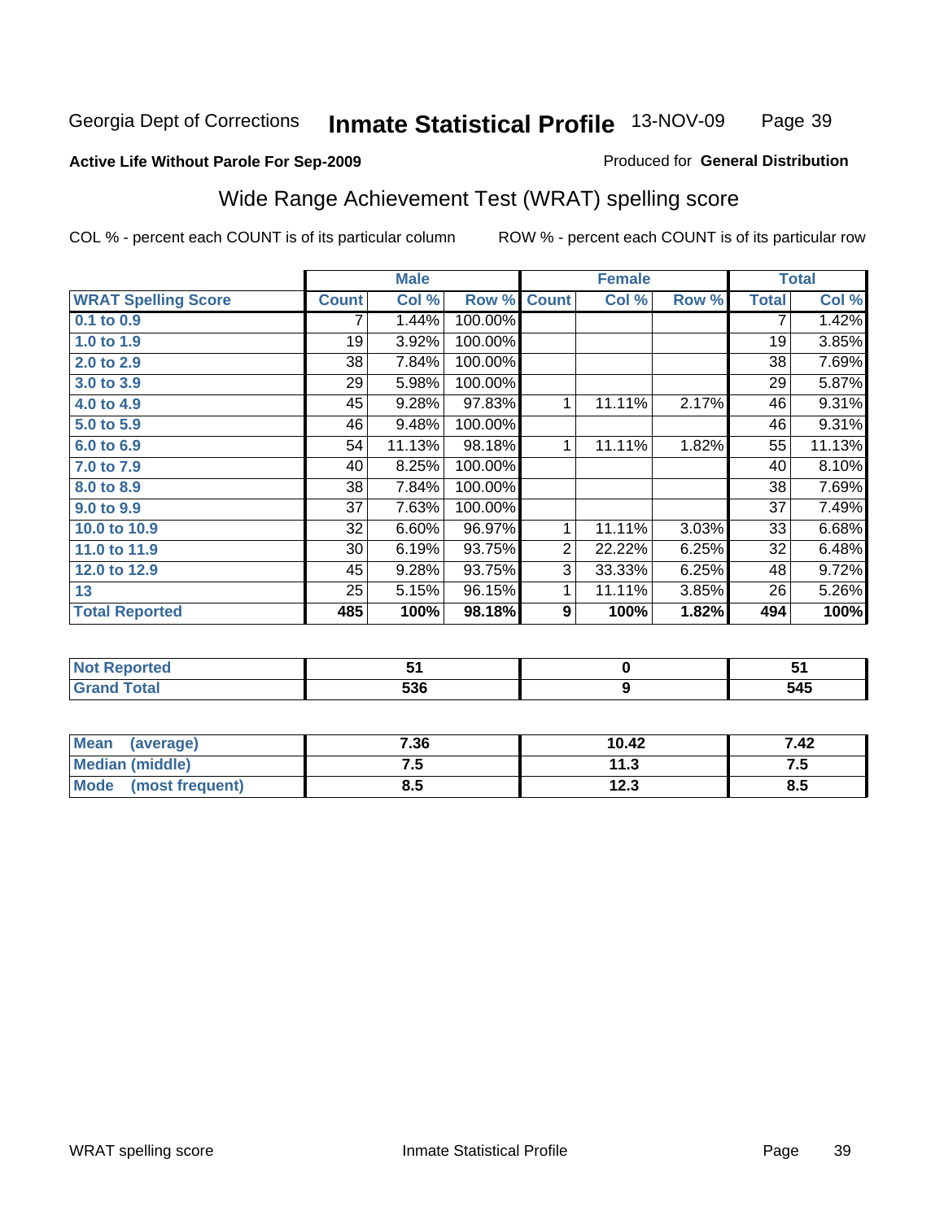Georgia Dept of Corrections **Inmate Statistical Profile** 13-NOV-09

**Active Life Without Parole For Sep-2009**

Produced for **General Distribution**

## Wide Range Achievement Test (WRAT) spelling score

COL % - percent each COUNT is of its particular column ROW % - percent each COUNT is of its particular row

| | Male | | | Female | | | Total | |
|---|---|---|---|---|---|---|---|---|
| **WRAT Spelling Score** | **Count** | **Col %** | **Row %** | **Count** | **Col %** | **Row %** | **Total** | **Col %** |
| 0.1 to 0.9 | 7 | 1.44% | 100.00% | | | | 7 | 1.42% |
| 1.0 to 1.9 | 19 | 3.92% | 100.00% | | | | 19 | 3.85% |
| 2.0 to 2.9 | 38 | 7.84% | 100.00% | | | | 38 | 7.69% |
| 3.0 to 3.9 | 29 | 5.98% | 100.00% | | | | 29 | 5.87% |
| 4.0 to 4.9 | 45 | 9.28% | 97.83% | 1 | 11.11% | 2.17% | 46 | 9.31% |
| 5.0 to 5.9 | 46 | 9.48% | 100.00% | | | | 46 | 9.31% |
| 6.0 to 6.9 | 54 | 11.13% | 98.18% | 1 | 11.11% | 1.82% | 55 | 11.13% |
| 7.0 to 7.9 | 40 | 8.25% | 100.00% | | | | 40 | 8.10% |
| 8.0 to 8.9 | 38 | 7.84% | 100.00% | | | | 38 | 7.69% |
| 9.0 to 9.9 | 37 | 7.63% | 100.00% | | | | 37 | 7.49% |
| 10.0 to 10.9 | 32 | 6.60% | 96.97% | 1 | 11.11% | 3.03% | 33 | 6.68% |
| 11.0 to 11.9 | 30 | 6.19% | 93.75% | 2 | 22.22% | 6.25% | 32 | 6.48% |
| 12.0 to 12.9 | 45 | 9.28% | 93.75% | 3 | 33.33% | 6.25% | 48 | 9.72% |
| 13 | 25 | 5.15% | 96.15% | 1 | 11.11% | 3.85% | 26 | 5.26% |
| **Total Reported** | **485** | **100%** | **98.18%** | **9** | **100%** | **1.82%** | **494** | **100%** |

| | Male | Female | Total |
|---|---|---|---|
| Not Reported | 51 | 0 | 51 |
| Grand Total | 536 | 9 | 545 |

| | Male | Female | Total |
|---|---|---|---|
| Mean (average) | 7.36 | 10.42 | 7.42 |
| Median (middle) | 7.5 | 11.3 | 7.5 |
| Mode (most frequent) | 8.5 | 12.3 | 8.5 |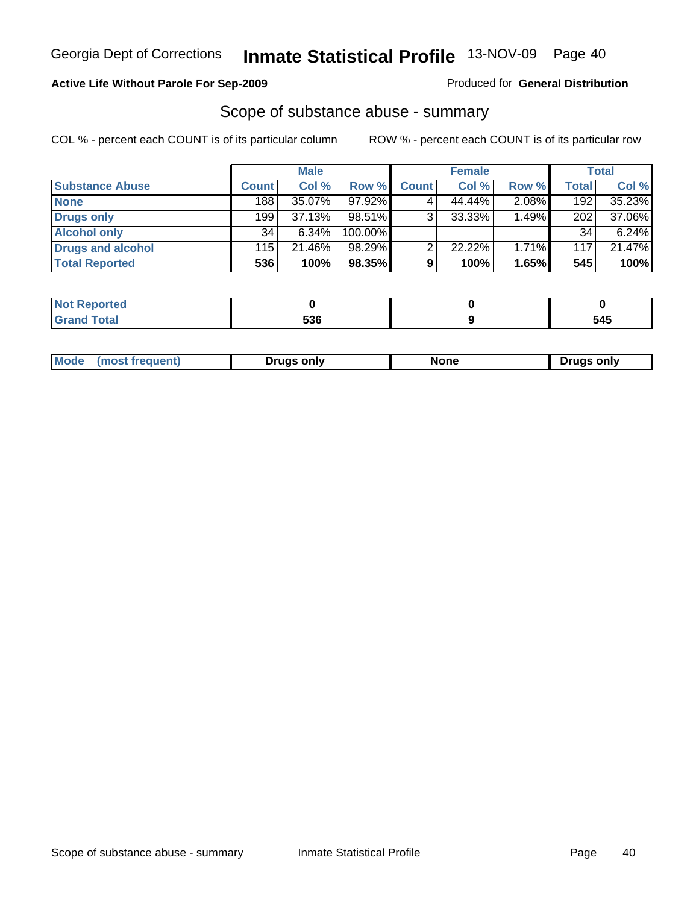Georgia Dept of Corrections **Inmate Statistical Profile** 13-NOV-09

**Active Life Without Parole For Sep-2009**

Produced for **General Distribution**

## Scope of substance abuse - summary

COL % - percent each COUNT is of its particular column

ROW % - percent each COUNT is of its particular row

| | Male | | | Female | | | Total | |
|---|---|---|---|---|---|---|---|---|
| **Substance Abuse** | **Count** | **Col %** | **Row %** | **Count** | **Col %** | **Row %** | **Total** | **Col %** |
| **None** | 188 | 35.07% | 97.92% | 4 | 44.44% | 2.08% | 192 | 35.23% |
| **Drugs only** | 199 | 37.13% | 98.51% | 3 | 33.33% | 1.49% | 202 | 37.06% |
| **Alcohol only** | 34 | 6.34% | 100.00% | | | | 34 | 6.24% |
| **Drugs and alcohol** | 115 | 21.46% | 98.29% | 2 | 22.22% | 1.71% | 117 | 21.47% |
| **Total Reported** | **536** | **100%** | **98.35%** | **9** | **100%** | **1.65%** | **545** | **100%** |

| | Male | Female | Total |
|---|---|---|---|
| **Not Reported** | **0** | **0** | **0** |
| **Grand Total** | **536** | **9** | **545** |

| | Male | Female | Total |
|---|---|---|---|
| **Mode (most frequent)** | **Drugs only** | **None** | **Drugs only** |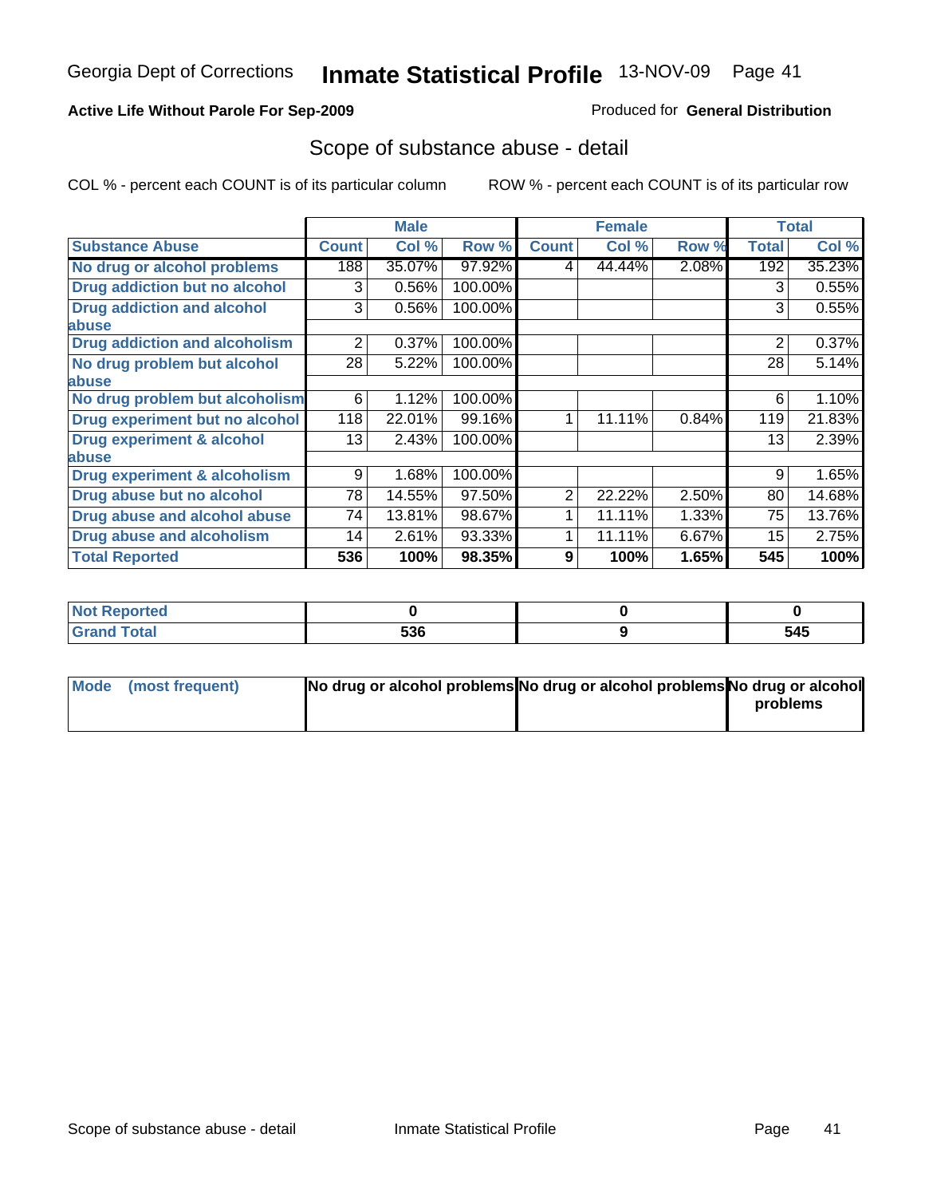Georgia Dept of Corrections **Inmate Statistical Profile** 13-NOV-09

**Active Life Without Parole For Sep-2009**

Produced for **General Distribution**

## Scope of substance abuse - detail

COL % - percent each COUNT is of its particular column ROW % - percent each COUNT is of its particular row

| | Male | | | Female | | | Total | |
|---|---|---|---|---|---|---|---|---|
| **Substance Abuse** | **Count** | **Col %** | **Row %** | **Count** | **Col %** | **Row %** | **Total** | **Col %** |
| **No drug or alcohol problems** | 188 | 35.07% | 97.92% | 4 | 44.44% | 2.08% | 192 | 35.23% |
| **Drug addiction but no alcohol** | 3 | 0.56% | 100.00% | | | | 3 | 0.55% |
| **Drug addiction and alcohol abuse** | 3 | 0.56% | 100.00% | | | | 3 | 0.55% |
| **Drug addiction and alcoholism** | 2 | 0.37% | 100.00% | | | | 2 | 0.37% |
| **No drug problem but alcohol abuse** | 28 | 5.22% | 100.00% | | | | 28 | 5.14% |
| **No drug problem but alcoholism** | 6 | 1.12% | 100.00% | | | | 6 | 1.10% |
| **Drug experiment but no alcohol** | 118 | 22.01% | 99.16% | 1 | 11.11% | 0.84% | 119 | 21.83% |
| **Drug experiment & alcohol abuse** | 13 | 2.43% | 100.00% | | | | 13 | 2.39% |
| **Drug experiment & alcoholism** | 9 | 1.68% | 100.00% | | | | 9 | 1.65% |
| **Drug abuse but no alcohol** | 78 | 14.55% | 97.50% | 2 | 22.22% | 2.50% | 80 | 14.68% |
| **Drug abuse and alcohol abuse** | 74 | 13.81% | 98.67% | 1 | 11.11% | 1.33% | 75 | 13.76% |
| **Drug abuse and alcoholism** | 14 | 2.61% | 93.33% | 1 | 11.11% | 6.67% | 15 | 2.75% |
| **Total Reported** | **536** | **100%** | **98.35%** | **9** | **100%** | **1.65%** | **545** | **100%** |

| | Male | Female | Total |
|---|---|---|---|
| **Not Reported** | **0** | **0** | **0** |
| **Grand Total** | **536** | **9** | **545** |

| | Male | Female | Total |
|---|---|---|---|
| **Mode (most frequent)** | **No drug or alcohol problems** | **No drug or alcohol problems** | **No drug or alcohol problems** |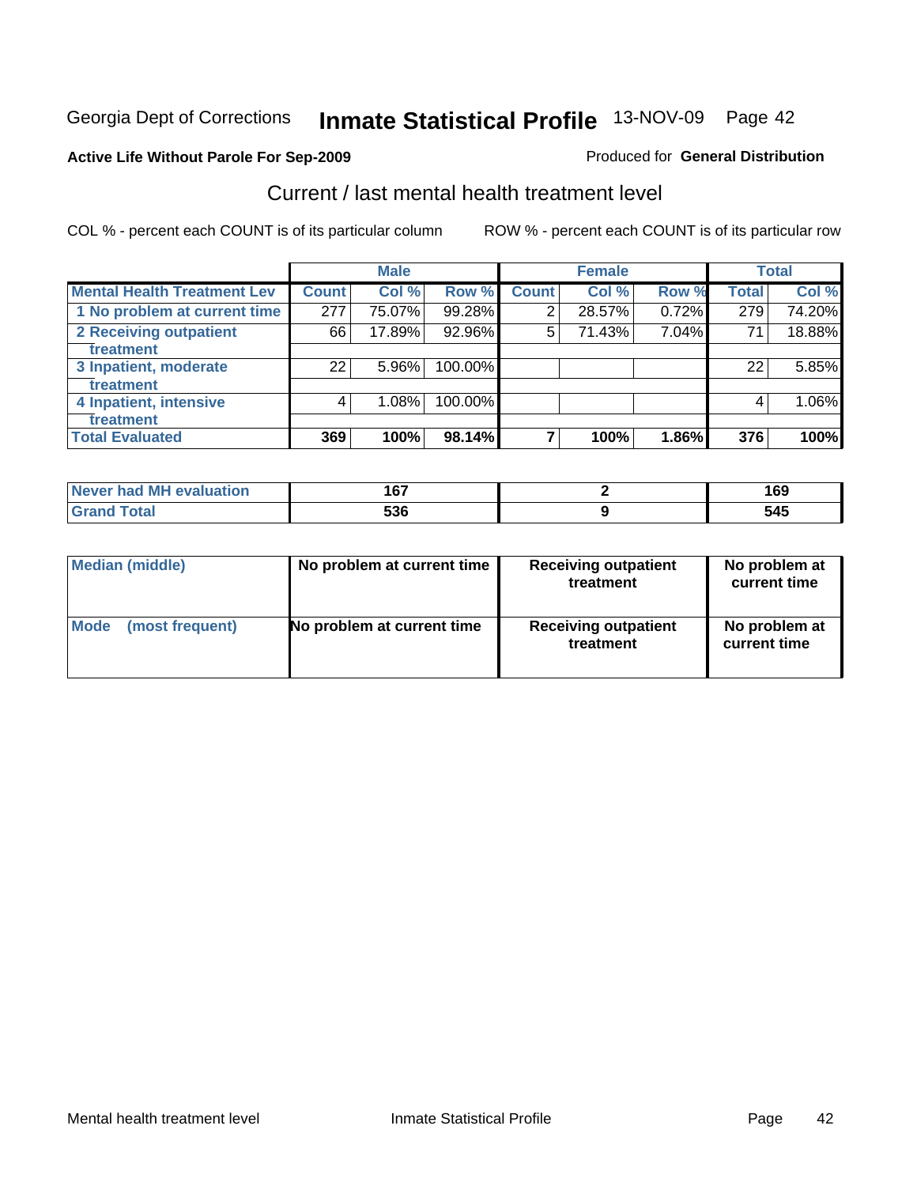Georgia Dept of Corrections **Inmate Statistical Profile** 13-NOV-09

**Active Life Without Parole For Sep-2009**

Produced for **General Distribution**

## Current / last mental health treatment level

COL % - percent each COUNT is of its particular column

ROW % - percent each COUNT is of its particular row

| | Male | | | Female | | | Total | |
|---|---|---|---|---|---|---|---|---|
| **Mental Health Treatment Lev** | **Count** | **Col %** | **Row %** | **Count** | **Col %** | **Row %** | **Total** | **Col %** |
| 1 No problem at current time | 277 | 75.07% | 99.28% | 2 | 28.57% | 0.72% | 279 | 74.20% |
| 2 Receiving outpatient treatment | 66 | 17.89% | 92.96% | 5 | 71.43% | 7.04% | 71 | 18.88% |
| 3 Inpatient, moderate treatment | 22 | 5.96% | 100.00% | | | | 22 | 5.85% |
| 4 Inpatient, intensive treatment | 4 | 1.08% | 100.00% | | | | 4 | 1.06% |
| **Total Evaluated** | **369** | **100%** | **98.14%** | **7** | **100%** | **1.86%** | **376** | **100%** |

| | Male | Female | Total |
|---|---|---|---|
| Never had MH evaluation | 167 | 2 | 169 |
| Grand Total | 536 | 9 | 545 |

| | Male | Female | Total |
|---|---|---|---|
| Median (middle) | No problem at current time | Receiving outpatient treatment | No problem at current time |
| Mode (most frequent) | No problem at current time | Receiving outpatient treatment | No problem at current time |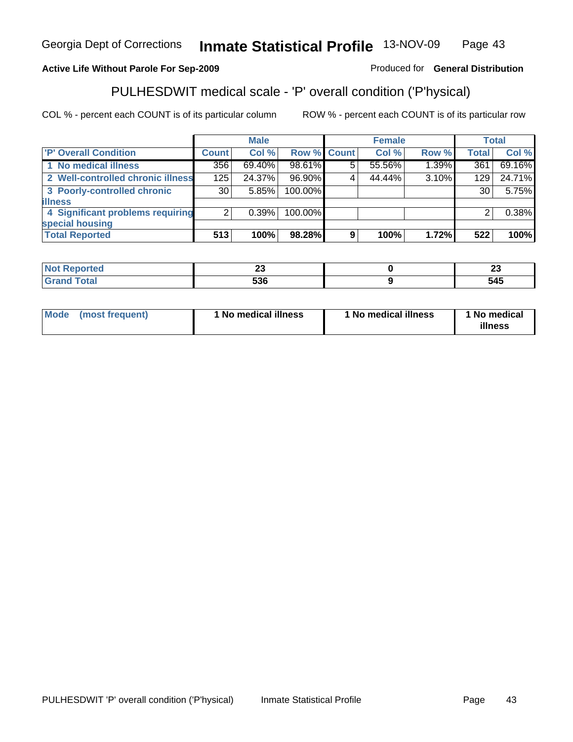Georgia Dept of Corrections **Inmate Statistical Profile** 13-NOV-09

**Active Life Without Parole For Sep-2009**

Produced for **General Distribution**

## PULHESDWIT medical scale - 'P' overall condition ('P'hysical)

COL % - percent each COUNT is of its particular column

ROW % - percent each COUNT is of its particular row

| | Male | | | Female | | | Total | |
|---|---|---|---|---|---|---|---|---|
| 'P' Overall Condition | Count | Col % | Row % | Count | Col % | Row % | Total | Col % |
| 1 No medical illness | 356 | 69.40% | 98.61% | 5 | 55.56% | 1.39% | 361 | 69.16% |
| 2 Well-controlled chronic illness | 125 | 24.37% | 96.90% | 4 | 44.44% | 3.10% | 129 | 24.71% |
| 3 Poorly-controlled chronic illness | 30 | 5.85% | 100.00% | | | | 30 | 5.75% |
| 4 Significant problems requiring special housing | 2 | 0.39% | 100.00% | | | | 2 | 0.38% |
| **Total Reported** | **513** | **100%** | **98.28%** | **9** | **100%** | **1.72%** | **522** | **100%** |

| | Male | Female | Total |
|---|---|---|---|
| Not Reported | 23 | 0 | 23 |
| Grand Total | 536 | 9 | 545 |

| | Male | Female | Total |
|---|---|---|---|
| Mode (most frequent) | 1 No medical illness | 1 No medical illness | 1 No medical illness |

PULHESDWIT 'P' overall condition ('P'hysical) Inmate Statistical Profile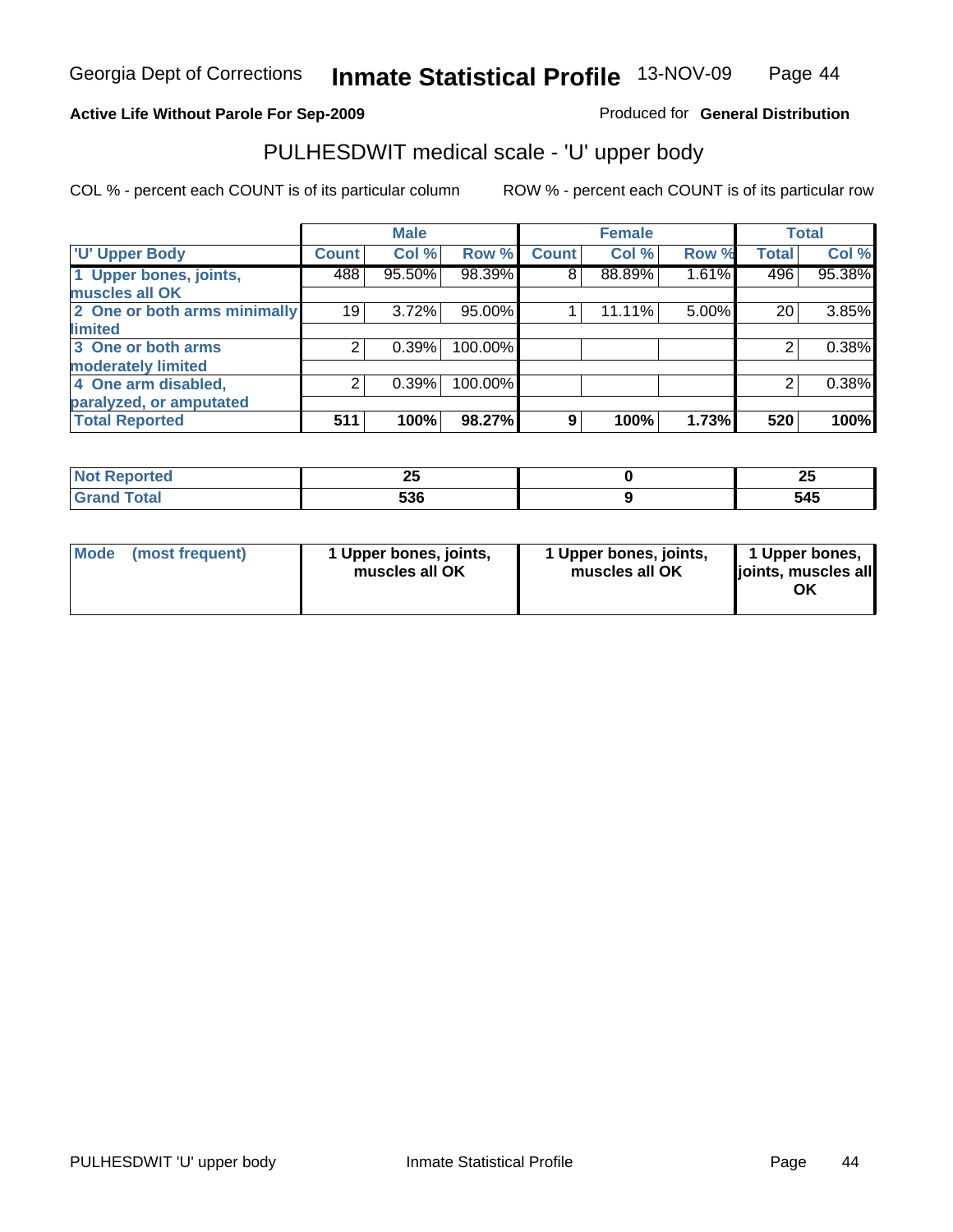Georgia Dept of Corrections **Inmate Statistical Profile** 13-NOV-09

**Active Life Without Parole For Sep-2009**

Produced for **General Distribution**

## PULHESDWIT medical scale - 'U' upper body

COL % - percent each COUNT is of its particular column

ROW % - percent each COUNT is of its particular row

| | Male | | | Female | | | Total | |
|---|---|---|---|---|---|---|---|---|
| 'U' Upper Body | Count | Col % | Row % | Count | Col % | Row % | Total | Col % |
| 1 Upper bones, joints, muscles all OK | 488 | 95.50% | 98.39% | 8 | 88.89% | 1.61% | 496 | 95.38% |
| 2 One or both arms minimally limited | 19 | 3.72% | 95.00% | 1 | 11.11% | 5.00% | 20 | 3.85% |
| 3 One or both arms moderately limited | 2 | 0.39% | 100.00% | | | | 2 | 0.38% |
| 4 One arm disabled, paralyzed, or amputated | 2 | 0.39% | 100.00% | | | | 2 | 0.38% |
| **Total Reported** | **511** | **100%** | **98.27%** | **9** | **100%** | **1.73%** | **520** | **100%** |

| | Male | Female | Total |
|---|---|---|---|
| Not Reported | 25 | 0 | 25 |
| Grand Total | 536 | 9 | 545 |

| | Male | Female | Total |
|---|---|---|---|
| Mode (most frequent) | 1 Upper bones, joints, muscles all OK | 1 Upper bones, joints, muscles all OK | 1 Upper bones, joints, muscles all OK |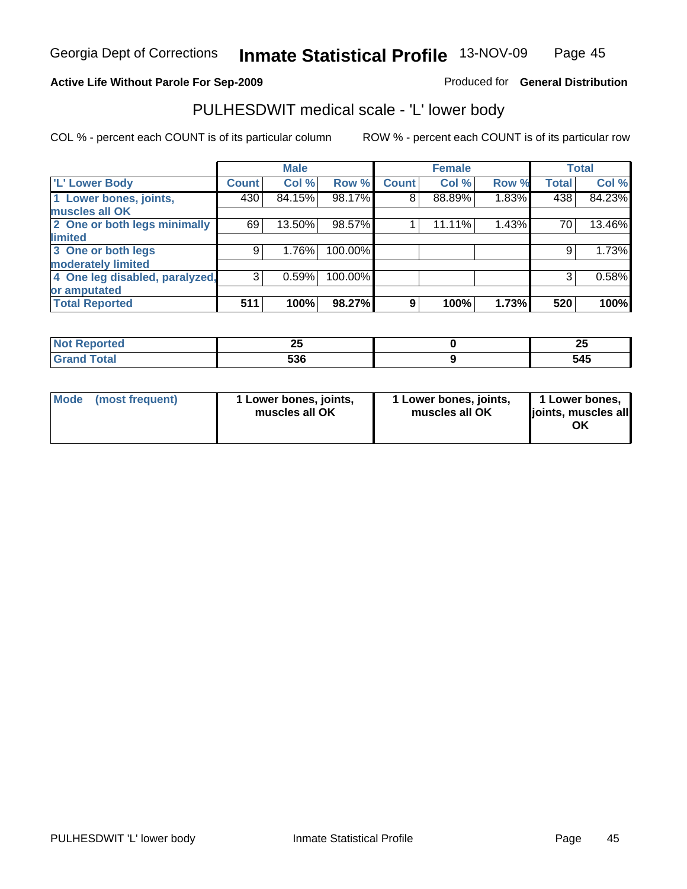Georgia Dept of Corrections **Inmate Statistical Profile** 13-NOV-09

**Active Life Without Parole For Sep-2009**

Produced for **General Distribution**

## PULHESDWIT medical scale - 'L' lower body

COL % - percent each COUNT is of its particular column

ROW % - percent each COUNT is of its particular row

| | Male | | | Female | | | Total | |
|---|---|---|---|---|---|---|---|---|
| 'L' Lower Body | Count | Col % | Row % | Count | Col % | Row % | Total | Col % |
| 1 Lower bones, joints, muscles all OK | 430 | 84.15% | 98.17% | 8 | 88.89% | 1.83% | 438 | 84.23% |
| 2 One or both legs minimally limited | 69 | 13.50% | 98.57% | 1 | 11.11% | 1.43% | 70 | 13.46% |
| 3 One or both legs moderately limited | 9 | 1.76% | 100.00% | | | | 9 | 1.73% |
| 4 One leg disabled, paralyzed, or amputated | 3 | 0.59% | 100.00% | | | | 3 | 0.58% |
| **Total Reported** | **511** | **100%** | **98.27%** | **9** | **100%** | **1.73%** | **520** | **100%** |

| | Male | Female | Total |
|---|---|---|---|
| Not Reported | 25 | 0 | 25 |
| Grand Total | 536 | 9 | 545 |

| | Male | Female | Total |
|---|---|---|---|
| Mode (most frequent) | 1 Lower bones, joints, muscles all OK | 1 Lower bones, joints, muscles all OK | 1 Lower bones, joints, muscles all OK |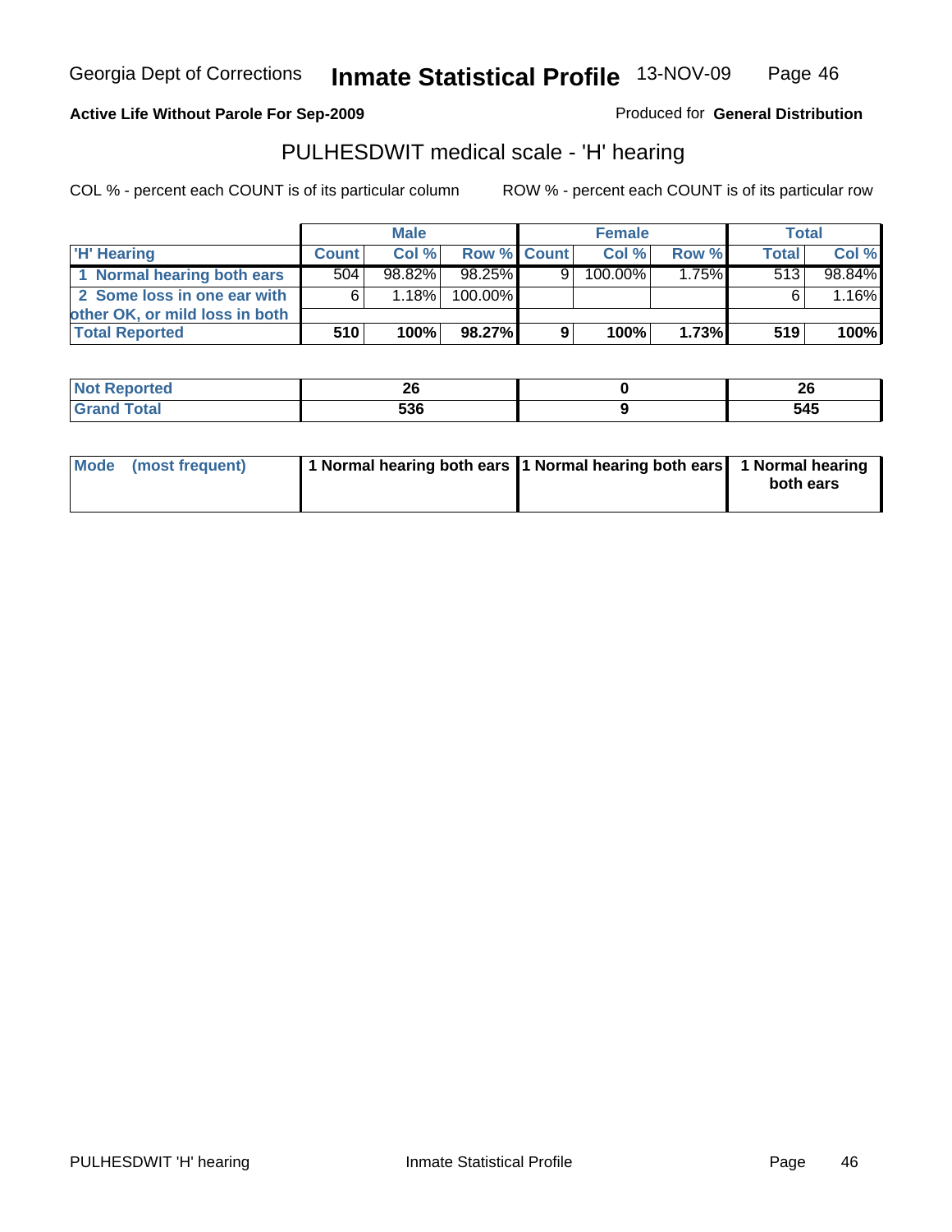Georgia Dept of Corrections **Inmate Statistical Profile** 13-NOV-09

**Active Life Without Parole For Sep-2009**

Produced for **General Distribution**

## PULHESDWIT medical scale - 'H' hearing

COL % - percent each COUNT is of its particular column

ROW % - percent each COUNT is of its particular row

| | Male | | | Female | | | Total | |
|---|---|---|---|---|---|---|---|---|
| 'H' Hearing | Count | Col % | Row % | Count | Col % | Row % | Total | Col % |
| 1 Normal hearing both ears | 504 | 98.82% | 98.25% | 9 | 100.00% | 1.75% | 513 | 98.84% |
| 2 Some loss in one ear with other OK, or mild loss in both | 6 | 1.18% | 100.00% | | | | 6 | 1.16% |
| **Total Reported** | **510** | **100%** | **98.27%** | **9** | **100%** | **1.73%** | **519** | **100%** |

| | Male | Female | Total |
|---|---|---|---|
| Not Reported | 26 | 0 | 26 |
| Grand Total | 536 | 9 | 545 |

| | Male | Female | Total |
|---|---|---|---|
| Mode (most frequent) | 1 Normal hearing both ears | 1 Normal hearing both ears | 1 Normal hearing both ears |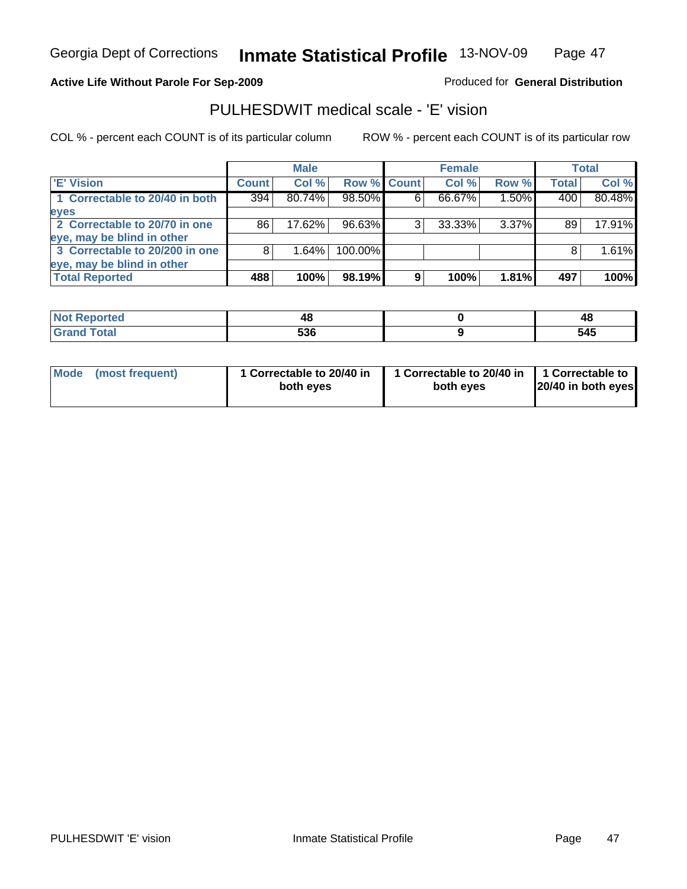Georgia Dept of Corrections **Inmate Statistical Profile** 13-NOV-09

**Active Life Without Parole For Sep-2009**

Produced for **General Distribution**

## PULHESDWIT medical scale - 'E' vision

COL % - percent each COUNT is of its particular column

ROW % - percent each COUNT is of its particular row

| | Male | | | Female | | | Total | |
|---|---|---|---|---|---|---|---|---|
| 'E' Vision | Count | Col % | Row % | Count | Col % | Row % | Total | Col % |
| 1 Correctable to 20/40 in both eyes | 394 | 80.74% | 98.50% | 6 | 66.67% | 1.50% | 400 | 80.48% |
| 2 Correctable to 20/70 in one eye, may be blind in other | 86 | 17.62% | 96.63% | 3 | 33.33% | 3.37% | 89 | 17.91% |
| 3 Correctable to 20/200 in one eye, may be blind in other | 8 | 1.64% | 100.00% | | | | 8 | 1.61% |
| **Total Reported** | **488** | **100%** | **98.19%** | **9** | **100%** | **1.81%** | **497** | **100%** |

| | Male | Female | Total |
|---|---|---|---|
| Not Reported | 48 | 0 | 48 |
| Grand Total | 536 | 9 | 545 |

| | Male | Female | Total |
|---|---|---|---|
| Mode (most frequent) | 1 Correctable to 20/40 in both eyes | 1 Correctable to 20/40 in both eyes | 1 Correctable to 20/40 in both eyes |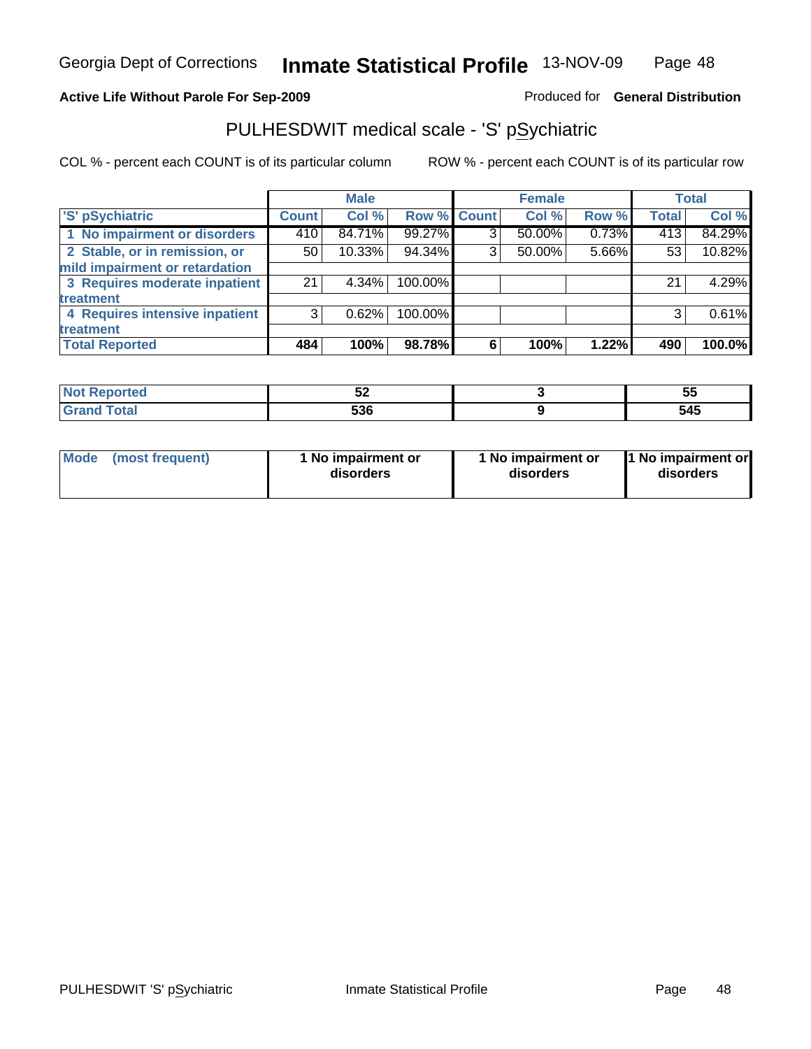Georgia Dept of Corrections **Inmate Statistical Profile** 13-NOV-09

**Active Life Without Parole For Sep-2009**

Produced for **General Distribution**

## PULHESDWIT medical scale - 'S' pSychiatric

COL % - percent each COUNT is of its particular column

ROW % - percent each COUNT is of its particular row

| | Male | | | Female | | | Total | |
|---|---|---|---|---|---|---|---|---|
| 'S' pSychiatric | Count | Col % | Row % | Count | Col % | Row % | Total | Col % |
| 1 No impairment or disorders | 410 | 84.71% | 99.27% | 3 | 50.00% | 0.73% | 413 | 84.29% |
| 2 Stable, or in remission, or mild impairment or retardation | 50 | 10.33% | 94.34% | 3 | 50.00% | 5.66% | 53 | 10.82% |
| 3 Requires moderate inpatient treatment | 21 | 4.34% | 100.00% | | | | 21 | 4.29% |
| 4 Requires intensive inpatient treatment | 3 | 0.62% | 100.00% | | | | 3 | 0.61% |
| **Total Reported** | **484** | **100%** | **98.78%** | **6** | **100%** | **1.22%** | **490** | **100.0%** |

| | Male | Female | Total |
|---|---|---|---|
| Not Reported | 52 | 3 | 55 |
| Grand Total | 536 | 9 | 545 |

| | Male | Female | Total |
|---|---|---|---|
| Mode (most frequent) | 1 No impairment or disorders | 1 No impairment or disorders | 1 No impairment or disorders |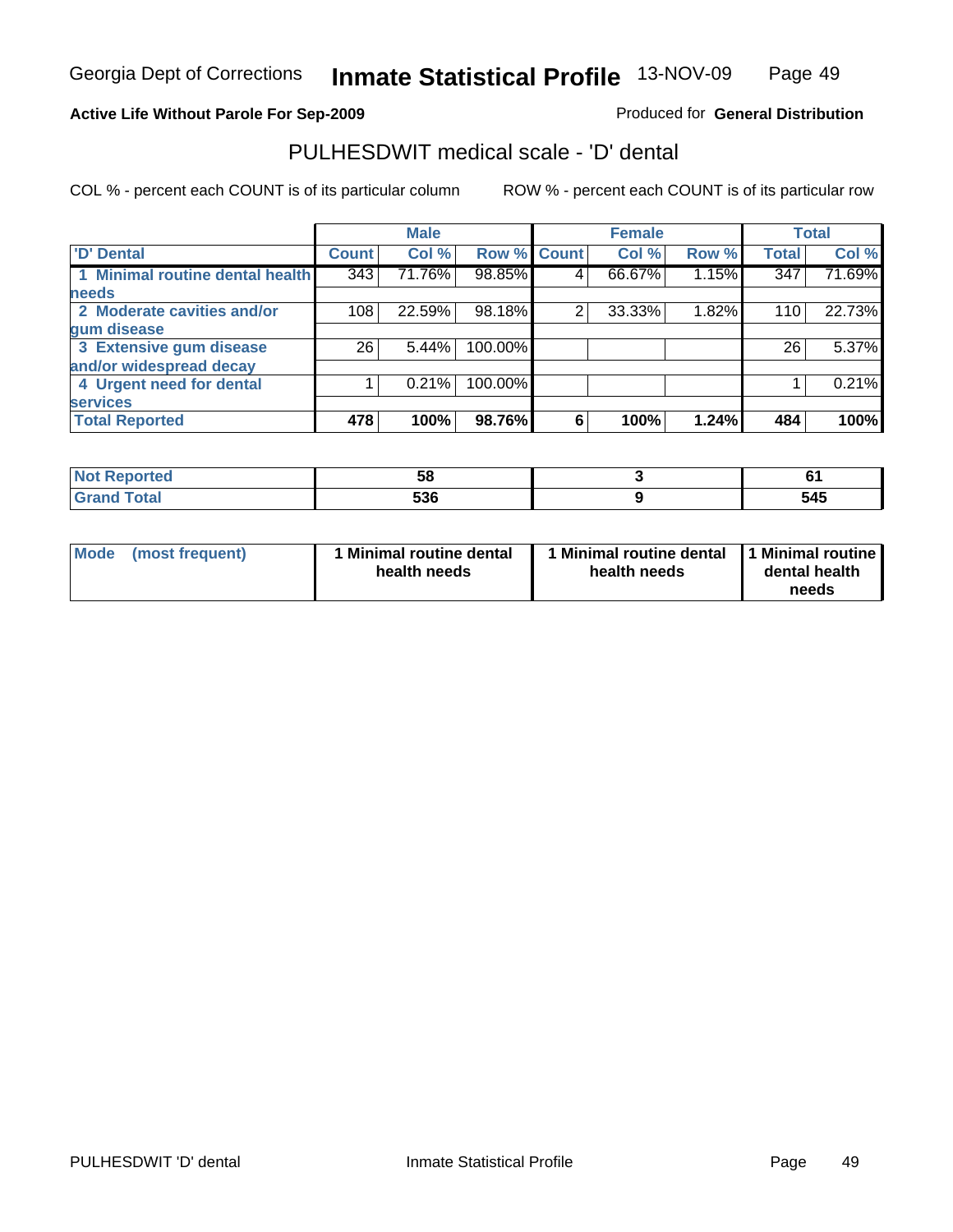Georgia Dept of Corrections **Inmate Statistical Profile** 13-NOV-09

**Active Life Without Parole For Sep-2009**

Produced for **General Distribution**

## PULHESDWIT medical scale - 'D' dental

COL % - percent each COUNT is of its particular column

ROW % - percent each COUNT is of its particular row

| 'D' Dental | Male | | | Female | | | Total | |
|---|---|---|---|---|---|---|---|---|
| | Count | Col % | Row % | Count | Col % | Row % | Total | Col % |
| 1 Minimal routine dental health needs | 343 | 71.76% | 98.85% | 4 | 66.67% | 1.15% | 347 | 71.69% |
| 2 Moderate cavities and/or gum disease | 108 | 22.59% | 98.18% | 2 | 33.33% | 1.82% | 110 | 22.73% |
| 3 Extensive gum disease and/or widespread decay | 26 | 5.44% | 100.00% | | | | 26 | 5.37% |
| 4 Urgent need for dental services | 1 | 0.21% | 100.00% | | | | 1 | 0.21% |
| **Total Reported** | **478** | **100%** | **98.76%** | **6** | **100%** | **1.24%** | **484** | **100%** |

| | Male | Female | Total |
|---|---|---|---|
| Not Reported | 58 | 3 | 61 |
| Grand Total | 536 | 9 | 545 |

| | Male | Female | Total |
|---|---|---|---|
| Mode (most frequent) | 1 Minimal routine dental health needs | 1 Minimal routine dental health needs | 1 Minimal routine dental health needs |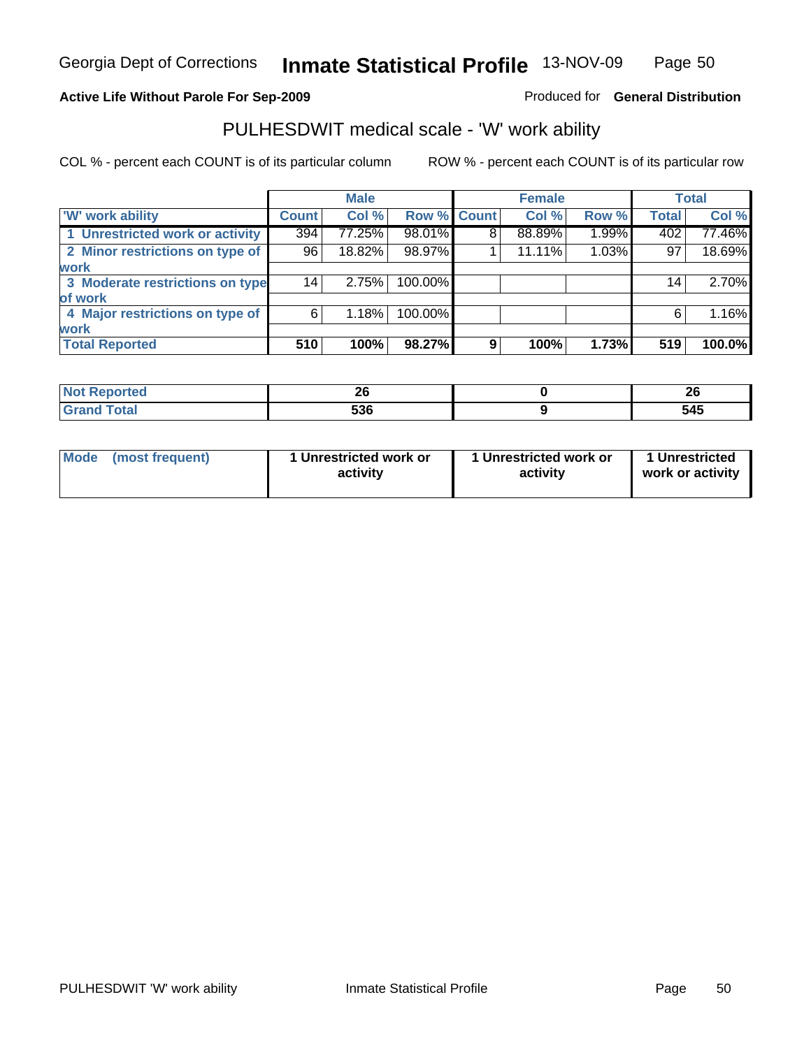Georgia Dept of Corrections **Inmate Statistical Profile** 13-NOV-09

**Active Life Without Parole For Sep-2009**

Produced for **General Distribution**

## PULHESDWIT medical scale - 'W' work ability

COL % - percent each COUNT is of its particular column

ROW % - percent each COUNT is of its particular row

| | Male | | | Female | | | Total | |
|---|---|---|---|---|---|---|---|---|
| 'W' work ability | Count | Col % | Row % | Count | Col % | Row % | Total | Col % |
| 1 Unrestricted work or activity | 394 | 77.25% | 98.01% | 8 | 88.89% | 1.99% | 402 | 77.46% |
| 2 Minor restrictions on type of work | 96 | 18.82% | 98.97% | 1 | 11.11% | 1.03% | 97 | 18.69% |
| 3 Moderate restrictions on type of work | 14 | 2.75% | 100.00% | | | | 14 | 2.70% |
| 4 Major restrictions on type of work | 6 | 1.18% | 100.00% | | | | 6 | 1.16% |
| **Total Reported** | **510** | **100%** | **98.27%** | **9** | **100%** | **1.73%** | **519** | **100.0%** |

| | Male | Female | Total |
|---|---|---|---|
| Not Reported | 26 | 0 | 26 |
| Grand Total | 536 | 9 | 545 |

| | Male | Female | Total |
|---|---|---|---|
| Mode (most frequent) | 1 Unrestricted work or activity | 1 Unrestricted work or activity | 1 Unrestricted work or activity |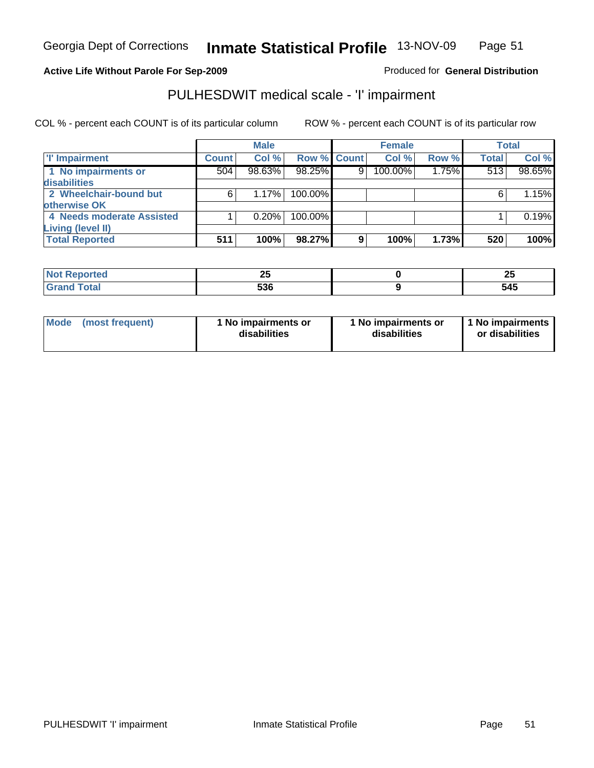Georgia Dept of Corrections **Inmate Statistical Profile** 13-NOV-09

**Active Life Without Parole For Sep-2009**

Produced for **General Distribution**

## PULHESDWIT medical scale - 'I' impairment

COL % - percent each COUNT is of its particular column

ROW % - percent each COUNT is of its particular row

| | Male | | | Female | | | Total | |
|---|---|---|---|---|---|---|---|---|
| **'I' Impairment** | **Count** | **Col %** | **Row %** | **Count** | **Col %** | **Row %** | **Total** | **Col %** |
| **1 No impairments or disabilities** | 504 | 98.63% | 98.25% | 9 | 100.00% | 1.75% | 513 | 98.65% |
| **2 Wheelchair-bound but otherwise OK** | 6 | 1.17% | 100.00% | | | | 6 | 1.15% |
| **4 Needs moderate Assisted Living (level II)** | 1 | 0.20% | 100.00% | | | | 1 | 0.19% |
| **Total Reported** | **511** | **100%** | **98.27%** | **9** | **100%** | **1.73%** | **520** | **100%** |

| | Male | Female | Total |
|---|---|---|---|
| **Not Reported** | **25** | **0** | **25** |
| **Grand Total** | **536** | **9** | **545** |

| | Male | Female | Total |
|---|---|---|---|
| **Mode (most frequent)** | **1 No impairments or disabilities** | **1 No impairments or disabilities** | **1 No impairments or disabilities** |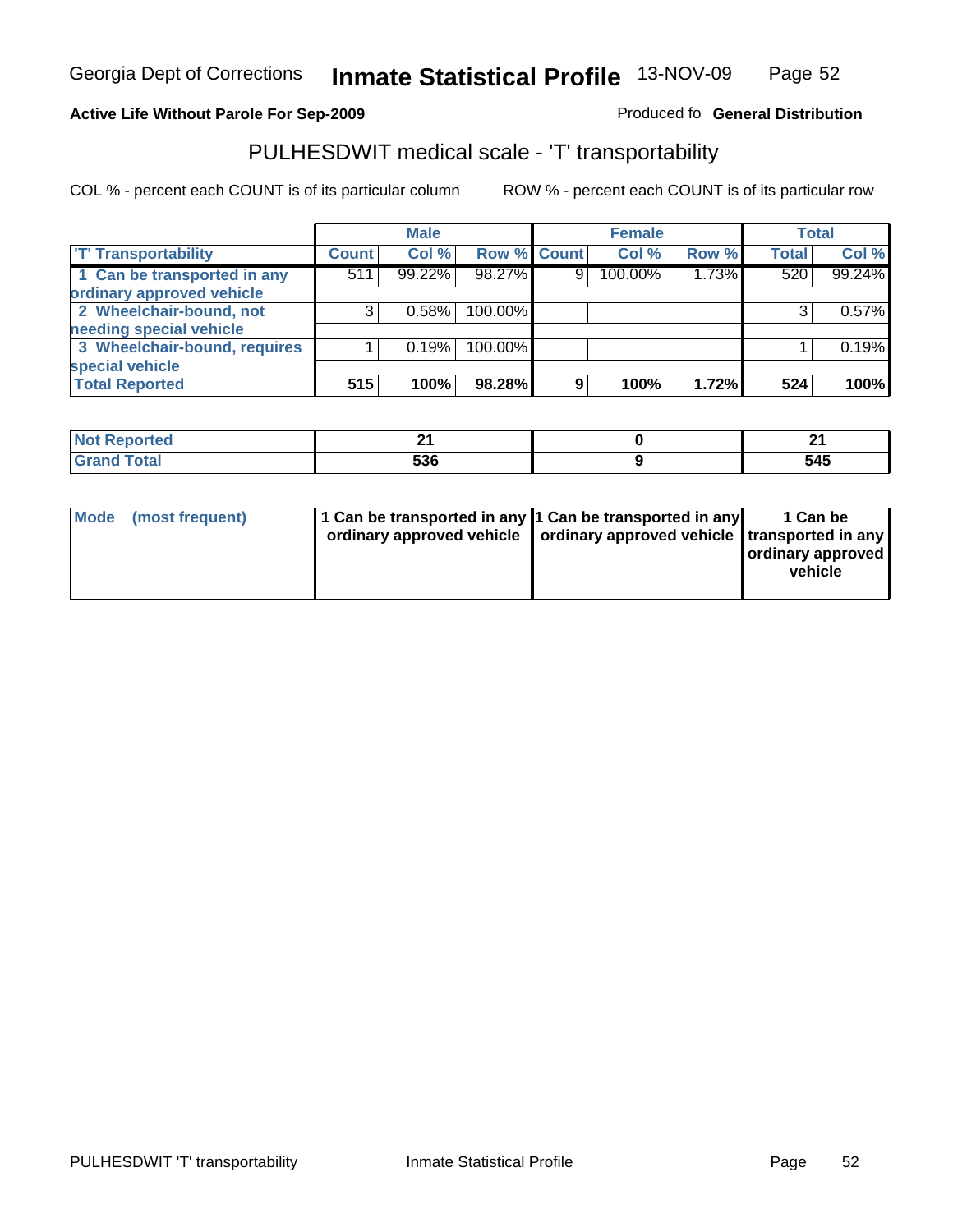Georgia Dept of Corrections **Inmate Statistical Profile** 13-NOV-09

**Active Life Without Parole For Sep-2009**

Produced fo **General Distribution**

## PULHESDWIT medical scale - 'T' transportability

COL % - percent each COUNT is of its particular column

ROW % - percent each COUNT is of its particular row

| | Male | | | Female | | | Total | |
|---|---|---|---|---|---|---|---|---|
| 'T' Transportability | Count | Col % | Row % | Count | Col % | Row % | Total | Col % |
| 1 Can be transported in any ordinary approved vehicle | 511 | 99.22% | 98.27% | 9 | 100.00% | 1.73% | 520 | 99.24% |
| 2 Wheelchair-bound, not needing special vehicle | 3 | 0.58% | 100.00% | | | | 3 | 0.57% |
| 3 Wheelchair-bound, requires special vehicle | 1 | 0.19% | 100.00% | | | | 1 | 0.19% |
| **Total Reported** | **515** | **100%** | **98.28%** | **9** | **100%** | **1.72%** | **524** | **100%** |

| | Male | Female | Total |
|---|---|---|---|
| Not Reported | 21 | 0 | 21 |
| Grand Total | 536 | 9 | 545 |

| | Male | Female | Total |
|---|---|---|---|
| Mode (most frequent) | 1 Can be transported in any ordinary approved vehicle | 1 Can be transported in any ordinary approved vehicle | 1 Can be transported in any ordinary approved vehicle |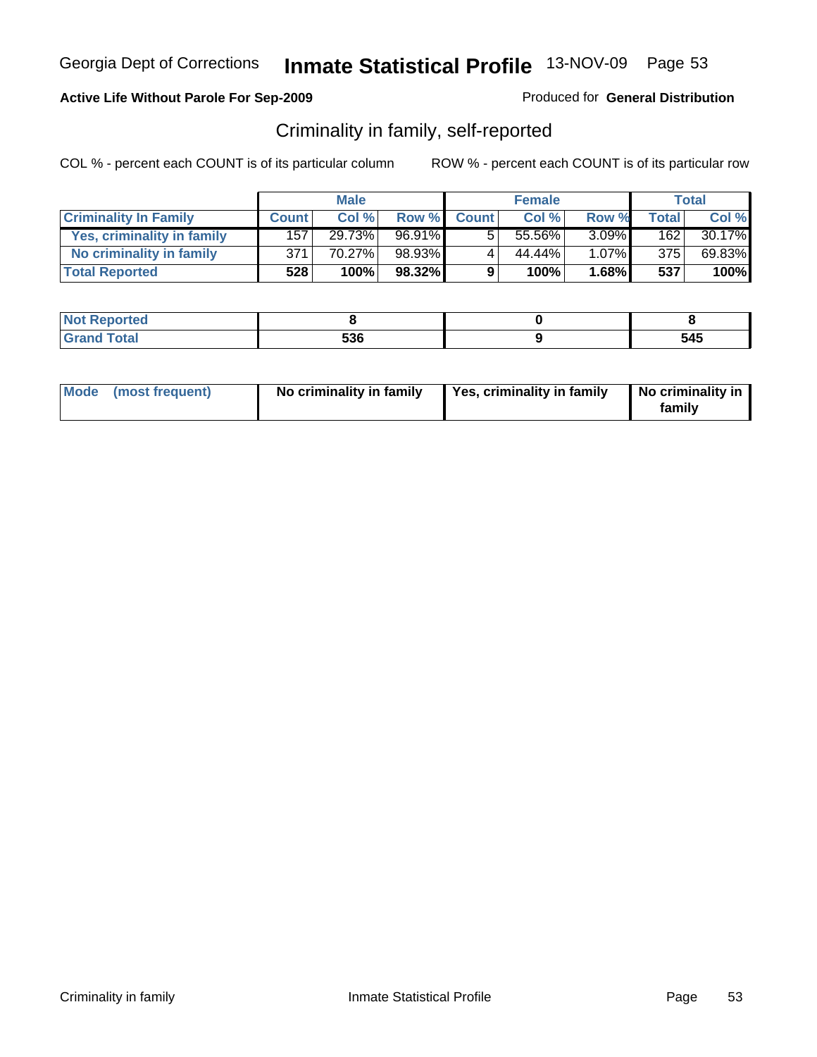Georgia Dept of Corrections **Inmate Statistical Profile** 13-NOV-09 Page 53

**Active Life Without Parole For Sep-2009**

Produced for **General Distribution**

## Criminality in family, self-reported

COL % - percent each COUNT is of its particular column

ROW % - percent each COUNT is of its particular row

| | Male | | | Female | | | Total | |
|---|---|---|---|---|---|---|---|---|
| **Criminality In Family** | **Count** | **Col %** | **Row %** | **Count** | **Col %** | **Row %** | **Total** | **Col %** |
| **Yes, criminality in family** | 157 | 29.73% | 96.91% | 5 | 55.56% | 3.09% | 162 | 30.17% |
| **No criminality in family** | 371 | 70.27% | 98.93% | 4 | 44.44% | 1.07% | 375 | 69.83% |
| **Total Reported** | **528** | **100%** | **98.32%** | **9** | **100%** | **1.68%** | **537** | **100%** |

| | Male | Female | Total |
|---|---|---|---|
| **Not Reported** | **8** | **0** | **8** |
| **Grand Total** | **536** | **9** | **545** |

| | Male | Female | Total |
|---|---|---|---|
| **Mode (most frequent)** | **No criminality in family** | **Yes, criminality in family** | **No criminality in family** |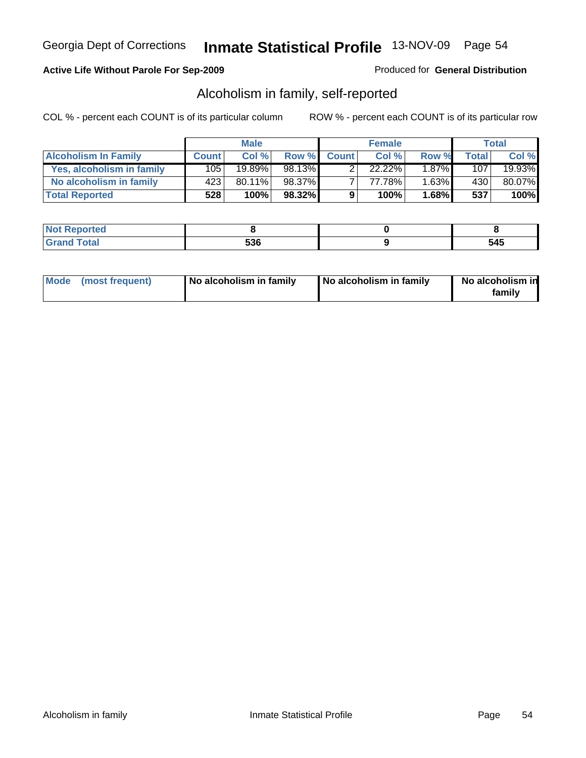Georgia Dept of Corrections **Inmate Statistical Profile** 13-NOV-09 Page 54

**Active Life Without Parole For Sep-2009**

Produced for **General Distribution**

## Alcoholism in family, self-reported

COL % - percent each COUNT is of its particular column

ROW % - percent each COUNT is of its particular row

| | Male | | | Female | | | Total | |
|---|---|---|---|---|---|---|---|---|
| **Alcoholism In Family** | **Count** | **Col %** | **Row %** | **Count** | **Col %** | **Row %** | **Total** | **Col %** |
| **Yes, alcoholism in family** | 105 | 19.89% | 98.13% | 2 | 22.22% | 1.87% | 107 | 19.93% |
| **No alcoholism in family** | 423 | 80.11% | 98.37% | 7 | 77.78% | 1.63% | 430 | 80.07% |
| **Total Reported** | **528** | **100%** | **98.32%** | **9** | **100%** | **1.68%** | **537** | **100%** |

| | Male | Female | Total |
|---|---|---|---|
| **Not Reported** | **8** | **0** | **8** |
| **Grand Total** | **536** | **9** | **545** |

| | Male | Female | Total |
|---|---|---|---|
| **Mode (most frequent)** | **No alcoholism in family** | **No alcoholism in family** | **No alcoholism in family** |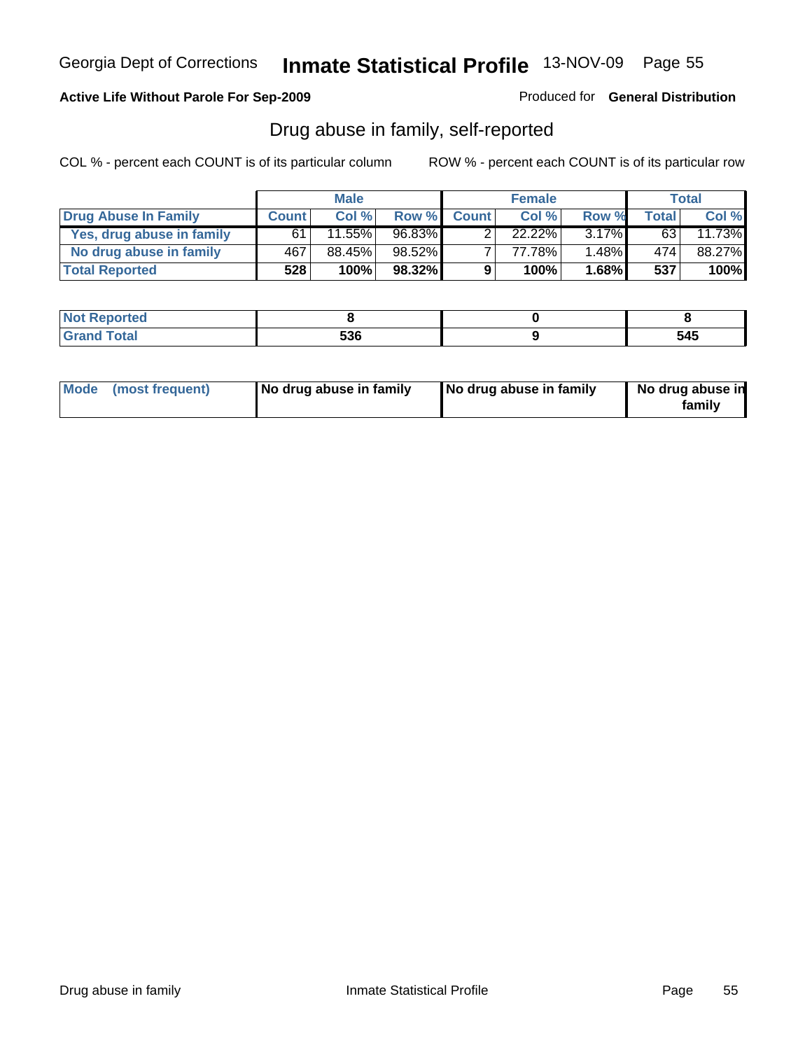Georgia Dept of Corrections **Inmate Statistical Profile** 13-NOV-09 Page 55

**Active Life Without Parole For Sep-2009**

Produced for **General Distribution**

## Drug abuse in family, self-reported

COL % - percent each COUNT is of its particular column ROW % - percent each COUNT is of its particular row

| | Male | | | Female | | | Total | |
|---|---|---|---|---|---|---|---|---|
| **Drug Abuse In Family** | **Count** | **Col %** | **Row %** | **Count** | **Col %** | **Row %** | **Total** | **Col %** |
| **Yes, drug abuse in family** | 61 | 11.55% | 96.83% | 2 | 22.22% | 3.17% | 63 | 11.73% |
| **No drug abuse in family** | 467 | 88.45% | 98.52% | 7 | 77.78% | 1.48% | 474 | 88.27% |
| **Total Reported** | **528** | **100%** | **98.32%** | **9** | **100%** | **1.68%** | **537** | **100%** |

| | Male | Female | Total |
|---|---|---|---|
| **Not Reported** | **8** | **0** | **8** |
| **Grand Total** | **536** | **9** | **545** |

| | Male | Female | Total |
|---|---|---|---|
| **Mode (most frequent)** | **No drug abuse in family** | **No drug abuse in family** | **No drug abuse in family** |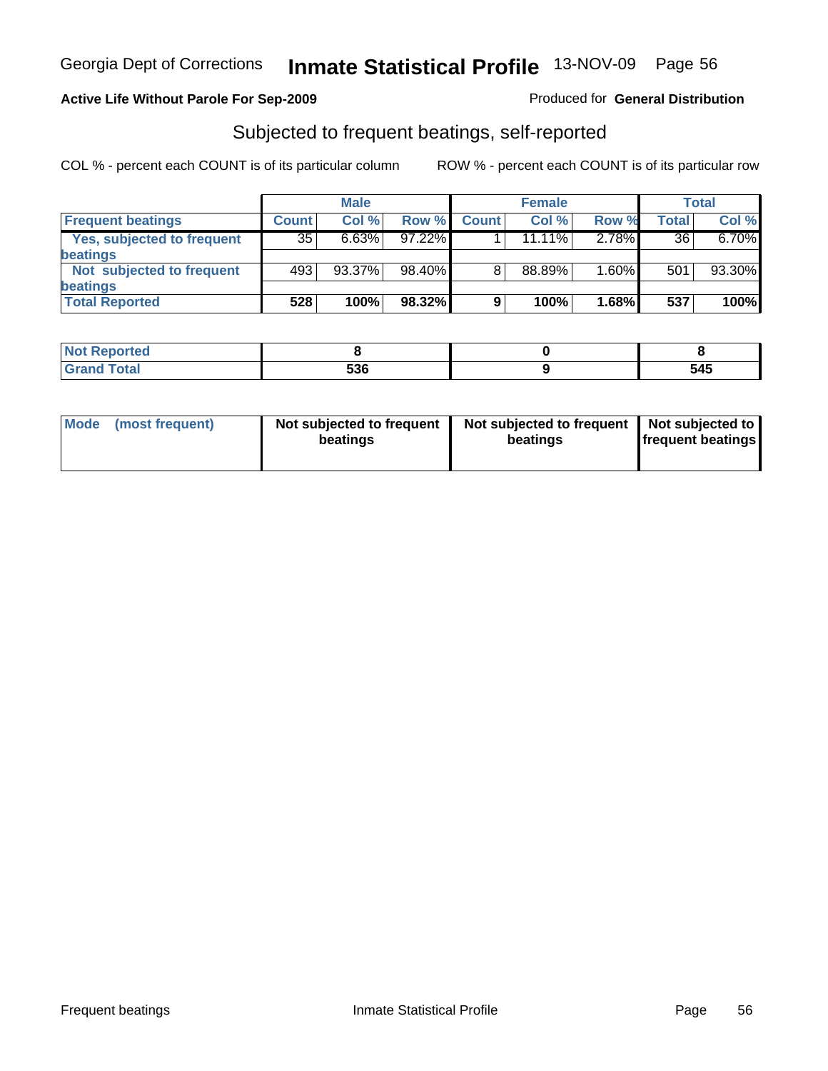Georgia Dept of Corrections **Inmate Statistical Profile** 13-NOV-09

**Active Life Without Parole For Sep-2009**

Produced for **General Distribution**

## Subjected to frequent beatings, self-reported

COL % - percent each COUNT is of its particular column

ROW % - percent each COUNT is of its particular row

| | Male | | | Female | | | Total | |
|---|---|---|---|---|---|---|---|---|
| **Frequent beatings** | **Count** | **Col %** | **Row %** | **Count** | **Col %** | **Row %** | **Total** | **Col %** |
| **Yes, subjected to frequent beatings** | 35 | 6.63% | 97.22% | 1 | 11.11% | 2.78% | 36 | 6.70% |
| **Not subjected to frequent beatings** | 493 | 93.37% | 98.40% | 8 | 88.89% | 1.60% | 501 | 93.30% |
| **Total Reported** | **528** | **100%** | **98.32%** | **9** | **100%** | **1.68%** | **537** | **100%** |

| | Male | Female | Total |
|---|---|---|---|
| **Not Reported** | **8** | **0** | **8** |
| **Grand Total** | **536** | **9** | **545** |

| | Male | Female | Total |
|---|---|---|---|
| **Mode (most frequent)** | **Not subjected to frequent beatings** | **Not subjected to frequent beatings** | **Not subjected to frequent beatings** |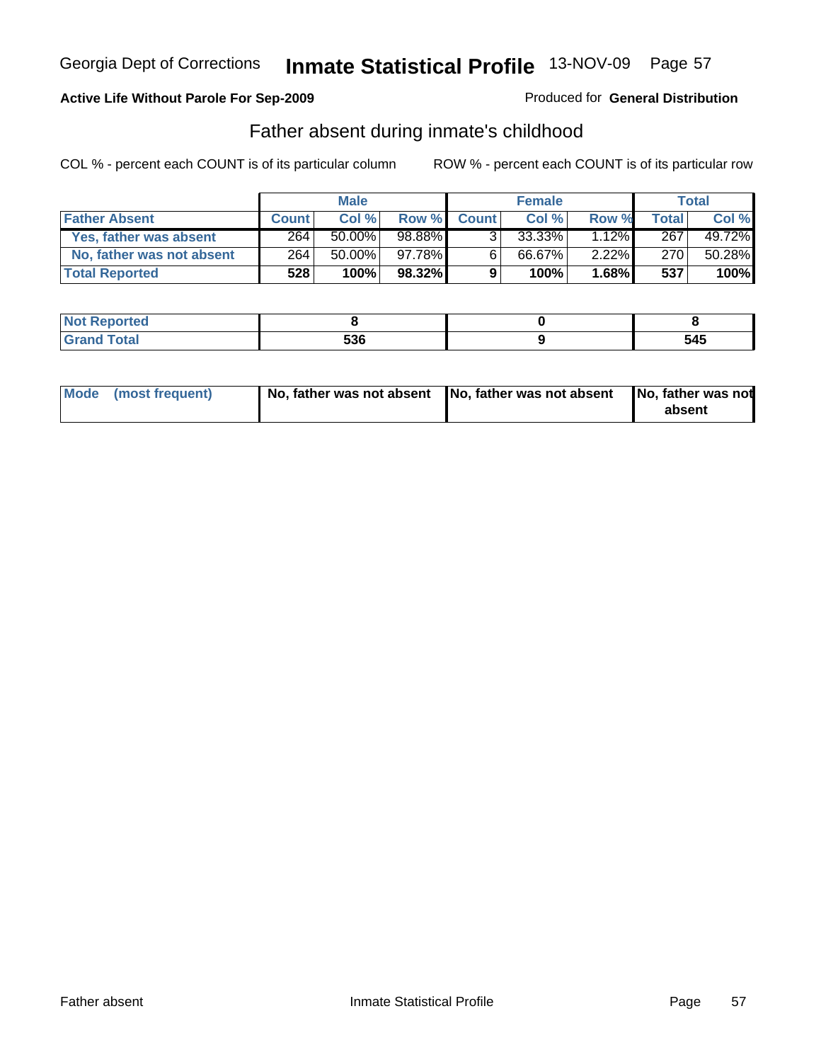Georgia Dept of Corrections **Inmate Statistical Profile** 13-NOV-09

**Active Life Without Parole For Sep-2009**

Produced for **General Distribution**

## Father absent during inmate's childhood

COL % - percent each COUNT is of its particular column     ROW % - percent each COUNT is of its particular row

| | Male | | | Female | | | Total | |
|---|---|---|---|---|---|---|---|---|
| **Father Absent** | **Count** | **Col %** | **Row %** | **Count** | **Col %** | **Row %** | **Total** | **Col %** |
| **Yes, father was absent** | 264 | 50.00% | 98.88% | 3 | 33.33% | 1.12% | 267 | 49.72% |
| **No, father was not absent** | 264 | 50.00% | 97.78% | 6 | 66.67% | 2.22% | 270 | 50.28% |
| **Total Reported** | **528** | **100%** | **98.32%** | **9** | **100%** | **1.68%** | **537** | **100%** |

| | Male | Female | Total |
|---|---|---|---|
| **Not Reported** | **8** | **0** | **8** |
| **Grand Total** | **536** | **9** | **545** |

| | Male | Female | Total |
|---|---|---|---|
| **Mode (most frequent)** | **No, father was not absent** | **No, father was not absent** | **No, father was not absent** |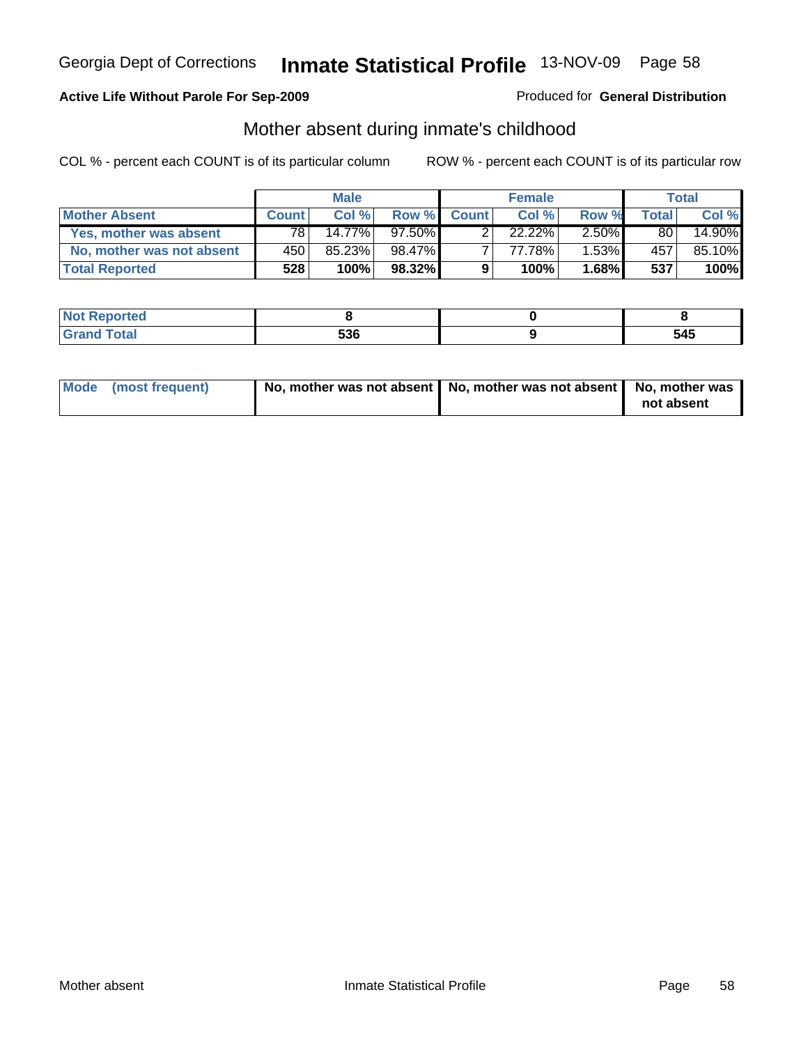Georgia Dept of Corrections **Inmate Statistical Profile** 13-NOV-09

**Active Life Without Parole For Sep-2009**

Produced for **General Distribution**

## Mother absent during inmate's childhood

COL % - percent each COUNT is of its particular column

ROW % - percent each COUNT is of its particular row

| | Male | | | Female | | | Total | |
|---|---|---|---|---|---|---|---|---|
| **Mother Absent** | **Count** | **Col %** | **Row %** | **Count** | **Col %** | **Row %** | **Total** | **Col %** |
| **Yes, mother was absent** | 78 | 14.77% | 97.50% | 2 | 22.22% | 2.50% | 80 | 14.90% |
| **No, mother was not absent** | 450 | 85.23% | 98.47% | 7 | 77.78% | 1.53% | 457 | 85.10% |
| **Total Reported** | **528** | **100%** | **98.32%** | **9** | **100%** | **1.68%** | **537** | **100%** |

| | Male | Female | Total |
|---|---|---|---|
| **Not Reported** | **8** | **0** | **8** |
| **Grand Total** | **536** | **9** | **545** |

| | Male | Female | Total |
|---|---|---|---|
| **Mode (most frequent)** | **No, mother was not absent** | **No, mother was not absent** | **No, mother was not absent** |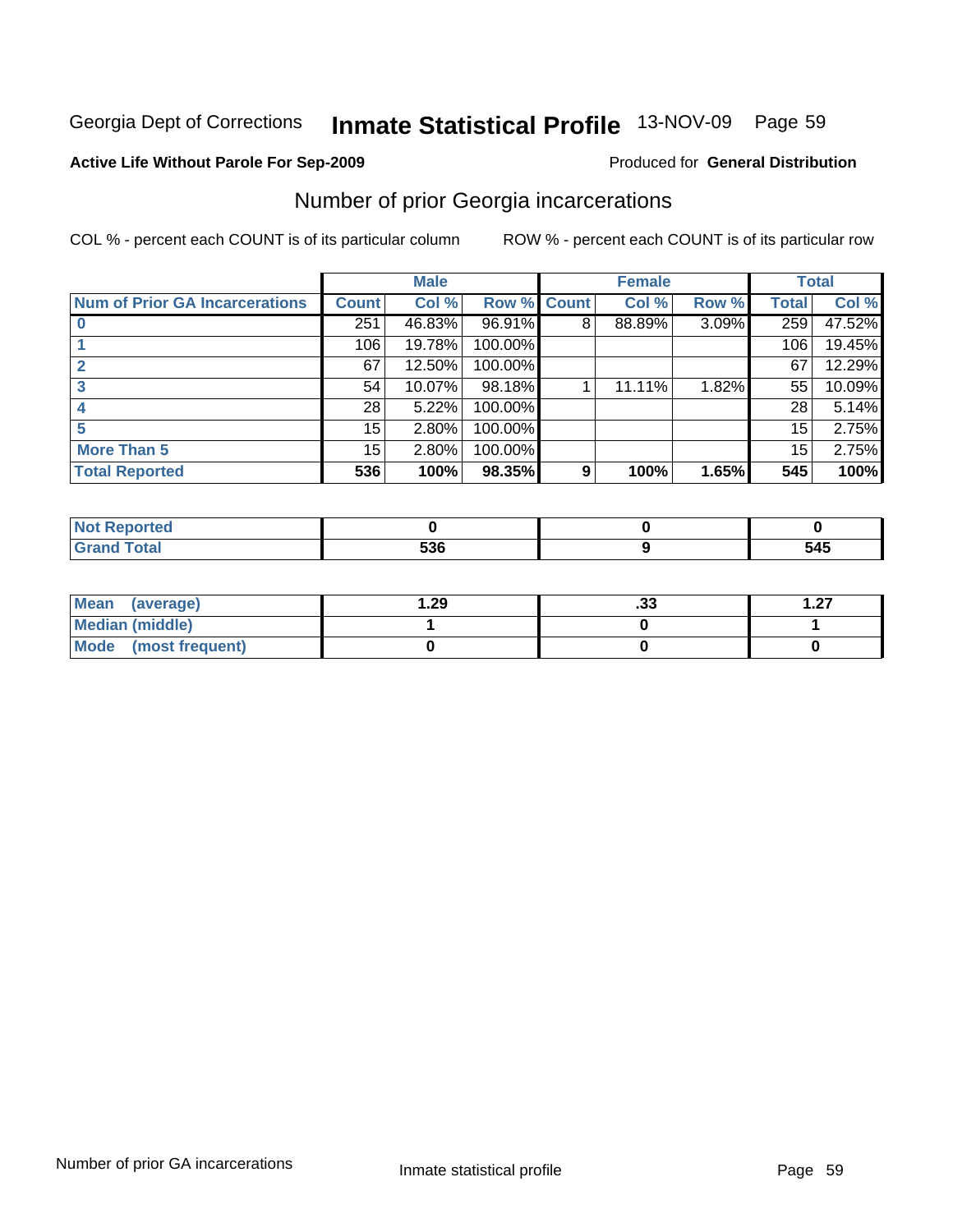Georgia Dept of Corrections **Inmate Statistical Profile** 13-NOV-09

**Active Life Without Parole For Sep-2009**

Produced for **General Distribution**

## Number of prior Georgia incarcerations

COL % - percent each COUNT is of its particular column

ROW % - percent each COUNT is of its particular row

| | Male | | | Female | | | Total | |
|---|---|---|---|---|---|---|---|---|
| **Num of Prior GA Incarcerations** | **Count** | **Col %** | **Row %** | **Count** | **Col %** | **Row %** | **Total** | **Col %** |
| **0** | 251 | 46.83% | 96.91% | 8 | 88.89% | 3.09% | 259 | 47.52% |
| **1** | 106 | 19.78% | 100.00% | | | | 106 | 19.45% |
| **2** | 67 | 12.50% | 100.00% | | | | 67 | 12.29% |
| **3** | 54 | 10.07% | 98.18% | 1 | 11.11% | 1.82% | 55 | 10.09% |
| **4** | 28 | 5.22% | 100.00% | | | | 28 | 5.14% |
| **5** | 15 | 2.80% | 100.00% | | | | 15 | 2.75% |
| **More Than 5** | 15 | 2.80% | 100.00% | | | | 15 | 2.75% |
| **Total Reported** | **536** | **100%** | **98.35%** | **9** | **100%** | **1.65%** | **545** | **100%** |

| | Male | Female | Total |
|---|---|---|---|
| **Not Reported** | **0** | **0** | **0** |
| **Grand Total** | **536** | **9** | **545** |

| | Male | Female | Total |
|---|---|---|---|
| **Mean (average)** | **1.29** | **.33** | **1.27** |
| **Median (middle)** | **1** | **0** | **1** |
| **Mode (most frequent)** | **0** | **0** | **0** |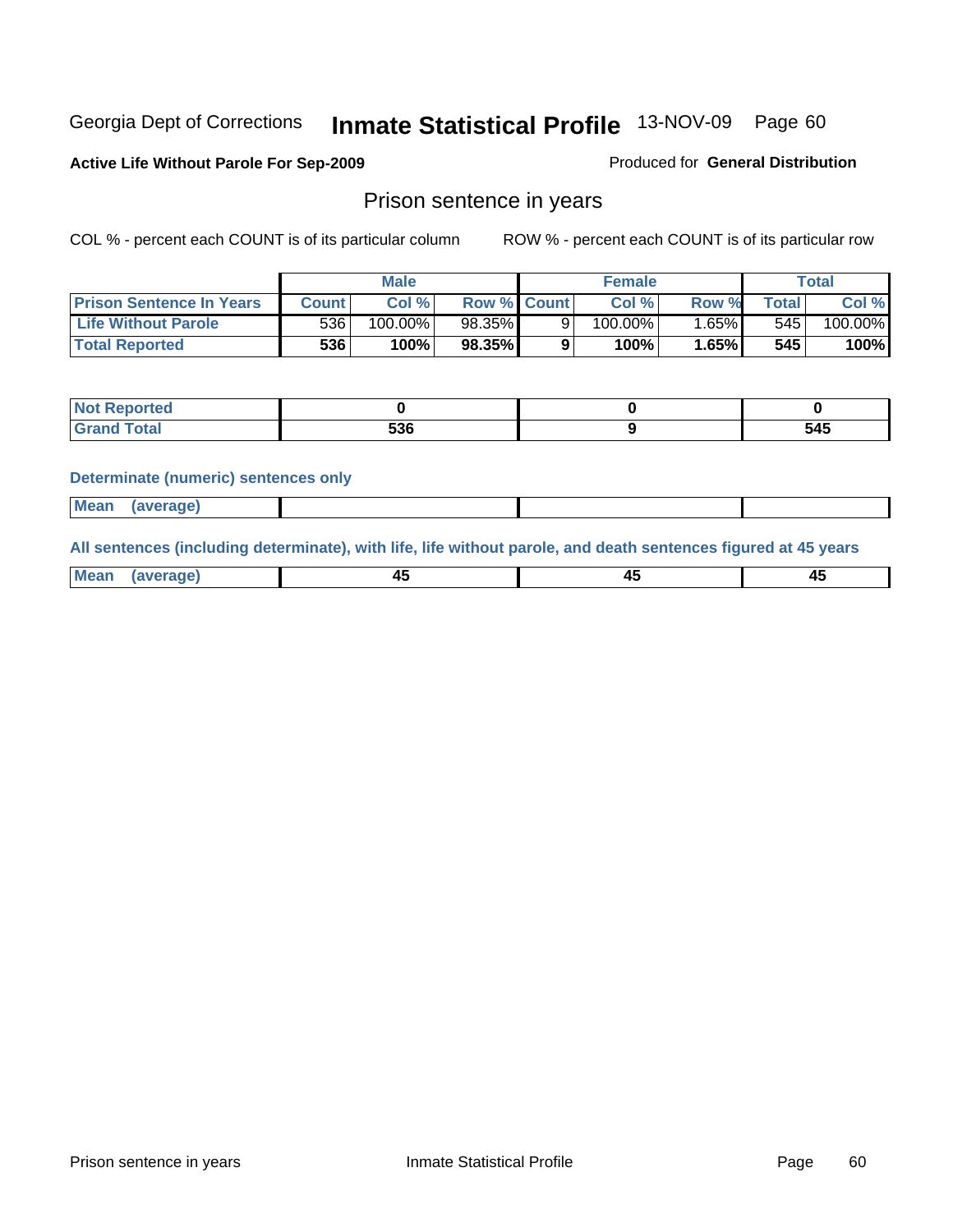Georgia Dept of Corrections **Inmate Statistical Profile** 13-NOV-09 Page 60

**Active Life Without Parole For Sep-2009**

Produced for **General Distribution**

## Prison sentence in years

COL % - percent each COUNT is of its particular column

ROW % - percent each COUNT is of its particular row

| | Male | | | Female | | | Total | |
|---|---|---|---|---|---|---|---|---|
| **Prison Sentence In Years** | **Count** | **Col %** | **Row %** | **Count** | **Col %** | **Row %** | **Total** | **Col %** |
| **Life Without Parole** | 536 | 100.00% | 98.35% | 9 | 100.00% | 1.65% | 545 | 100.00% |
| **Total Reported** | **536** | **100%** | **98.35%** | **9** | **100%** | **1.65%** | **545** | **100%** |

| | Male | Female | Total |
|---|---|---|---|
| **Not Reported** | **0** | **0** | **0** |
| **Grand Total** | **536** | **9** | **545** |

**Determinate (numeric) sentences only**

| | Male | Female | Total |
|---|---|---|---|
| **Mean (average)** | | | |

**All sentences (including determinate), with life, life without parole, and death sentences figured at 45 years**

| | Male | Female | Total |
|---|---|---|---|
| **Mean (average)** | **45** | **45** | **45** |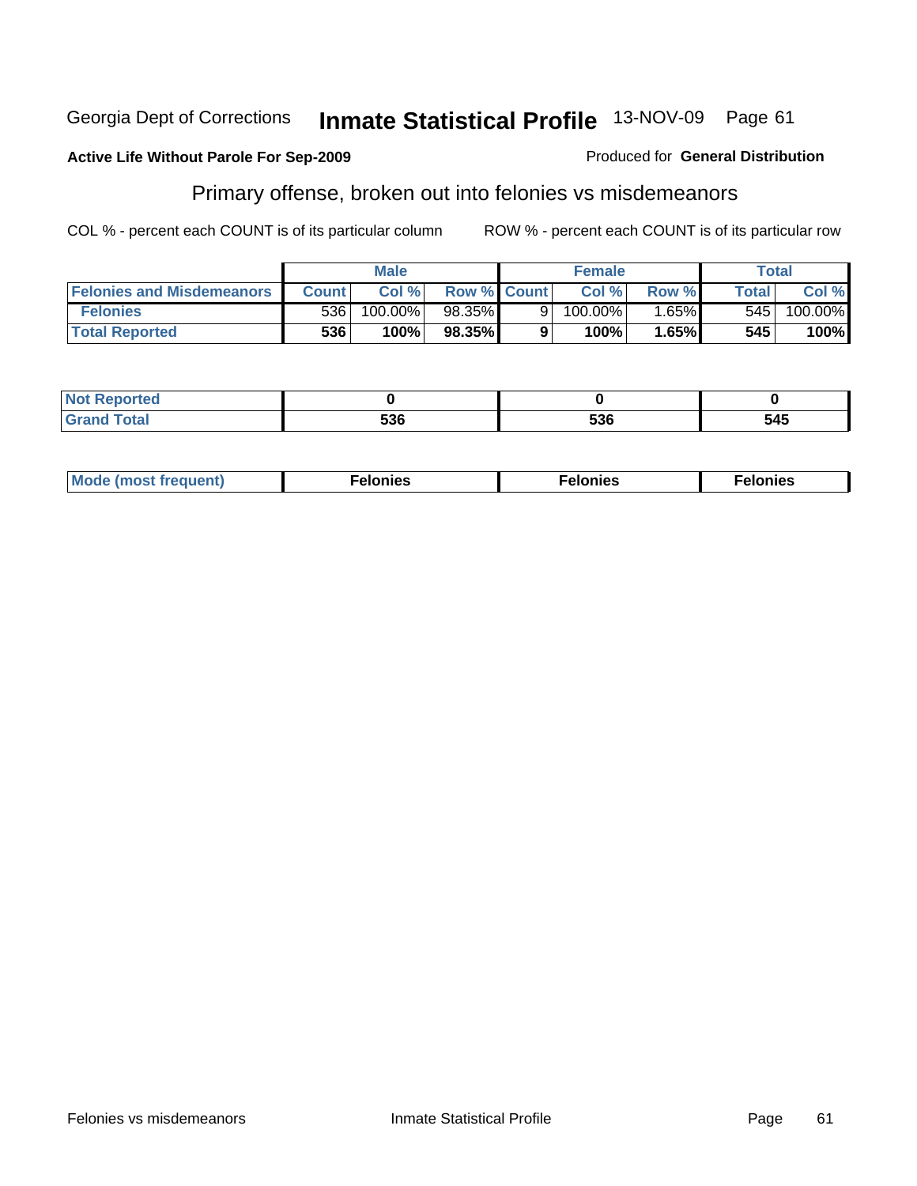Georgia Dept of Corrections **Inmate Statistical Profile** 13-NOV-09

**Active Life Without Parole For Sep-2009**

Produced for **General Distribution**

## Primary offense, broken out into felonies vs misdemeanors

COL % - percent each COUNT is of its particular column

ROW % - percent each COUNT is of its particular row

| | Male | | | Female | | | Total | |
|---|---|---|---|---|---|---|---|---|
| **Felonies and Misdemeanors** | **Count** | **Col %** | **Row %** | **Count** | **Col %** | **Row %** | **Total** | **Col %** |
| **Felonies** | 536 | 100.00% | 98.35% | 9 | 100.00% | 1.65% | 545 | 100.00% |
| **Total Reported** | **536** | **100%** | **98.35%** | **9** | **100%** | **1.65%** | **545** | **100%** |

| | Male | Female | Total |
|---|---|---|---|
| **Not Reported** | **0** | **0** | **0** |
| **Grand Total** | **536** | **536** | **545** |

| | Male | Female | Total |
|---|---|---|---|
| **Mode (most frequent)** | **Felonies** | **Felonies** | **Felonies** |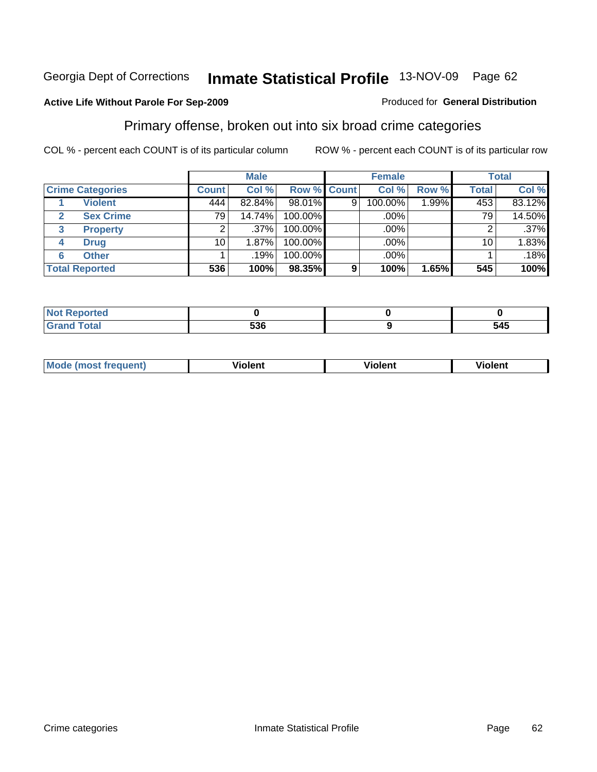Georgia Dept of Corrections **Inmate Statistical Profile** 13-NOV-09 Page 62

**Active Life Without Parole For Sep-2009**

Produced for **General Distribution**

## Primary offense, broken out into six broad crime categories

COL % - percent each COUNT is of its particular column

ROW % - percent each COUNT is of its particular row

| Crime Categories | | Male | | | Female | | | Total | |
|---|---|---|---|---|---|---|---|---|---|
| | | Count | Col % | Row % | Count | Col % | Row % | Total | Col % |
| 1 | Violent | 444 | 82.84% | 98.01% | 9 | 100.00% | 1.99% | 453 | 83.12% |
| 2 | Sex Crime | 79 | 14.74% | 100.00% | | .00% | | 79 | 14.50% |
| 3 | Property | 2 | .37% | 100.00% | | .00% | | 2 | .37% |
| 4 | Drug | 10 | 1.87% | 100.00% | | .00% | | 10 | 1.83% |
| 6 | Other | 1 | .19% | 100.00% | | .00% | | 1 | .18% |
| **Total Reported** | | **536** | **100%** | **98.35%** | **9** | **100%** | **1.65%** | **545** | **100%** |

| | Male | Female | Total |
|---|---|---|---|
| Not Reported | **0** | **0** | **0** |
| Grand Total | **536** | **9** | **545** |

| | Male | Female | Total |
|---|---|---|---|
| Mode (most frequent) | **Violent** | **Violent** | **Violent** |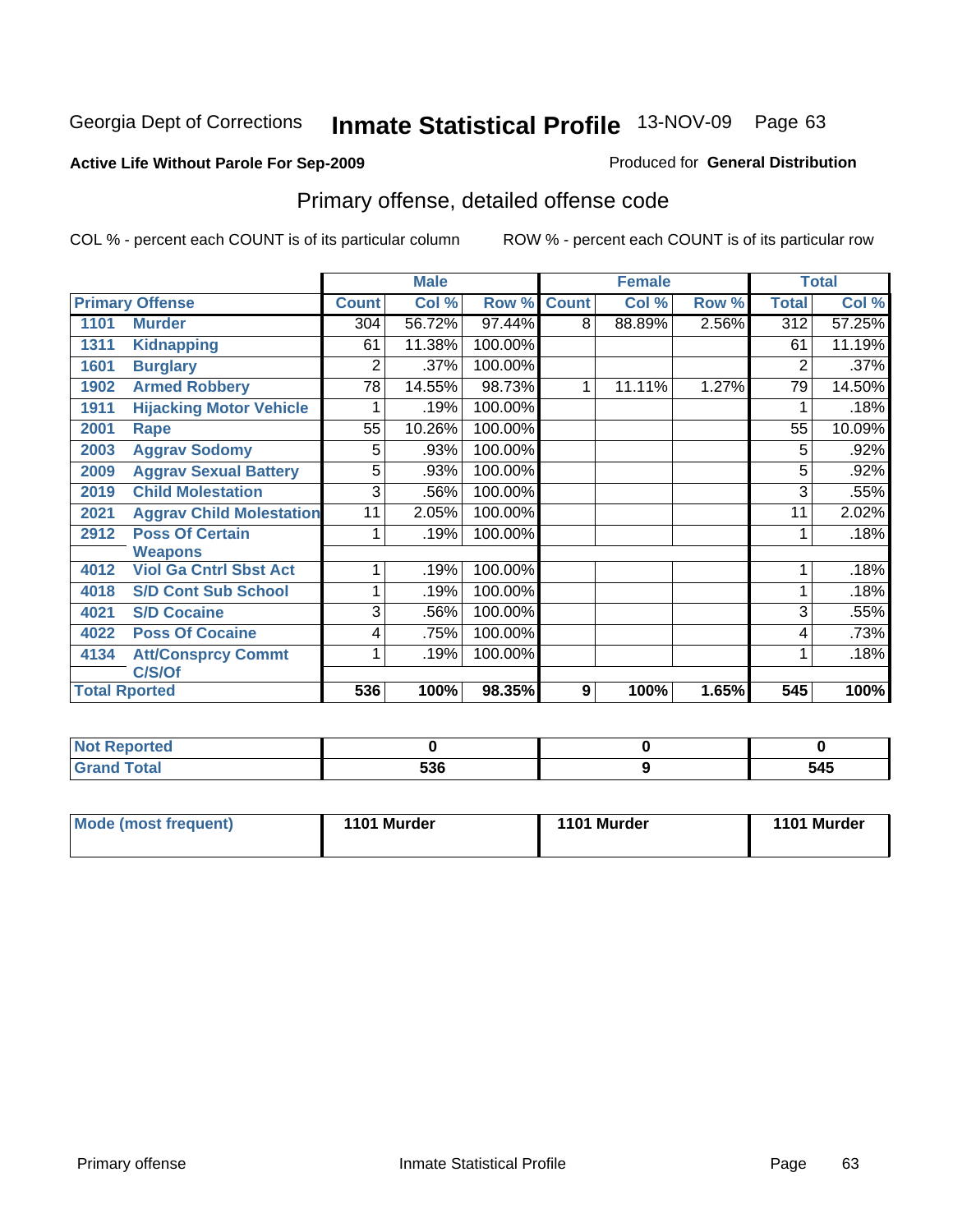Georgia Dept of Corrections **Inmate Statistical Profile** 13-NOV-09 Page 63

**Active Life Without Parole For Sep-2009**

Produced for **General Distribution**

## Primary offense, detailed offense code

COL % - percent each COUNT is of its particular column

ROW % - percent each COUNT is of its particular row

| Primary Offense | | Male | | | Female | | | Total | |
|---|---|---|---|---|---|---|---|---|---|
| | | Count | Col % | Row % | Count | Col % | Row % | Total | Col % |
| 1101 | Murder | 304 | 56.72% | 97.44% | 8 | 88.89% | 2.56% | 312 | 57.25% |
| 1311 | Kidnapping | 61 | 11.38% | 100.00% | | | | 61 | 11.19% |
| 1601 | Burglary | 2 | .37% | 100.00% | | | | 2 | .37% |
| 1902 | Armed Robbery | 78 | 14.55% | 98.73% | 1 | 11.11% | 1.27% | 79 | 14.50% |
| 1911 | Hijacking Motor Vehicle | 1 | .19% | 100.00% | | | | 1 | .18% |
| 2001 | Rape | 55 | 10.26% | 100.00% | | | | 55 | 10.09% |
| 2003 | Aggrav Sodomy | 5 | .93% | 100.00% | | | | 5 | .92% |
| 2009 | Aggrav Sexual Battery | 5 | .93% | 100.00% | | | | 5 | .92% |
| 2019 | Child Molestation | 3 | .56% | 100.00% | | | | 3 | .55% |
| 2021 | Aggrav Child Molestation | 11 | 2.05% | 100.00% | | | | 11 | 2.02% |
| 2912 | Poss Of Certain Weapons | 1 | .19% | 100.00% | | | | 1 | .18% |
| 4012 | Viol Ga Cntrl Sbst Act | 1 | .19% | 100.00% | | | | 1 | .18% |
| 4018 | S/D Cont Sub School | 1 | .19% | 100.00% | | | | 1 | .18% |
| 4021 | S/D Cocaine | 3 | .56% | 100.00% | | | | 3 | .55% |
| 4022 | Poss Of Cocaine | 4 | .75% | 100.00% | | | | 4 | .73% |
| 4134 | Att/Consprcy Commt C/S/Of | 1 | .19% | 100.00% | | | | 1 | .18% |
| Total Rported | | 536 | 100% | 98.35% | 9 | 100% | 1.65% | 545 | 100% |

| | Male | Female | Total |
|---|---|---|---|
| Not Reported | 0 | 0 | 0 |
| Grand Total | 536 | 9 | 545 |

| | Male | Female | Total |
|---|---|---|---|
| Mode (most frequent) | 1101 Murder | 1101 Murder | 1101 Murder |

Primary offense Inmate Statistical Profile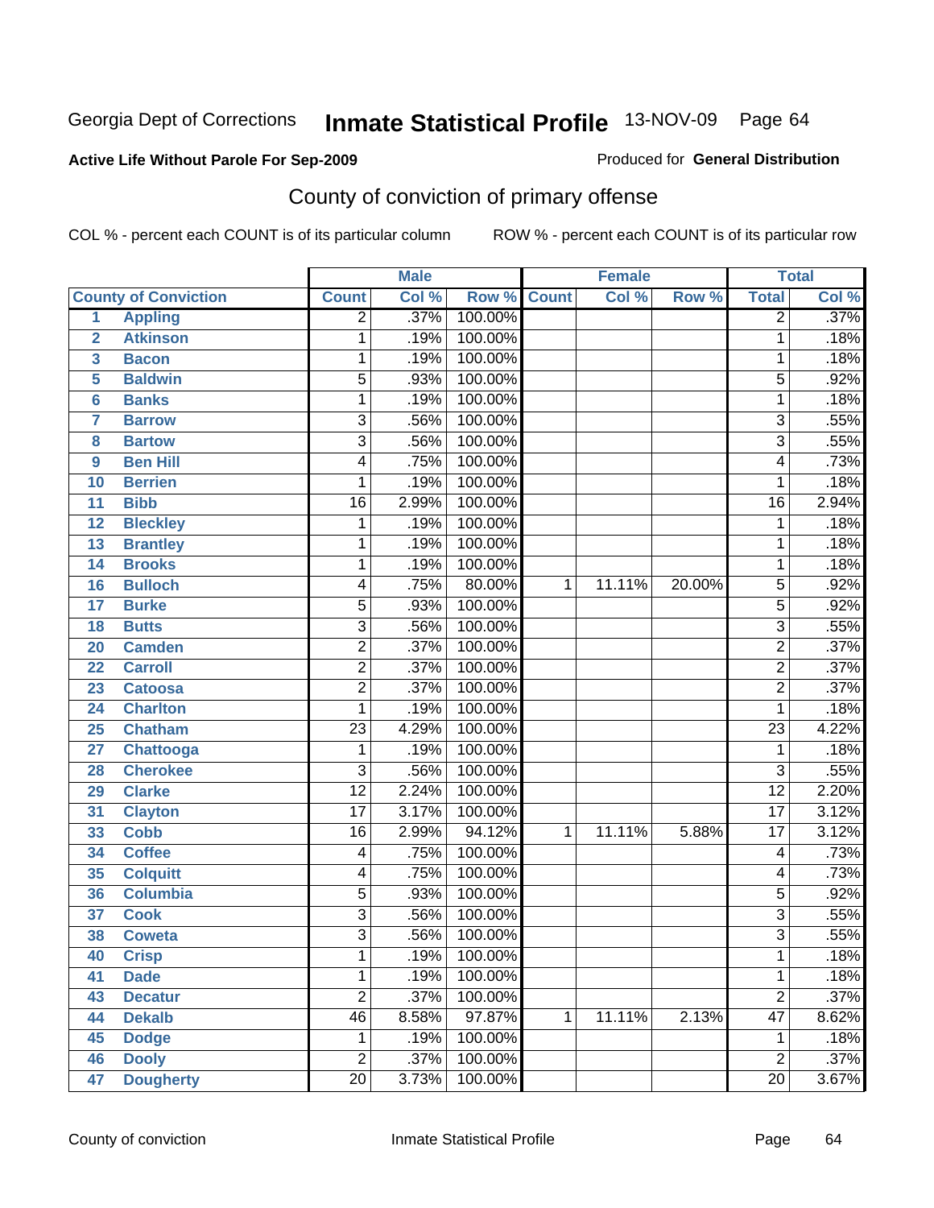Georgia Dept of Corrections **Inmate Statistical Profile** 13-NOV-09

**Active Life Without Parole For Sep-2009**

Produced for **General Distribution**

## County of conviction of primary offense

COL % - percent each COUNT is of its particular column ROW % - percent each COUNT is of its particular row

| County of Conviction | | Male | | | Female | | | Total | |
|---|---|---|---|---|---|---|---|---|---|
| | | Count | Col % | Row % | Count | Col % | Row % | Total | Col % |
| 1 | Appling | 2 | .37% | 100.00% | | | | 2 | .37% |
| 2 | Atkinson | 1 | .19% | 100.00% | | | | 1 | .18% |
| 3 | Bacon | 1 | .19% | 100.00% | | | | 1 | .18% |
| 5 | Baldwin | 5 | .93% | 100.00% | | | | 5 | .92% |
| 6 | Banks | 1 | .19% | 100.00% | | | | 1 | .18% |
| 7 | Barrow | 3 | .56% | 100.00% | | | | 3 | .55% |
| 8 | Bartow | 3 | .56% | 100.00% | | | | 3 | .55% |
| 9 | Ben Hill | 4 | .75% | 100.00% | | | | 4 | .73% |
| 10 | Berrien | 1 | .19% | 100.00% | | | | 1 | .18% |
| 11 | Bibb | 16 | 2.99% | 100.00% | | | | 16 | 2.94% |
| 12 | Bleckley | 1 | .19% | 100.00% | | | | 1 | .18% |
| 13 | Brantley | 1 | .19% | 100.00% | | | | 1 | .18% |
| 14 | Brooks | 1 | .19% | 100.00% | | | | 1 | .18% |
| 16 | Bulloch | 4 | .75% | 80.00% | 1 | 11.11% | 20.00% | 5 | .92% |
| 17 | Burke | 5 | .93% | 100.00% | | | | 5 | .92% |
| 18 | Butts | 3 | .56% | 100.00% | | | | 3 | .55% |
| 20 | Camden | 2 | .37% | 100.00% | | | | 2 | .37% |
| 22 | Carroll | 2 | .37% | 100.00% | | | | 2 | .37% |
| 23 | Catoosa | 2 | .37% | 100.00% | | | | 2 | .37% |
| 24 | Charlton | 1 | .19% | 100.00% | | | | 1 | .18% |
| 25 | Chatham | 23 | 4.29% | 100.00% | | | | 23 | 4.22% |
| 27 | Chattooga | 1 | .19% | 100.00% | | | | 1 | .18% |
| 28 | Cherokee | 3 | .56% | 100.00% | | | | 3 | .55% |
| 29 | Clarke | 12 | 2.24% | 100.00% | | | | 12 | 2.20% |
| 31 | Clayton | 17 | 3.17% | 100.00% | | | | 17 | 3.12% |
| 33 | Cobb | 16 | 2.99% | 94.12% | 1 | 11.11% | 5.88% | 17 | 3.12% |
| 34 | Coffee | 4 | .75% | 100.00% | | | | 4 | .73% |
| 35 | Colquitt | 4 | .75% | 100.00% | | | | 4 | .73% |
| 36 | Columbia | 5 | .93% | 100.00% | | | | 5 | .92% |
| 37 | Cook | 3 | .56% | 100.00% | | | | 3 | .55% |
| 38 | Coweta | 3 | .56% | 100.00% | | | | 3 | .55% |
| 40 | Crisp | 1 | .19% | 100.00% | | | | 1 | .18% |
| 41 | Dade | 1 | .19% | 100.00% | | | | 1 | .18% |
| 43 | Decatur | 2 | .37% | 100.00% | | | | 2 | .37% |
| 44 | Dekalb | 46 | 8.58% | 97.87% | 1 | 11.11% | 2.13% | 47 | 8.62% |
| 45 | Dodge | 1 | .19% | 100.00% | | | | 1 | .18% |
| 46 | Dooly | 2 | .37% | 100.00% | | | | 2 | .37% |
| 47 | Dougherty | 20 | 3.73% | 100.00% | | | | 20 | 3.67% |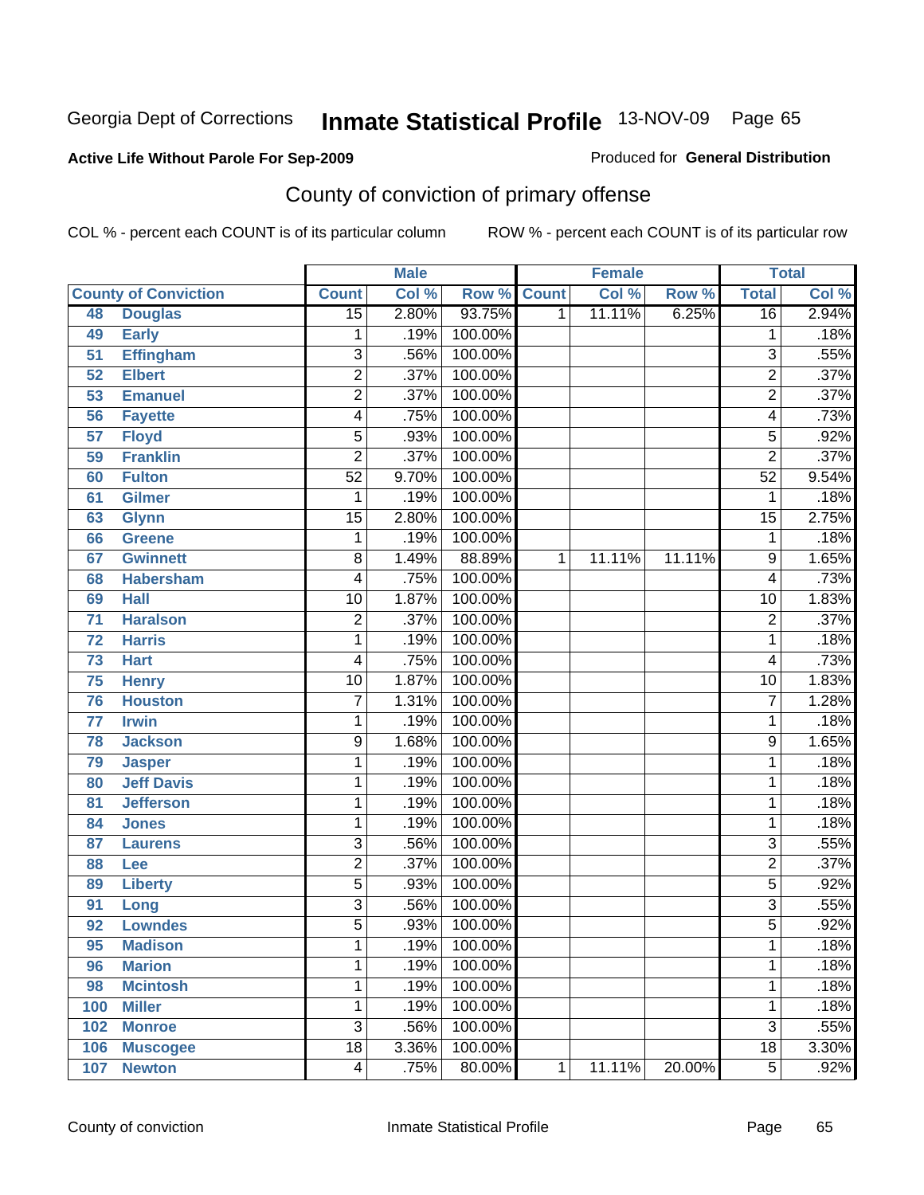Georgia Dept of Corrections **Inmate Statistical Profile** 13-NOV-09

**Active Life Without Parole For Sep-2009**

Produced for **General Distribution**

## County of conviction of primary offense

COL % - percent each COUNT is of its particular column

ROW % - percent each COUNT is of its particular row

| County of Conviction | | Male | | | Female | | | Total | |
|---|---|---|---|---|---|---|---|---|---|
| | | Count | Col % | Row % | Count | Col % | Row % | Total | Col % |
| 48 | Douglas | 15 | 2.80% | 93.75% | 1 | 11.11% | 6.25% | 16 | 2.94% |
| 49 | Early | 1 | .19% | 100.00% | | | | 1 | .18% |
| 51 | Effingham | 3 | .56% | 100.00% | | | | 3 | .55% |
| 52 | Elbert | 2 | .37% | 100.00% | | | | 2 | .37% |
| 53 | Emanuel | 2 | .37% | 100.00% | | | | 2 | .37% |
| 56 | Fayette | 4 | .75% | 100.00% | | | | 4 | .73% |
| 57 | Floyd | 5 | .93% | 100.00% | | | | 5 | .92% |
| 59 | Franklin | 2 | .37% | 100.00% | | | | 2 | .37% |
| 60 | Fulton | 52 | 9.70% | 100.00% | | | | 52 | 9.54% |
| 61 | Gilmer | 1 | .19% | 100.00% | | | | 1 | .18% |
| 63 | Glynn | 15 | 2.80% | 100.00% | | | | 15 | 2.75% |
| 66 | Greene | 1 | .19% | 100.00% | | | | 1 | .18% |
| 67 | Gwinnett | 8 | 1.49% | 88.89% | 1 | 11.11% | 11.11% | 9 | 1.65% |
| 68 | Habersham | 4 | .75% | 100.00% | | | | 4 | .73% |
| 69 | Hall | 10 | 1.87% | 100.00% | | | | 10 | 1.83% |
| 71 | Haralson | 2 | .37% | 100.00% | | | | 2 | .37% |
| 72 | Harris | 1 | .19% | 100.00% | | | | 1 | .18% |
| 73 | Hart | 4 | .75% | 100.00% | | | | 4 | .73% |
| 75 | Henry | 10 | 1.87% | 100.00% | | | | 10 | 1.83% |
| 76 | Houston | 7 | 1.31% | 100.00% | | | | 7 | 1.28% |
| 77 | Irwin | 1 | .19% | 100.00% | | | | 1 | .18% |
| 78 | Jackson | 9 | 1.68% | 100.00% | | | | 9 | 1.65% |
| 79 | Jasper | 1 | .19% | 100.00% | | | | 1 | .18% |
| 80 | Jeff Davis | 1 | .19% | 100.00% | | | | 1 | .18% |
| 81 | Jefferson | 1 | .19% | 100.00% | | | | 1 | .18% |
| 84 | Jones | 1 | .19% | 100.00% | | | | 1 | .18% |
| 87 | Laurens | 3 | .56% | 100.00% | | | | 3 | .55% |
| 88 | Lee | 2 | .37% | 100.00% | | | | 2 | .37% |
| 89 | Liberty | 5 | .93% | 100.00% | | | | 5 | .92% |
| 91 | Long | 3 | .56% | 100.00% | | | | 3 | .55% |
| 92 | Lowndes | 5 | .93% | 100.00% | | | | 5 | .92% |
| 95 | Madison | 1 | .19% | 100.00% | | | | 1 | .18% |
| 96 | Marion | 1 | .19% | 100.00% | | | | 1 | .18% |
| 98 | Mcintosh | 1 | .19% | 100.00% | | | | 1 | .18% |
| 100 | Miller | 1 | .19% | 100.00% | | | | 1 | .18% |
| 102 | Monroe | 3 | .56% | 100.00% | | | | 3 | .55% |
| 106 | Muscogee | 18 | 3.36% | 100.00% | | | | 18 | 3.30% |
| 107 | Newton | 4 | .75% | 80.00% | 1 | 11.11% | 20.00% | 5 | .92% |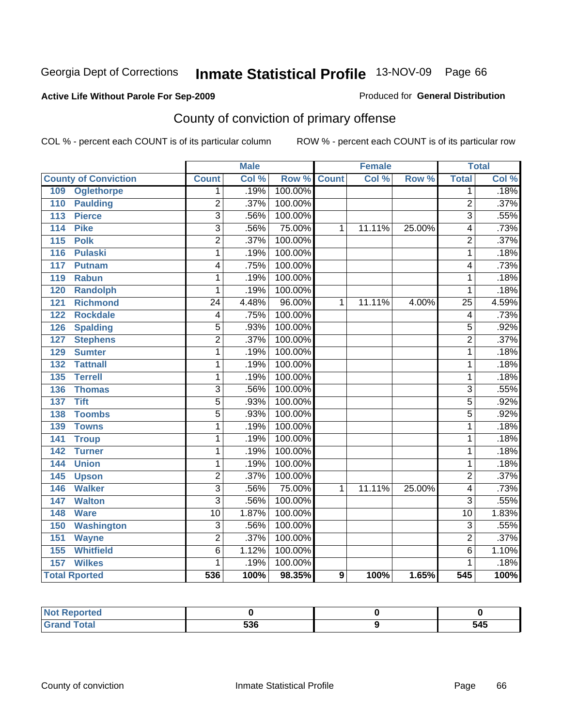Georgia Dept of Corrections **Inmate Statistical Profile** 13-NOV-09

**Active Life Without Parole For Sep-2009**

Produced for **General Distribution**

## County of conviction of primary offense

COL % - percent each COUNT is of its particular column ROW % - percent each COUNT is of its particular row

| | Male | | | Female | | | Total | |
|---|---|---|---|---|---|---|---|---|
| **County of Conviction** | **Count** | **Col %** | **Row %** | **Count** | **Col %** | **Row %** | **Total** | **Col %** |
| 109 Oglethorpe | 1 | .19% | 100.00% | | | | 1 | .18% |
| 110 Paulding | 2 | .37% | 100.00% | | | | 2 | .37% |
| 113 Pierce | 3 | .56% | 100.00% | | | | 3 | .55% |
| 114 Pike | 3 | .56% | 75.00% | 1 | 11.11% | 25.00% | 4 | .73% |
| 115 Polk | 2 | .37% | 100.00% | | | | 2 | .37% |
| 116 Pulaski | 1 | .19% | 100.00% | | | | 1 | .18% |
| 117 Putnam | 4 | .75% | 100.00% | | | | 4 | .73% |
| 119 Rabun | 1 | .19% | 100.00% | | | | 1 | .18% |
| 120 Randolph | 1 | .19% | 100.00% | | | | 1 | .18% |
| 121 Richmond | 24 | 4.48% | 96.00% | 1 | 11.11% | 4.00% | 25 | 4.59% |
| 122 Rockdale | 4 | .75% | 100.00% | | | | 4 | .73% |
| 126 Spalding | 5 | .93% | 100.00% | | | | 5 | .92% |
| 127 Stephens | 2 | .37% | 100.00% | | | | 2 | .37% |
| 129 Sumter | 1 | .19% | 100.00% | | | | 1 | .18% |
| 132 Tattnall | 1 | .19% | 100.00% | | | | 1 | .18% |
| 135 Terrell | 1 | .19% | 100.00% | | | | 1 | .18% |
| 136 Thomas | 3 | .56% | 100.00% | | | | 3 | .55% |
| 137 Tift | 5 | .93% | 100.00% | | | | 5 | .92% |
| 138 Toombs | 5 | .93% | 100.00% | | | | 5 | .92% |
| 139 Towns | 1 | .19% | 100.00% | | | | 1 | .18% |
| 141 Troup | 1 | .19% | 100.00% | | | | 1 | .18% |
| 142 Turner | 1 | .19% | 100.00% | | | | 1 | .18% |
| 144 Union | 1 | .19% | 100.00% | | | | 1 | .18% |
| 145 Upson | 2 | .37% | 100.00% | | | | 2 | .37% |
| 146 Walker | 3 | .56% | 75.00% | 1 | 11.11% | 25.00% | 4 | .73% |
| 147 Walton | 3 | .56% | 100.00% | | | | 3 | .55% |
| 148 Ware | 10 | 1.87% | 100.00% | | | | 10 | 1.83% |
| 150 Washington | 3 | .56% | 100.00% | | | | 3 | .55% |
| 151 Wayne | 2 | .37% | 100.00% | | | | 2 | .37% |
| 155 Whitfield | 6 | 1.12% | 100.00% | | | | 6 | 1.10% |
| 157 Wilkes | 1 | .19% | 100.00% | | | | 1 | .18% |
| **Total Rported** | **536** | **100%** | **98.35%** | **9** | **100%** | **1.65%** | **545** | **100%** |

| | Male | Female | Total |
|---|---|---|---|
| **Not Reported** | **0** | **0** | **0** |
| **Grand Total** | **536** | **9** | **545** |

County of conviction Inmate Statistical Profile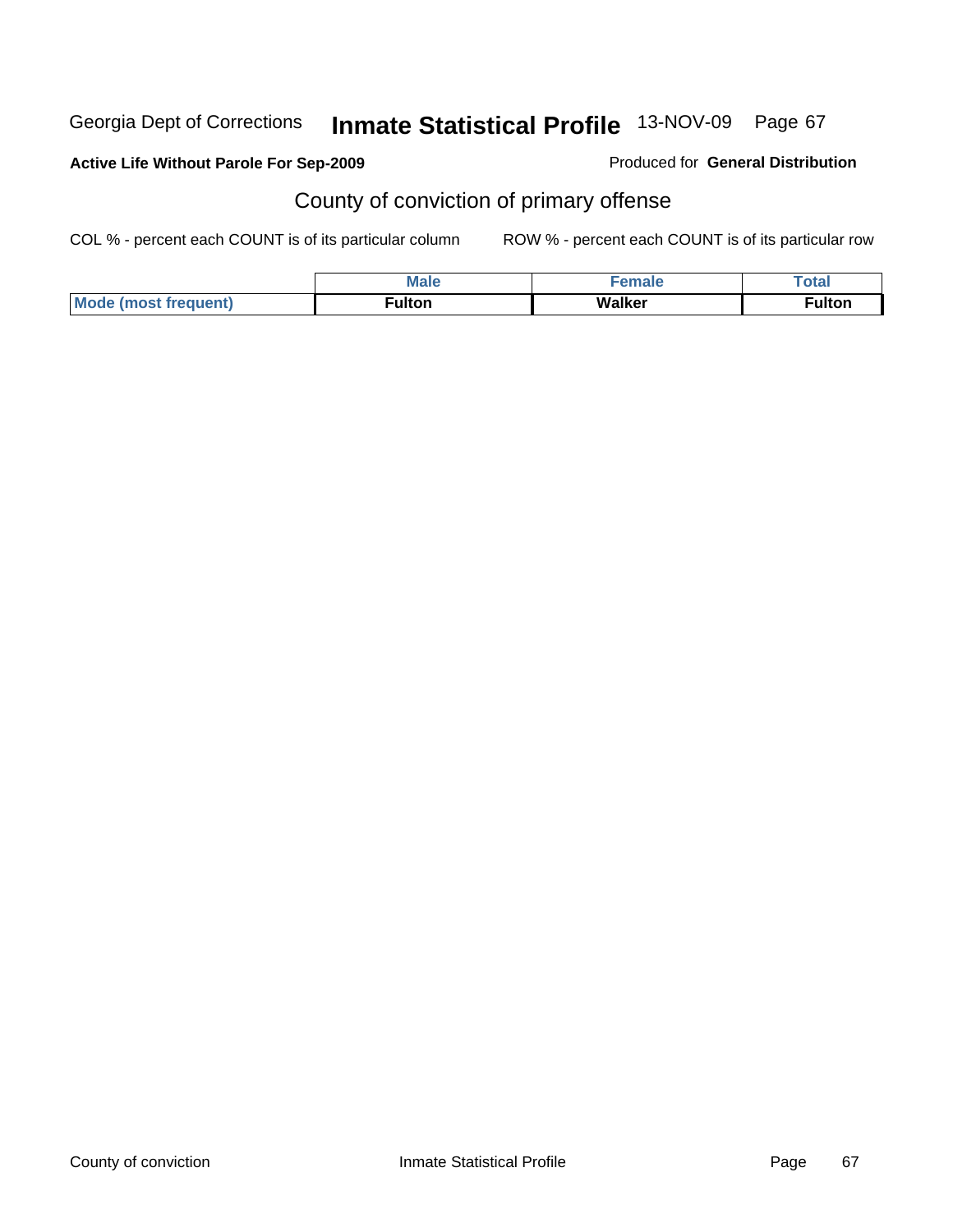Active Life Without Parole For Sep-2009

Produced for **General Distribution**

## County of conviction of primary offense

COL % - percent each COUNT is of its particular column

ROW % - percent each COUNT is of its particular row

| | Male | Female | Total |
|---|---|---|---|
| Mode (most frequent) | Fulton | Walker | Fulton |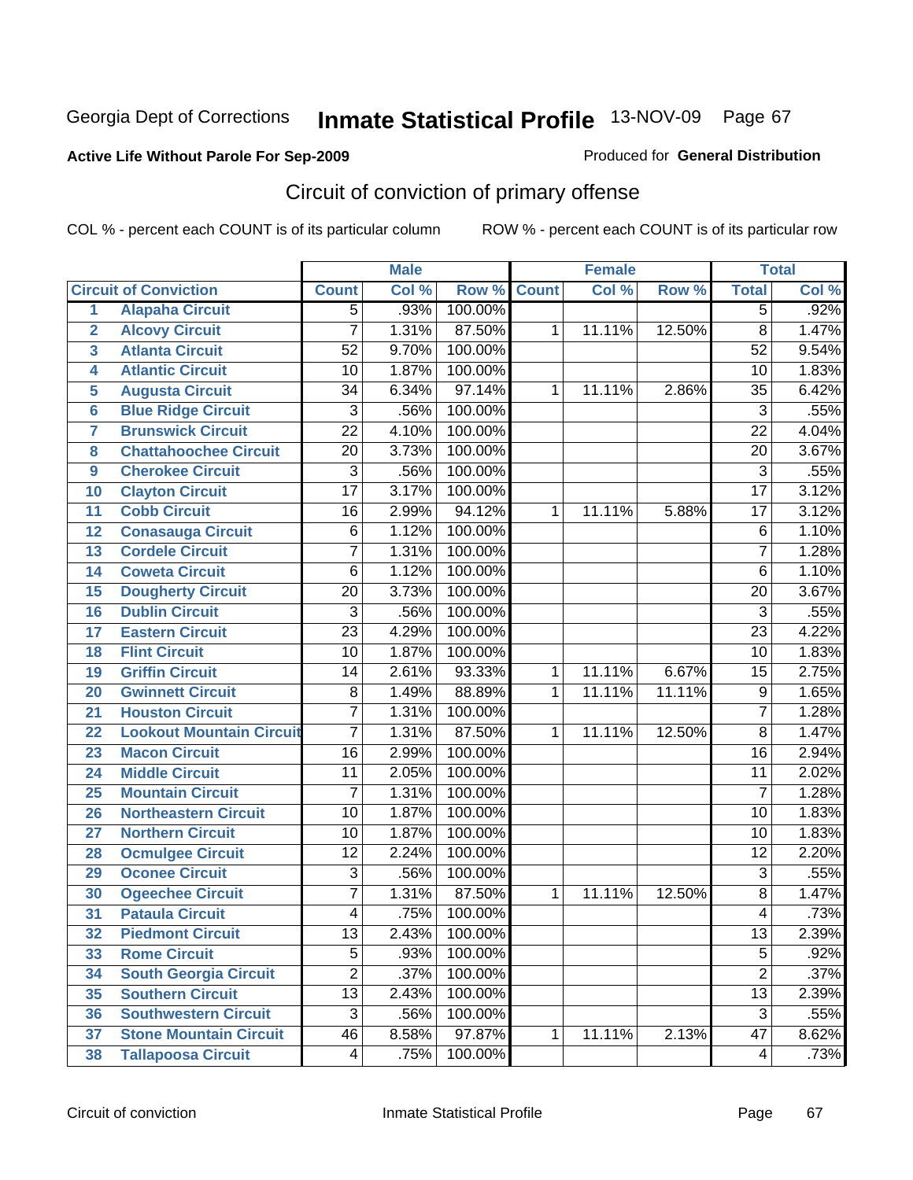Georgia Dept of Corrections **Inmate Statistical Profile** 13-NOV-09

**Active Life Without Parole For Sep-2009**

Produced for **General Distribution**

## Circuit of conviction of primary offense

COL % - percent each COUNT is of its particular column

ROW % - percent each COUNT is of its particular row

| | Circuit of Conviction | Male | | | Female | | | Total | |
|---|---|---|---|---|---|---|---|---|---|
| | | Count | Col % | Row % | Count | Col % | Row % | Total | Col % |
| 1 | Alapaha Circuit | 5 | .93% | 100.00% | | | | 5 | .92% |
| 2 | Alcovy Circuit | 7 | 1.31% | 87.50% | 1 | 11.11% | 12.50% | 8 | 1.47% |
| 3 | Atlanta Circuit | 52 | 9.70% | 100.00% | | | | 52 | 9.54% |
| 4 | Atlantic Circuit | 10 | 1.87% | 100.00% | | | | 10 | 1.83% |
| 5 | Augusta Circuit | 34 | 6.34% | 97.14% | 1 | 11.11% | 2.86% | 35 | 6.42% |
| 6 | Blue Ridge Circuit | 3 | .56% | 100.00% | | | | 3 | .55% |
| 7 | Brunswick Circuit | 22 | 4.10% | 100.00% | | | | 22 | 4.04% |
| 8 | Chattahoochee Circuit | 20 | 3.73% | 100.00% | | | | 20 | 3.67% |
| 9 | Cherokee Circuit | 3 | .56% | 100.00% | | | | 3 | .55% |
| 10 | Clayton Circuit | 17 | 3.17% | 100.00% | | | | 17 | 3.12% |
| 11 | Cobb Circuit | 16 | 2.99% | 94.12% | 1 | 11.11% | 5.88% | 17 | 3.12% |
| 12 | Conasauga Circuit | 6 | 1.12% | 100.00% | | | | 6 | 1.10% |
| 13 | Cordele Circuit | 7 | 1.31% | 100.00% | | | | 7 | 1.28% |
| 14 | Coweta Circuit | 6 | 1.12% | 100.00% | | | | 6 | 1.10% |
| 15 | Dougherty Circuit | 20 | 3.73% | 100.00% | | | | 20 | 3.67% |
| 16 | Dublin Circuit | 3 | .56% | 100.00% | | | | 3 | .55% |
| 17 | Eastern Circuit | 23 | 4.29% | 100.00% | | | | 23 | 4.22% |
| 18 | Flint Circuit | 10 | 1.87% | 100.00% | | | | 10 | 1.83% |
| 19 | Griffin Circuit | 14 | 2.61% | 93.33% | 1 | 11.11% | 6.67% | 15 | 2.75% |
| 20 | Gwinnett Circuit | 8 | 1.49% | 88.89% | 1 | 11.11% | 11.11% | 9 | 1.65% |
| 21 | Houston Circuit | 7 | 1.31% | 100.00% | | | | 7 | 1.28% |
| 22 | Lookout Mountain Circuit | 7 | 1.31% | 87.50% | 1 | 11.11% | 12.50% | 8 | 1.47% |
| 23 | Macon Circuit | 16 | 2.99% | 100.00% | | | | 16 | 2.94% |
| 24 | Middle Circuit | 11 | 2.05% | 100.00% | | | | 11 | 2.02% |
| 25 | Mountain Circuit | 7 | 1.31% | 100.00% | | | | 7 | 1.28% |
| 26 | Northeastern Circuit | 10 | 1.87% | 100.00% | | | | 10 | 1.83% |
| 27 | Northern Circuit | 10 | 1.87% | 100.00% | | | | 10 | 1.83% |
| 28 | Ocmulgee Circuit | 12 | 2.24% | 100.00% | | | | 12 | 2.20% |
| 29 | Oconee Circuit | 3 | .56% | 100.00% | | | | 3 | .55% |
| 30 | Ogeechee Circuit | 7 | 1.31% | 87.50% | 1 | 11.11% | 12.50% | 8 | 1.47% |
| 31 | Pataula Circuit | 4 | .75% | 100.00% | | | | 4 | .73% |
| 32 | Piedmont Circuit | 13 | 2.43% | 100.00% | | | | 13 | 2.39% |
| 33 | Rome Circuit | 5 | .93% | 100.00% | | | | 5 | .92% |
| 34 | South Georgia Circuit | 2 | .37% | 100.00% | | | | 2 | .37% |
| 35 | Southern Circuit | 13 | 2.43% | 100.00% | | | | 13 | 2.39% |
| 36 | Southwestern Circuit | 3 | .56% | 100.00% | | | | 3 | .55% |
| 37 | Stone Mountain Circuit | 46 | 8.58% | 97.87% | 1 | 11.11% | 2.13% | 47 | 8.62% |
| 38 | Tallapoosa Circuit | 4 | .75% | 100.00% | | | | 4 | .73% |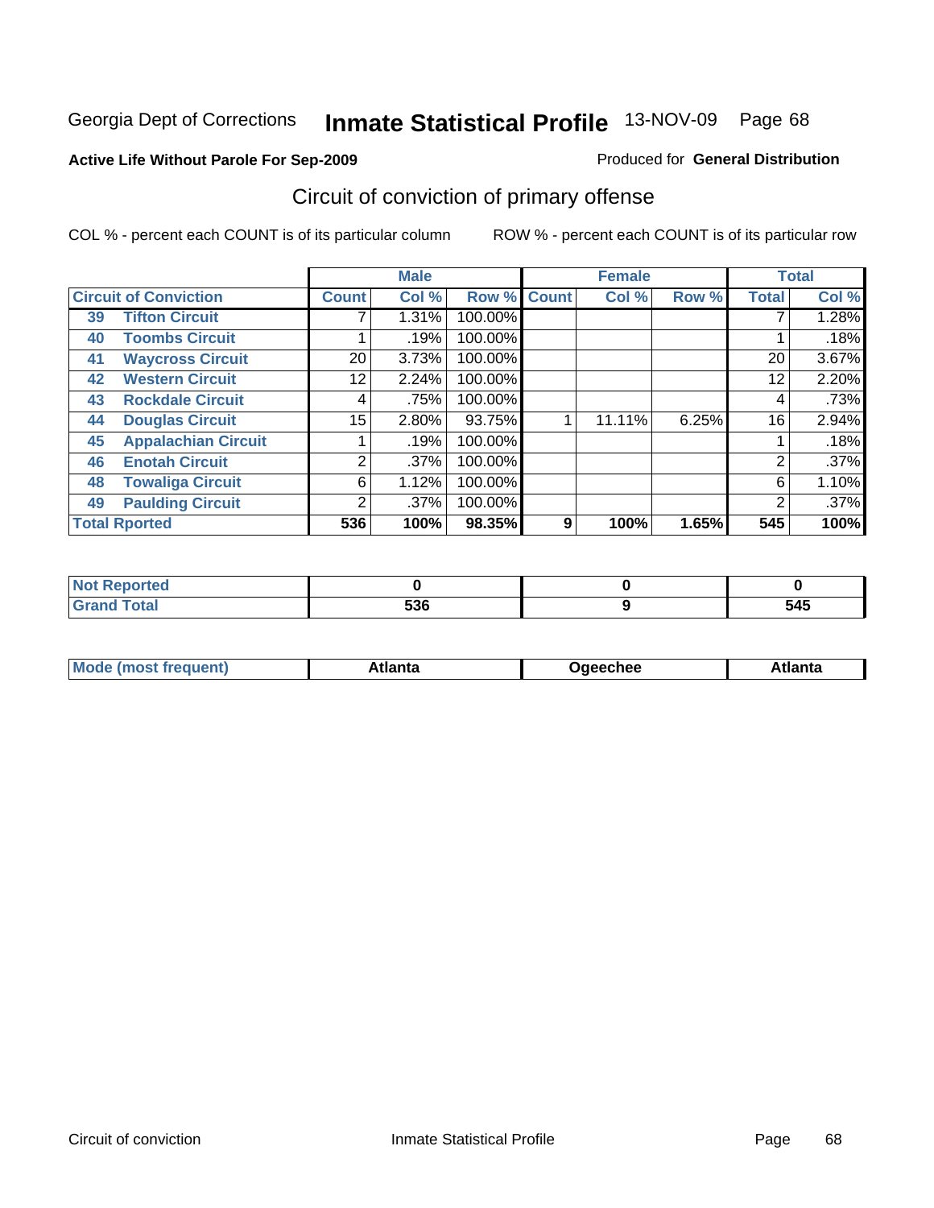Georgia Dept of Corrections **Inmate Statistical Profile** 13-NOV-09

**Active Life Without Parole For Sep-2009**

Produced for **General Distribution**

## Circuit of conviction of primary offense

COL % - percent each COUNT is of its particular column

ROW % - percent each COUNT is of its particular row

| Circuit of Conviction | | Male | | | Female | | | Total | |
|---|---|---|---|---|---|---|---|---|---|
| | | Count | Col % | Row % | Count | Col % | Row % | Total | Col % |
| 39 | Tifton Circuit | 7 | 1.31% | 100.00% | | | | 7 | 1.28% |
| 40 | Toombs Circuit | 1 | .19% | 100.00% | | | | 1 | .18% |
| 41 | Waycross Circuit | 20 | 3.73% | 100.00% | | | | 20 | 3.67% |
| 42 | Western Circuit | 12 | 2.24% | 100.00% | | | | 12 | 2.20% |
| 43 | Rockdale Circuit | 4 | .75% | 100.00% | | | | 4 | .73% |
| 44 | Douglas Circuit | 15 | 2.80% | 93.75% | 1 | 11.11% | 6.25% | 16 | 2.94% |
| 45 | Appalachian Circuit | 1 | .19% | 100.00% | | | | 1 | .18% |
| 46 | Enotah Circuit | 2 | .37% | 100.00% | | | | 2 | .37% |
| 48 | Towaliga Circuit | 6 | 1.12% | 100.00% | | | | 6 | 1.10% |
| 49 | Paulding Circuit | 2 | .37% | 100.00% | | | | 2 | .37% |
| **Total Rported** | | **536** | **100%** | **98.35%** | **9** | **100%** | **1.65%** | **545** | **100%** |

| | Male | Female | Total |
|---|---|---|---|
| Not Reported | 0 | 0 | 0 |
| Grand Total | 536 | 9 | 545 |

| | Male | Female | Total |
|---|---|---|---|
| Mode (most frequent) | Atlanta | Ogeechee | Atlanta |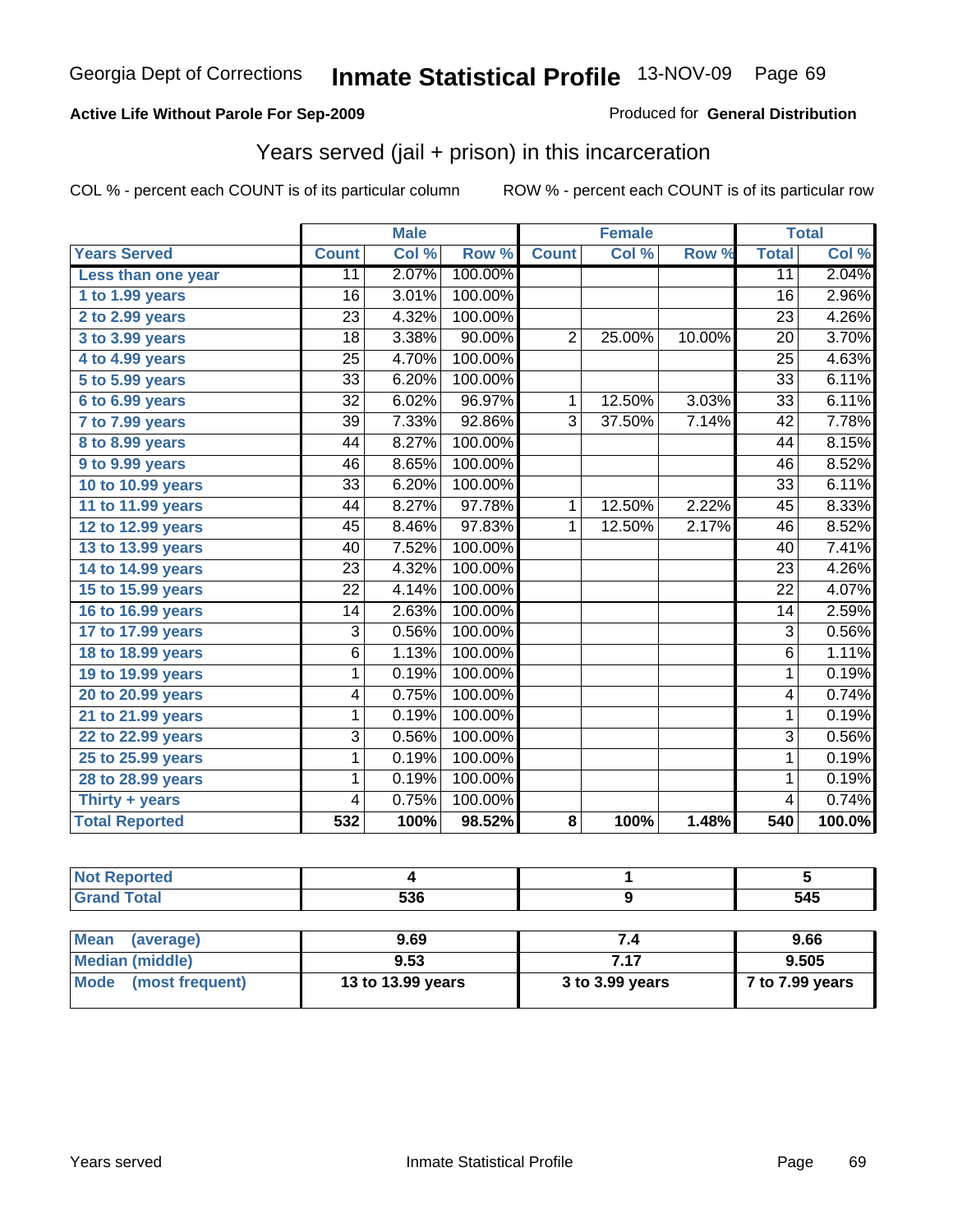Georgia Dept of Corrections **Inmate Statistical Profile** 13-NOV-09

**Active Life Without Parole For Sep-2009**

Produced for **General Distribution**

## Years served (jail + prison) in this incarceration

COL % - percent each COUNT is of its particular column ROW % - percent each COUNT is of its particular row

| | Male | | | Female | | | Total | |
|---|---|---|---|---|---|---|---|---|
| **Years Served** | **Count** | **Col %** | **Row %** | **Count** | **Col %** | **Row %** | **Total** | **Col %** |
| Less than one year | 11 | 2.07% | 100.00% | | | | 11 | 2.04% |
| 1 to 1.99 years | 16 | 3.01% | 100.00% | | | | 16 | 2.96% |
| 2 to 2.99 years | 23 | 4.32% | 100.00% | | | | 23 | 4.26% |
| 3 to 3.99 years | 18 | 3.38% | 90.00% | 2 | 25.00% | 10.00% | 20 | 3.70% |
| 4 to 4.99 years | 25 | 4.70% | 100.00% | | | | 25 | 4.63% |
| 5 to 5.99 years | 33 | 6.20% | 100.00% | | | | 33 | 6.11% |
| 6 to 6.99 years | 32 | 6.02% | 96.97% | 1 | 12.50% | 3.03% | 33 | 6.11% |
| 7 to 7.99 years | 39 | 7.33% | 92.86% | 3 | 37.50% | 7.14% | 42 | 7.78% |
| 8 to 8.99 years | 44 | 8.27% | 100.00% | | | | 44 | 8.15% |
| 9 to 9.99 years | 46 | 8.65% | 100.00% | | | | 46 | 8.52% |
| 10 to 10.99 years | 33 | 6.20% | 100.00% | | | | 33 | 6.11% |
| 11 to 11.99 years | 44 | 8.27% | 97.78% | 1 | 12.50% | 2.22% | 45 | 8.33% |
| 12 to 12.99 years | 45 | 8.46% | 97.83% | 1 | 12.50% | 2.17% | 46 | 8.52% |
| 13 to 13.99 years | 40 | 7.52% | 100.00% | | | | 40 | 7.41% |
| 14 to 14.99 years | 23 | 4.32% | 100.00% | | | | 23 | 4.26% |
| 15 to 15.99 years | 22 | 4.14% | 100.00% | | | | 22 | 4.07% |
| 16 to 16.99 years | 14 | 2.63% | 100.00% | | | | 14 | 2.59% |
| 17 to 17.99 years | 3 | 0.56% | 100.00% | | | | 3 | 0.56% |
| 18 to 18.99 years | 6 | 1.13% | 100.00% | | | | 6 | 1.11% |
| 19 to 19.99 years | 1 | 0.19% | 100.00% | | | | 1 | 0.19% |
| 20 to 20.99 years | 4 | 0.75% | 100.00% | | | | 4 | 0.74% |
| 21 to 21.99 years | 1 | 0.19% | 100.00% | | | | 1 | 0.19% |
| 22 to 22.99 years | 3 | 0.56% | 100.00% | | | | 3 | 0.56% |
| 25 to 25.99 years | 1 | 0.19% | 100.00% | | | | 1 | 0.19% |
| 28 to 28.99 years | 1 | 0.19% | 100.00% | | | | 1 | 0.19% |
| Thirty + years | 4 | 0.75% | 100.00% | | | | 4 | 0.74% |
| **Total Reported** | **532** | **100%** | **98.52%** | **8** | **100%** | **1.48%** | **540** | **100.0%** |

| | Male | Female | Total |
|---|---|---|---|
| Not Reported | 4 | 1 | 5 |
| Grand Total | 536 | 9 | 545 |

| | Male | Female | Total |
|---|---|---|---|
| Mean (average) | 9.69 | 7.4 | 9.66 |
| Median (middle) | 9.53 | 7.17 | 9.505 |
| Mode (most frequent) | 13 to 13.99 years | 3 to 3.99 years | 7 to 7.99 years |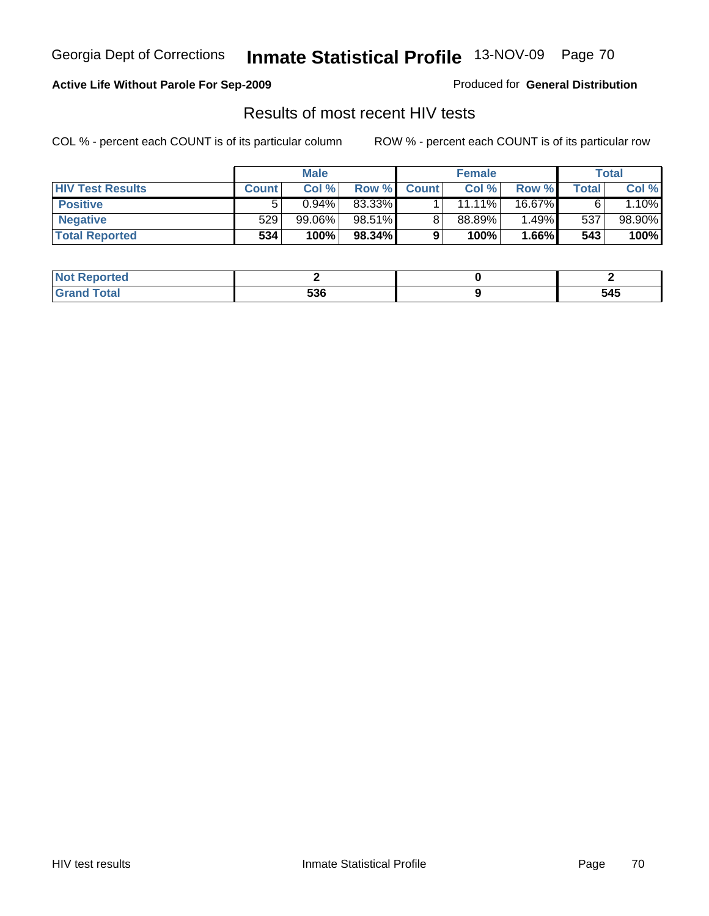Georgia Dept of Corrections **Inmate Statistical Profile** 13-NOV-09

**Active Life Without Parole For Sep-2009**

Produced for **General Distribution**

## Results of most recent HIV tests

COL % - percent each COUNT is of its particular column      ROW % - percent each COUNT is of its particular row

| | Male | | | Female | | | Total | |
|---|---|---|---|---|---|---|---|---|
| **HIV Test Results** | **Count** | **Col %** | **Row %** | **Count** | **Col %** | **Row %** | **Total** | **Col %** |
| **Positive** | 5 | 0.94% | 83.33% | 1 | 11.11% | 16.67% | 6 | 1.10% |
| **Negative** | 529 | 99.06% | 98.51% | 8 | 88.89% | 1.49% | 537 | 98.90% |
| **Total Reported** | **534** | **100%** | **98.34%** | **9** | **100%** | **1.66%** | **543** | **100%** |

| | Male | Female | Total |
|---|---|---|---|
| **Not Reported** | **2** | **0** | **2** |
| **Grand Total** | **536** | **9** | **545** |

HIV test results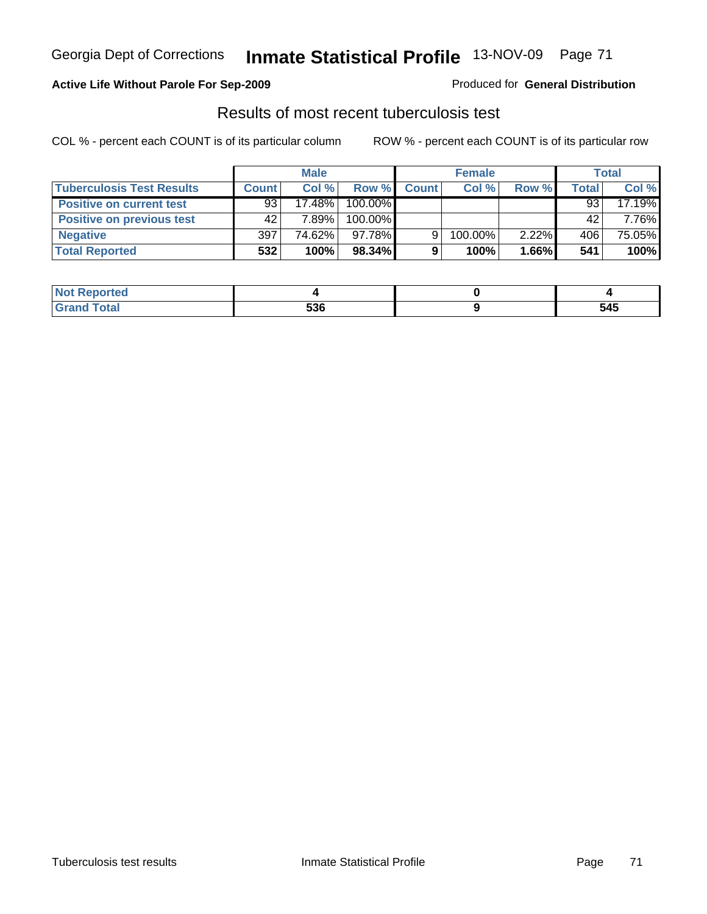Georgia Dept of Corrections **Inmate Statistical Profile** 13-NOV-09 Page 71

**Active Life Without Parole For Sep-2009**

Produced for **General Distribution**

## Results of most recent tuberculosis test

COL % - percent each COUNT is of its particular column ROW % - percent each COUNT is of its particular row

| | Male | | | Female | | | Total | |
|---|---|---|---|---|---|---|---|---|
| **Tuberculosis Test Results** | **Count** | **Col %** | **Row %** | **Count** | **Col %** | **Row %** | **Total** | **Col %** |
| **Positive on current test** | 93 | 17.48% | 100.00% | | | | 93 | 17.19% |
| **Positive on previous test** | 42 | 7.89% | 100.00% | | | | 42 | 7.76% |
| **Negative** | 397 | 74.62% | 97.78% | 9 | 100.00% | 2.22% | 406 | 75.05% |
| **Total Reported** | **532** | **100%** | **98.34%** | **9** | **100%** | **1.66%** | **541** | **100%** |

| | Male | Female | Total |
|---|---|---|---|
| **Not Reported** | **4** | **0** | **4** |
| **Grand Total** | **536** | **9** | **545** |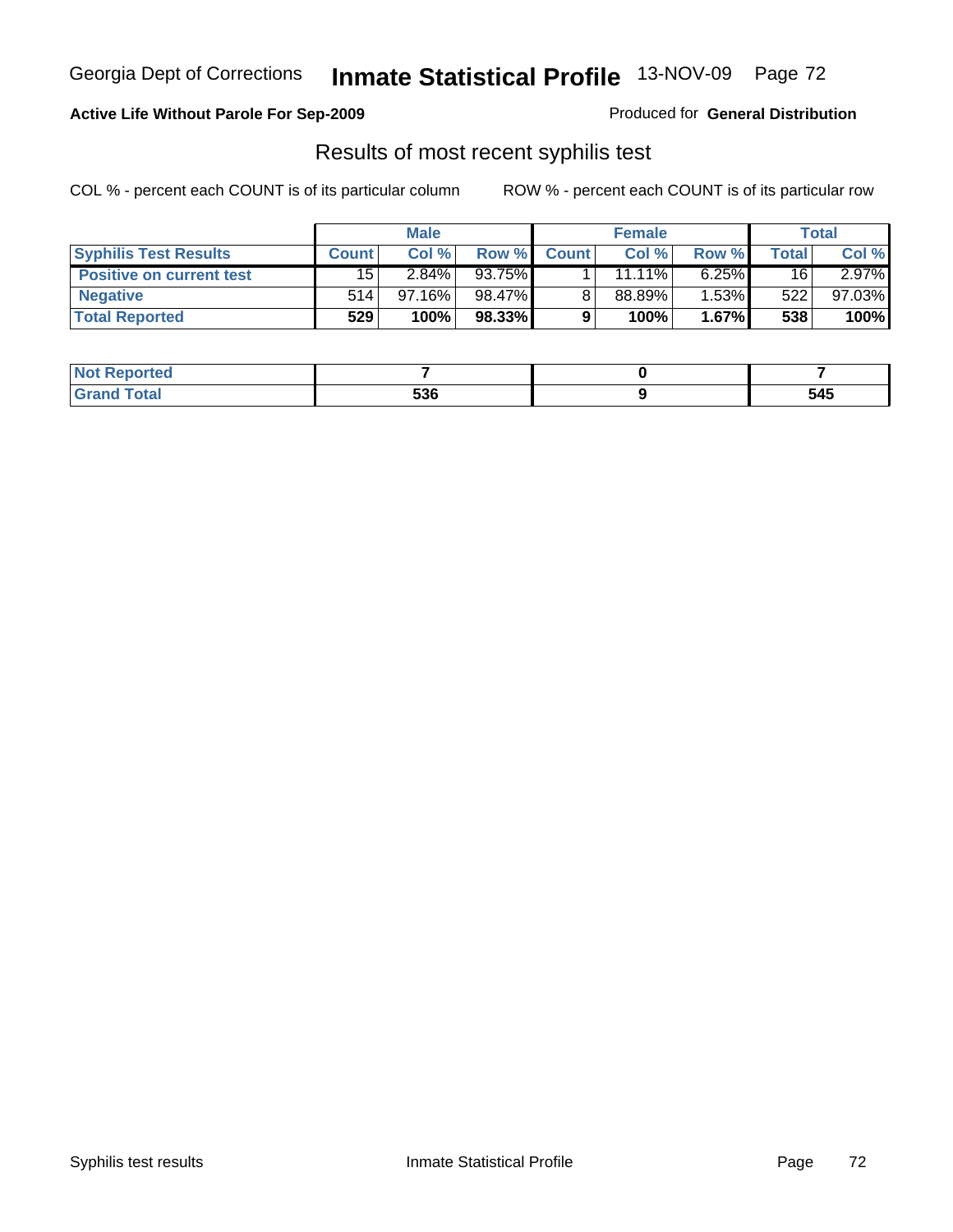Georgia Dept of Corrections **Inmate Statistical Profile** 13-NOV-09

**Active Life Without Parole For Sep-2009**

Produced for **General Distribution**

## Results of most recent syphilis test

COL % - percent each COUNT is of its particular column ROW % - percent each COUNT is of its particular row

| | Male | | | Female | | | Total | |
|---|---|---|---|---|---|---|---|---|
| **Syphilis Test Results** | **Count** | **Col %** | **Row %** | **Count** | **Col %** | **Row %** | **Total** | **Col %** |
| **Positive on current test** | 15 | 2.84% | 93.75% | 1 | 11.11% | 6.25% | 16 | 2.97% |
| **Negative** | 514 | 97.16% | 98.47% | 8 | 88.89% | 1.53% | 522 | 97.03% |
| **Total Reported** | **529** | **100%** | **98.33%** | **9** | **100%** | **1.67%** | **538** | **100%** |

| | Male | Female | Total |
|---|---|---|---|
| **Not Reported** | **7** | **0** | **7** |
| **Grand Total** | **536** | **9** | **545** |

Syphilis test results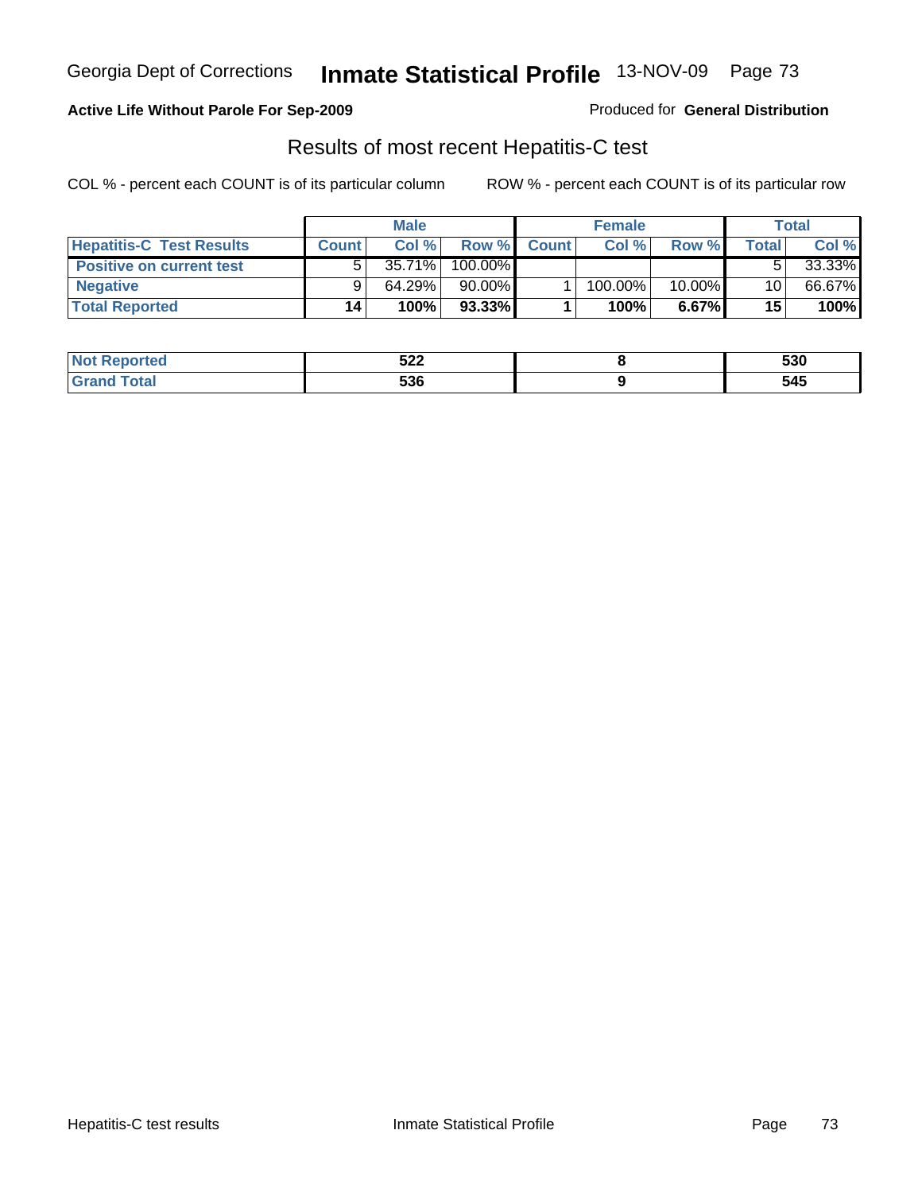## Active Life Without Parole For Sep-2009

Produced for **General Distribution**

### Results of most recent Hepatitis-C test

COL % - percent each COUNT is of its particular column ROW % - percent each COUNT is of its particular row

| | Male | | | Female | | | Total | |
|---|---|---|---|---|---|---|---|---|
| **Hepatitis-C Test Results** | **Count** | **Col %** | **Row %** | **Count** | **Col %** | **Row %** | **Total** | **Col %** |
| **Positive on current test** | 5 | 35.71% | 100.00% | | | | 5 | 33.33% |
| **Negative** | 9 | 64.29% | 90.00% | 1 | 100.00% | 10.00% | 10 | 66.67% |
| **Total Reported** | **14** | **100%** | **93.33%** | **1** | **100%** | **6.67%** | **15** | **100%** |

| | | | |
|---|---|---|---|
| **Not Reported** | **522** | **8** | **530** |
| **Grand Total** | **536** | **9** | **545** |